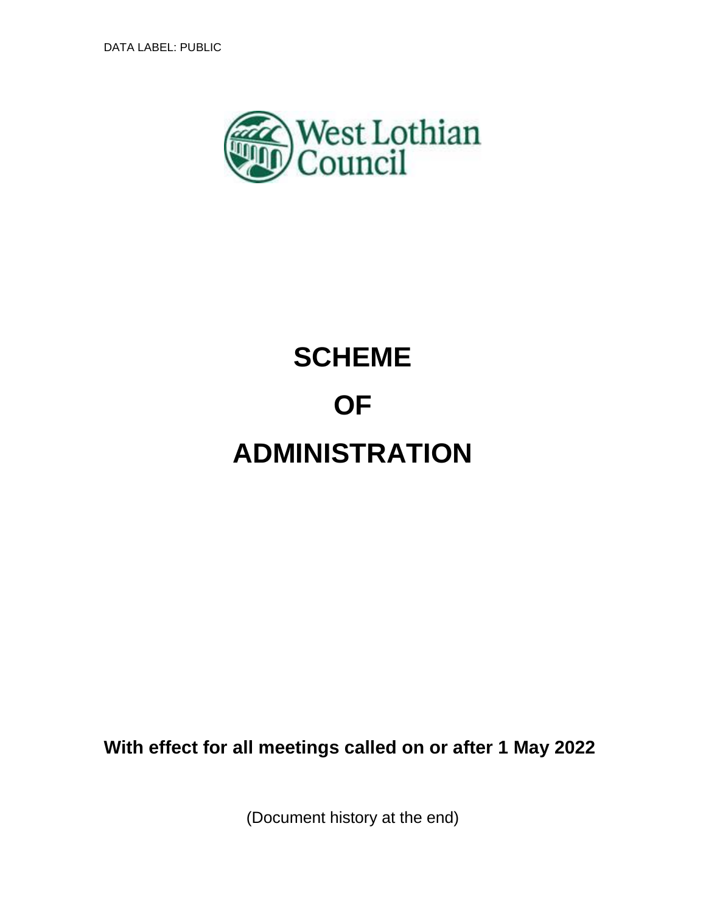DATA LABEL: PUBLIC

West Lothian Council

# SCHEME

# OF

# ADMINISTRATION

**With effect for all meetings called on or after 1 May 2022**

(Document history at the end)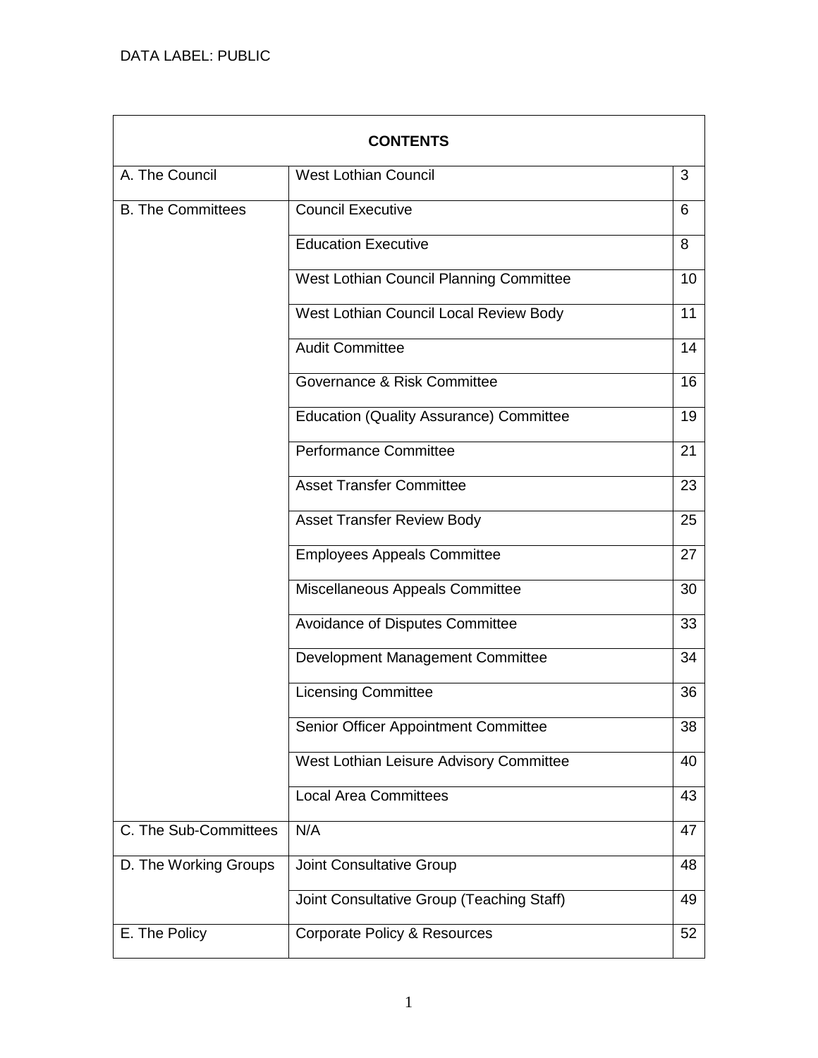DATA LABEL: PUBLIC

| CONTENTS | | |
|---|---|---|
| A. The Council | West Lothian Council | 3 |
| B. The Committees | Council Executive | 6 |
| | Education Executive | 8 |
| | West Lothian Council Planning Committee | 10 |
| | West Lothian Council Local Review Body | 11 |
| | Audit Committee | 14 |
| | Governance & Risk Committee | 16 |
| | Education (Quality Assurance) Committee | 19 |
| | Performance Committee | 21 |
| | Asset Transfer Committee | 23 |
| | Asset Transfer Review Body | 25 |
| | Employees Appeals Committee | 27 |
| | Miscellaneous Appeals Committee | 30 |
| | Avoidance of Disputes Committee | 33 |
| | Development Management Committee | 34 |
| | Licensing Committee | 36 |
| | Senior Officer Appointment Committee | 38 |
| | West Lothian Leisure Advisory Committee | 40 |
| | Local Area Committees | 43 |
| C. The Sub-Committees | N/A | 47 |
| D. The Working Groups | Joint Consultative Group | 48 |
| | Joint Consultative Group (Teaching Staff) | 49 |
| E. The Policy | Corporate Policy & Resources | 52 |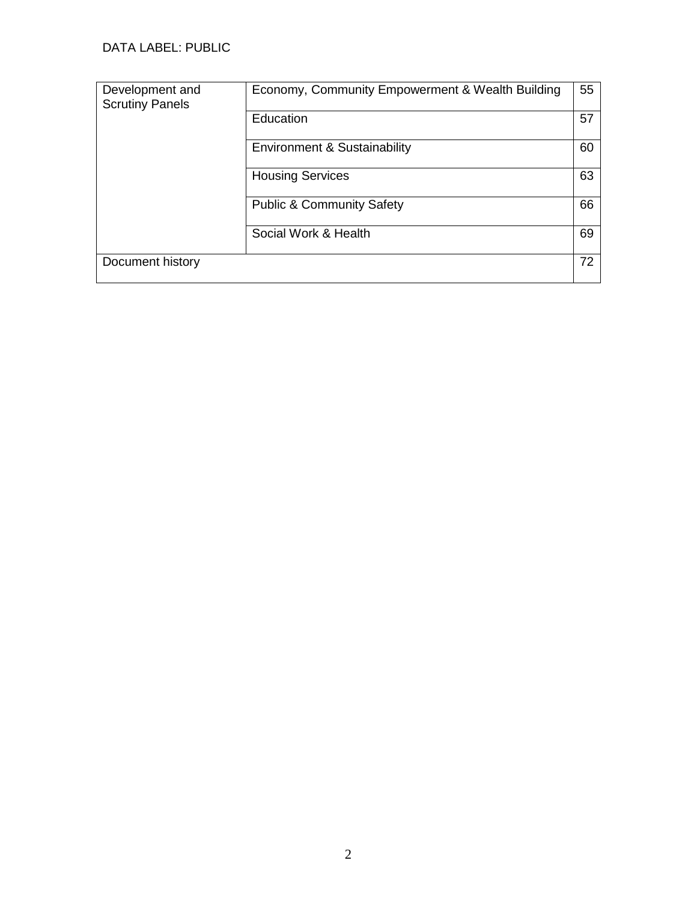DATA LABEL: PUBLIC

| | | |
|---|---|---|
| Development and Scrutiny Panels | Economy, Community Empowerment & Wealth Building | 55 |
| | Education | 57 |
| | Environment & Sustainability | 60 |
| | Housing Services | 63 |
| | Public & Community Safety | 66 |
| | Social Work & Health | 69 |
| Document history | | 72 |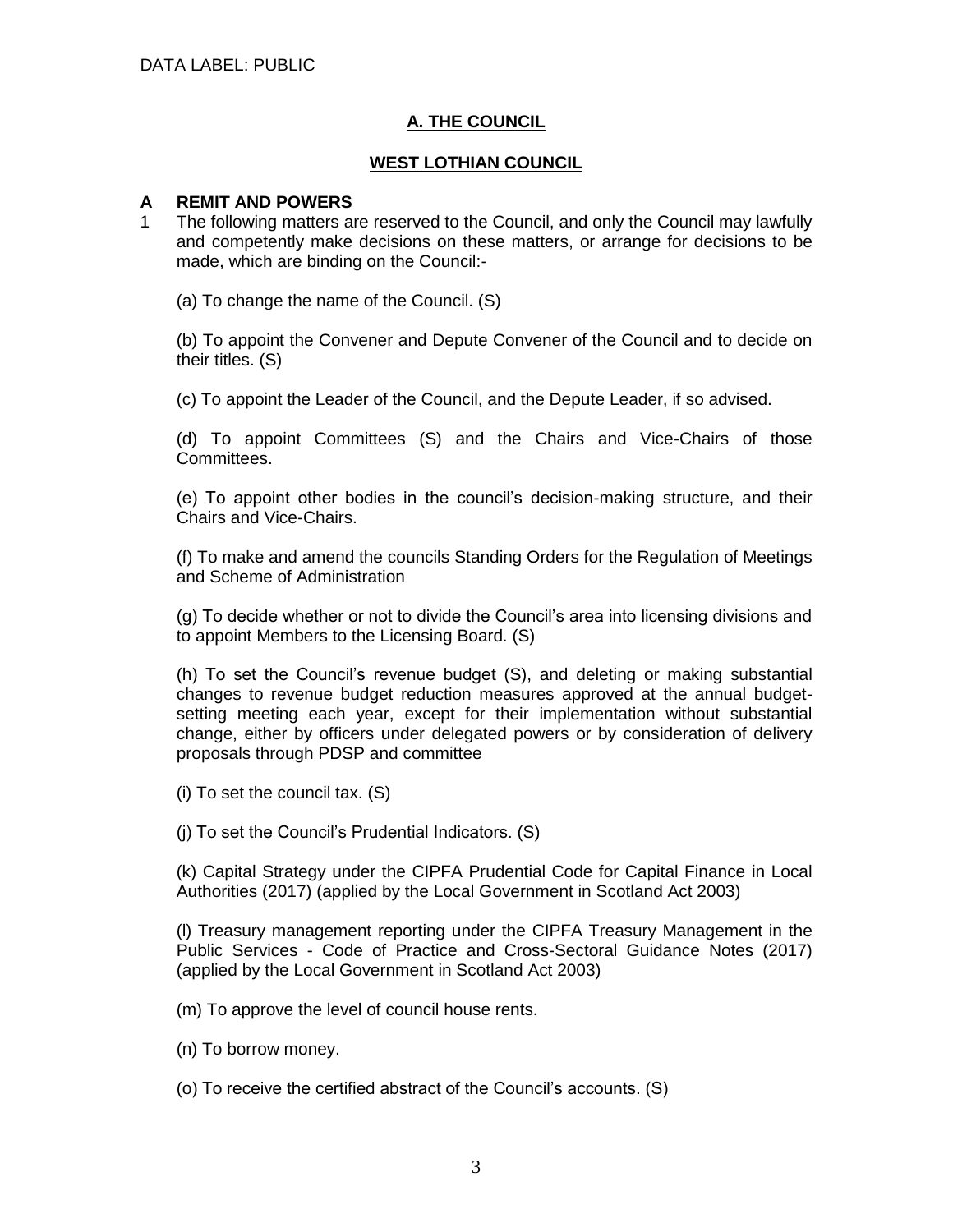DATA LABEL: PUBLIC

## A. THE COUNCIL

## WEST LOTHIAN COUNCIL

### A REMIT AND POWERS

1 The following matters are reserved to the Council, and only the Council may lawfully and competently make decisions on these matters, or arrange for decisions to be made, which are binding on the Council:-

(a) To change the name of the Council. (S)

(b) To appoint the Convener and Depute Convener of the Council and to decide on their titles. (S)

(c) To appoint the Leader of the Council, and the Depute Leader, if so advised.

(d) To appoint Committees (S) and the Chairs and Vice-Chairs of those Committees.

(e) To appoint other bodies in the council's decision-making structure, and their Chairs and Vice-Chairs.

(f) To make and amend the councils Standing Orders for the Regulation of Meetings and Scheme of Administration

(g) To decide whether or not to divide the Council's area into licensing divisions and to appoint Members to the Licensing Board. (S)

(h) To set the Council's revenue budget (S), and deleting or making substantial changes to revenue budget reduction measures approved at the annual budget-setting meeting each year, except for their implementation without substantial change, either by officers under delegated powers or by consideration of delivery proposals through PDSP and committee

(i) To set the council tax. (S)

(j) To set the Council's Prudential Indicators. (S)

(k) Capital Strategy under the CIPFA Prudential Code for Capital Finance in Local Authorities (2017) (applied by the Local Government in Scotland Act 2003)

(l) Treasury management reporting under the CIPFA Treasury Management in the Public Services - Code of Practice and Cross-Sectoral Guidance Notes (2017) (applied by the Local Government in Scotland Act 2003)

(m) To approve the level of council house rents.

(n) To borrow money.

(o) To receive the certified abstract of the Council's accounts. (S)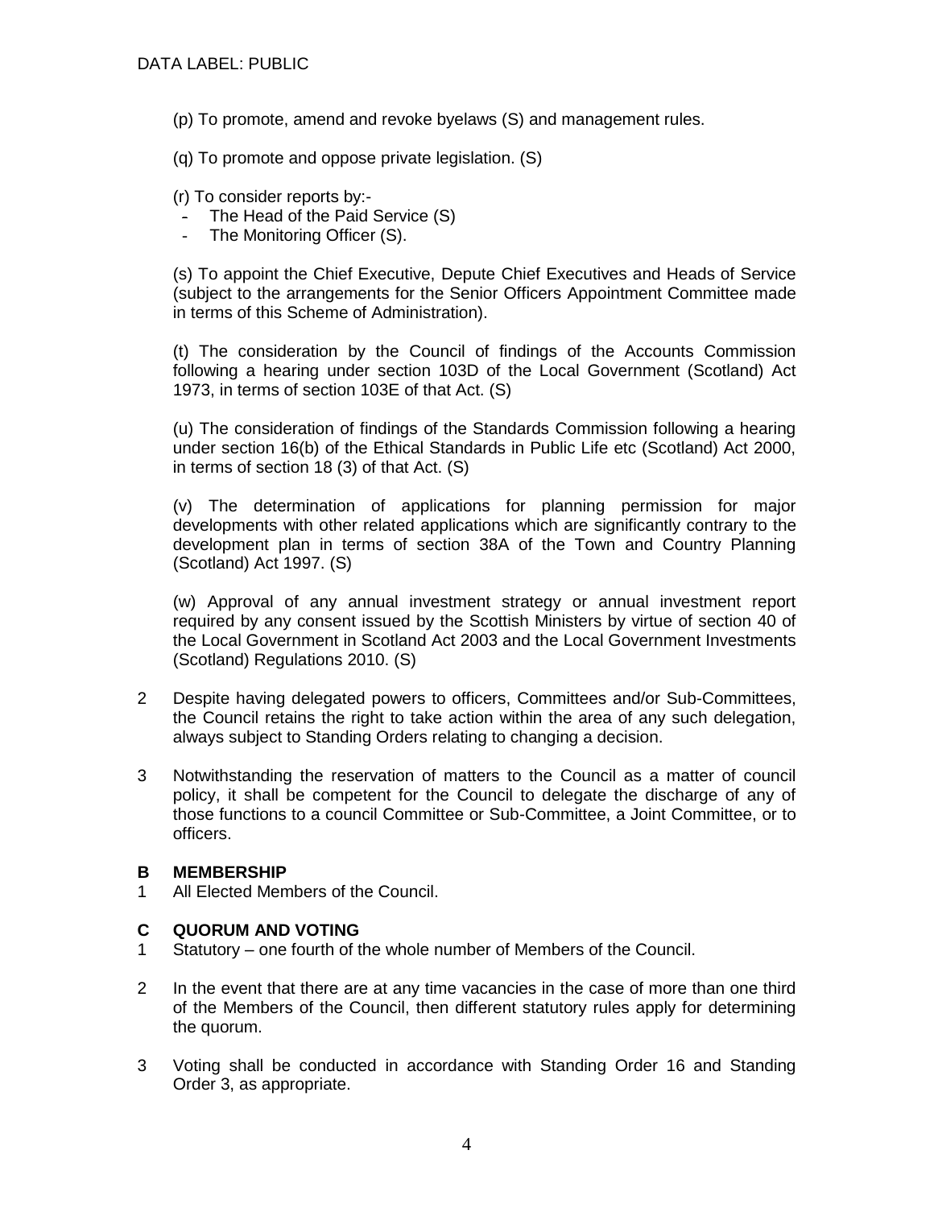(p) To promote, amend and revoke byelaws (S) and management rules.

(q) To promote and oppose private legislation. (S)

(r) To consider reports by:-

- The Head of the Paid Service (S)
- The Monitoring Officer (S).

(s) To appoint the Chief Executive, Depute Chief Executives and Heads of Service (subject to the arrangements for the Senior Officers Appointment Committee made in terms of this Scheme of Administration).

(t) The consideration by the Council of findings of the Accounts Commission following a hearing under section 103D of the Local Government (Scotland) Act 1973, in terms of section 103E of that Act. (S)

(u) The consideration of findings of the Standards Commission following a hearing under section 16(b) of the Ethical Standards in Public Life etc (Scotland) Act 2000, in terms of section 18 (3) of that Act. (S)

(v) The determination of applications for planning permission for major developments with other related applications which are significantly contrary to the development plan in terms of section 38A of the Town and Country Planning (Scotland) Act 1997. (S)

(w) Approval of any annual investment strategy or annual investment report required by any consent issued by the Scottish Ministers by virtue of section 40 of the Local Government in Scotland Act 2003 and the Local Government Investments (Scotland) Regulations 2010. (S)

2 Despite having delegated powers to officers, Committees and/or Sub-Committees, the Council retains the right to take action within the area of any such delegation, always subject to Standing Orders relating to changing a decision.

3 Notwithstanding the reservation of matters to the Council as a matter of council policy, it shall be competent for the Council to delegate the discharge of any of those functions to a council Committee or Sub-Committee, a Joint Committee, or to officers.

## B MEMBERSHIP

1 All Elected Members of the Council.

## C QUORUM AND VOTING

1 Statutory – one fourth of the whole number of Members of the Council.

2 In the event that there are at any time vacancies in the case of more than one third of the Members of the Council, then different statutory rules apply for determining the quorum.

3 Voting shall be conducted in accordance with Standing Order 16 and Standing Order 3, as appropriate.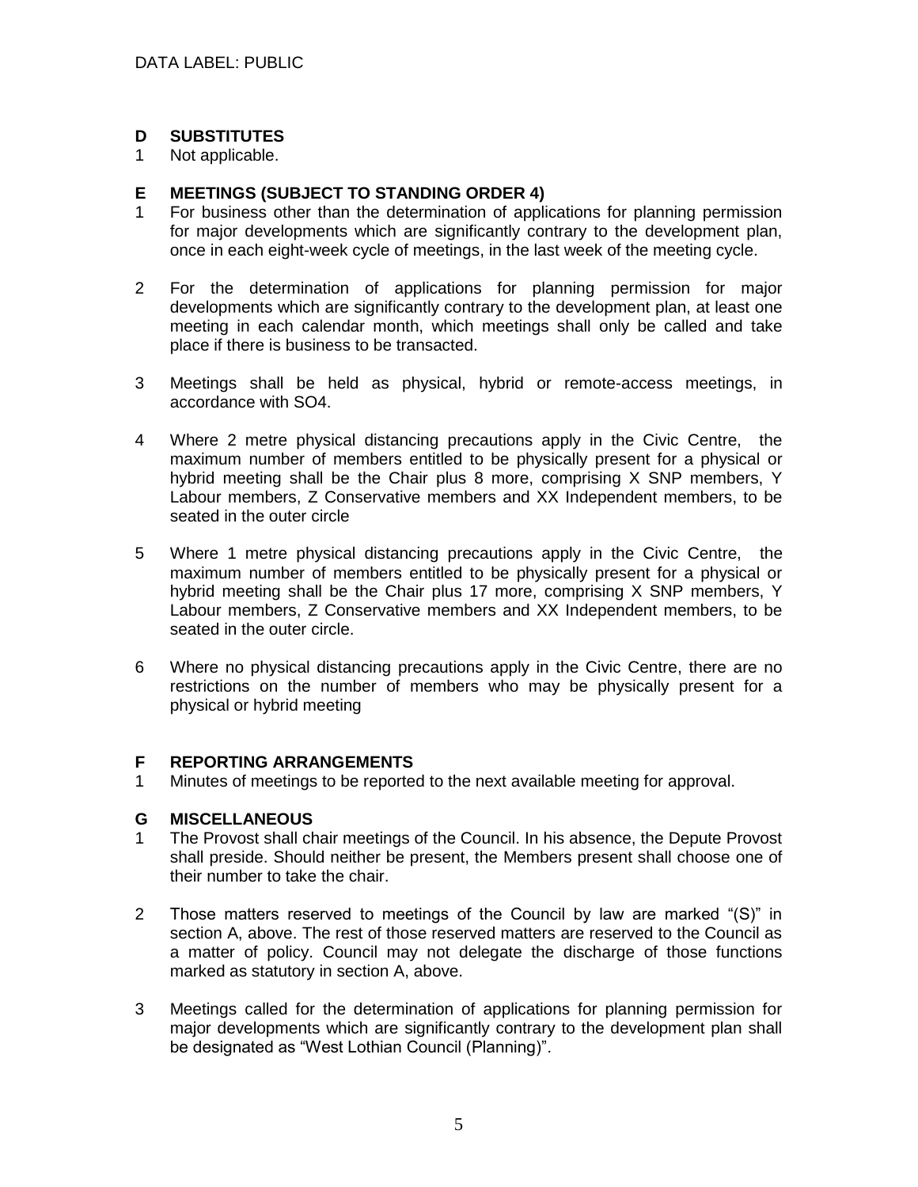## D SUBSTITUTES

1 Not applicable.

## E MEETINGS (SUBJECT TO STANDING ORDER 4)

1 For business other than the determination of applications for planning permission for major developments which are significantly contrary to the development plan, once in each eight-week cycle of meetings, in the last week of the meeting cycle.

2 For the determination of applications for planning permission for major developments which are significantly contrary to the development plan, at least one meeting in each calendar month, which meetings shall only be called and take place if there is business to be transacted.

3 Meetings shall be held as physical, hybrid or remote-access meetings, in accordance with SO4.

4 Where 2 metre physical distancing precautions apply in the Civic Centre, the maximum number of members entitled to be physically present for a physical or hybrid meeting shall be the Chair plus 8 more, comprising X SNP members, Y Labour members, Z Conservative members and XX Independent members, to be seated in the outer circle

5 Where 1 metre physical distancing precautions apply in the Civic Centre, the maximum number of members entitled to be physically present for a physical or hybrid meeting shall be the Chair plus 17 more, comprising X SNP members, Y Labour members, Z Conservative members and XX Independent members, to be seated in the outer circle.

6 Where no physical distancing precautions apply in the Civic Centre, there are no restrictions on the number of members who may be physically present for a physical or hybrid meeting

## F REPORTING ARRANGEMENTS

1 Minutes of meetings to be reported to the next available meeting for approval.

## G MISCELLANEOUS

1 The Provost shall chair meetings of the Council. In his absence, the Depute Provost shall preside. Should neither be present, the Members present shall choose one of their number to take the chair.

2 Those matters reserved to meetings of the Council by law are marked "(S)" in section A, above. The rest of those reserved matters are reserved to the Council as a matter of policy. Council may not delegate the discharge of those functions marked as statutory in section A, above.

3 Meetings called for the determination of applications for planning permission for major developments which are significantly contrary to the development plan shall be designated as "West Lothian Council (Planning)".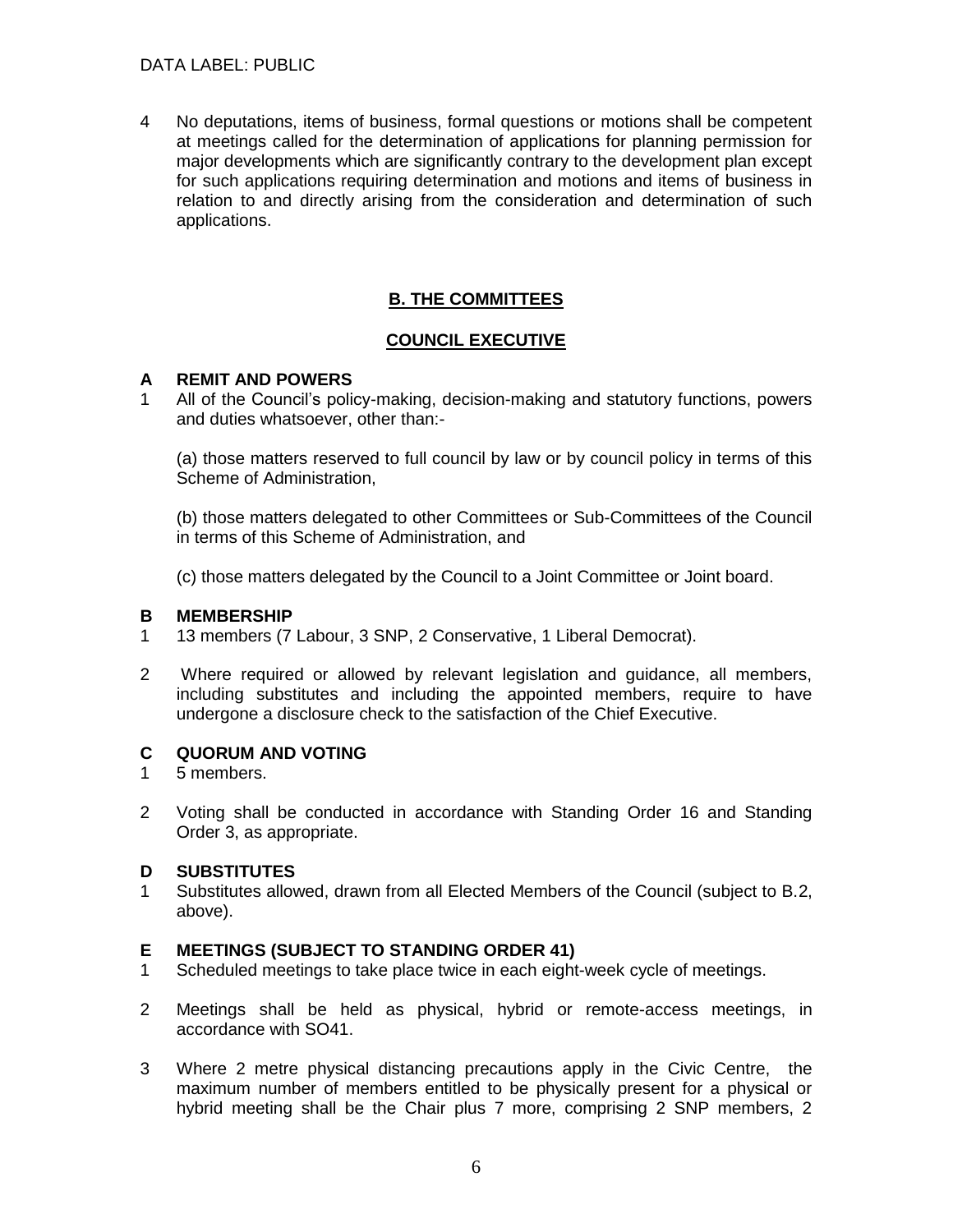4 No deputations, items of business, formal questions or motions shall be competent at meetings called for the determination of applications for planning permission for major developments which are significantly contrary to the development plan except for such applications requiring determination and motions and items of business in relation to and directly arising from the consideration and determination of such applications.

## B. THE COMMITTEES

## COUNCIL EXECUTIVE

### A REMIT AND POWERS

1 All of the Council's policy-making, decision-making and statutory functions, powers and duties whatsoever, other than:-

(a) those matters reserved to full council by law or by council policy in terms of this Scheme of Administration,

(b) those matters delegated to other Committees or Sub-Committees of the Council in terms of this Scheme of Administration, and

(c) those matters delegated by the Council to a Joint Committee or Joint board.

### B MEMBERSHIP

1 13 members (7 Labour, 3 SNP, 2 Conservative, 1 Liberal Democrat).

2 Where required or allowed by relevant legislation and guidance, all members, including substitutes and including the appointed members, require to have undergone a disclosure check to the satisfaction of the Chief Executive.

### C QUORUM AND VOTING

1 5 members.

2 Voting shall be conducted in accordance with Standing Order 16 and Standing Order 3, as appropriate.

### D SUBSTITUTES

1 Substitutes allowed, drawn from all Elected Members of the Council (subject to B.2, above).

### E MEETINGS (SUBJECT TO STANDING ORDER 41)

1 Scheduled meetings to take place twice in each eight-week cycle of meetings.

2 Meetings shall be held as physical, hybrid or remote-access meetings, in accordance with SO41.

3 Where 2 metre physical distancing precautions apply in the Civic Centre, the maximum number of members entitled to be physically present for a physical or hybrid meeting shall be the Chair plus 7 more, comprising 2 SNP members, 2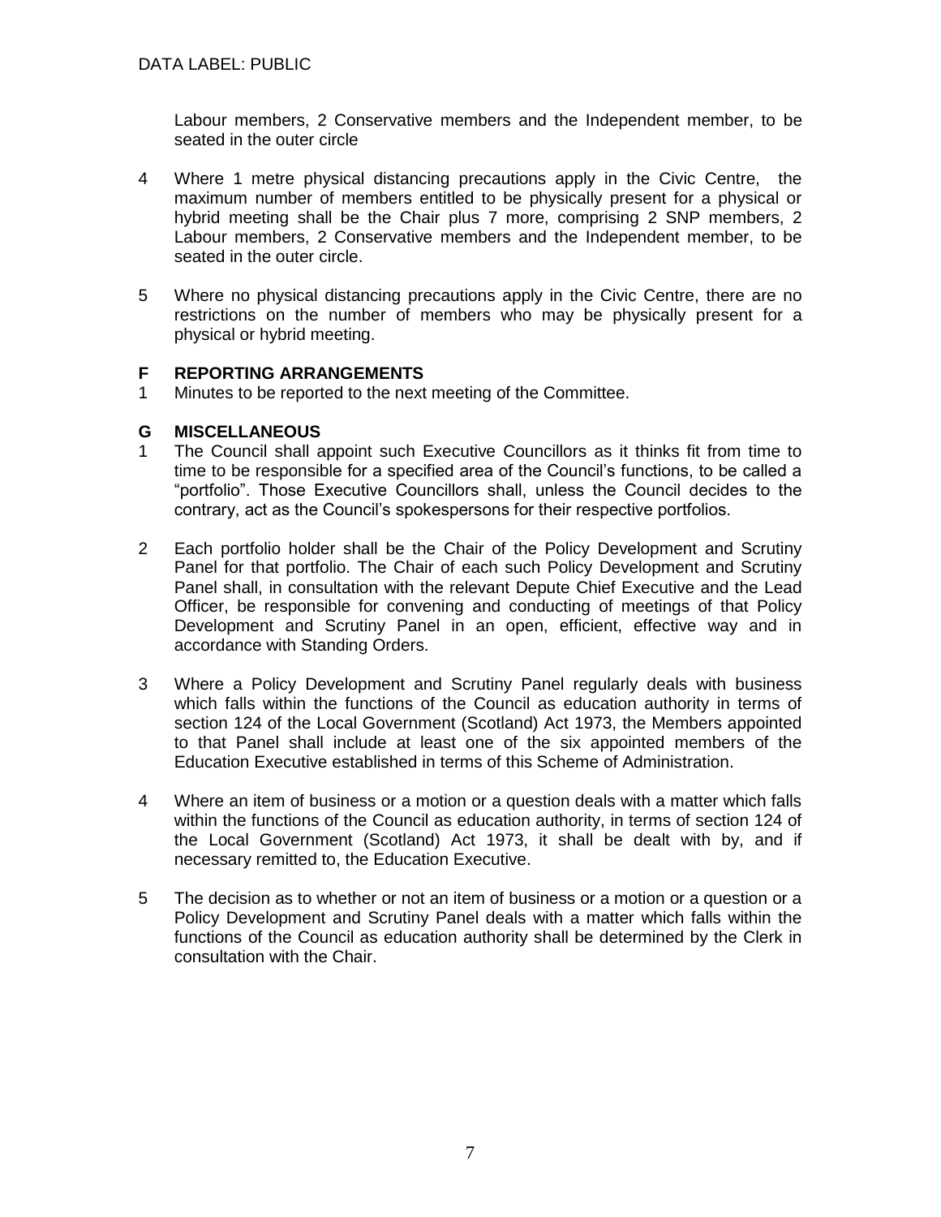Labour members, 2 Conservative members and the Independent member, to be seated in the outer circle

4 Where 1 metre physical distancing precautions apply in the Civic Centre, the maximum number of members entitled to be physically present for a physical or hybrid meeting shall be the Chair plus 7 more, comprising 2 SNP members, 2 Labour members, 2 Conservative members and the Independent member, to be seated in the outer circle.

5 Where no physical distancing precautions apply in the Civic Centre, there are no restrictions on the number of members who may be physically present for a physical or hybrid meeting.

## F REPORTING ARRANGEMENTS

1 Minutes to be reported to the next meeting of the Committee.

## G MISCELLANEOUS

1 The Council shall appoint such Executive Councillors as it thinks fit from time to time to be responsible for a specified area of the Council's functions, to be called a "portfolio". Those Executive Councillors shall, unless the Council decides to the contrary, act as the Council's spokespersons for their respective portfolios.

2 Each portfolio holder shall be the Chair of the Policy Development and Scrutiny Panel for that portfolio. The Chair of each such Policy Development and Scrutiny Panel shall, in consultation with the relevant Depute Chief Executive and the Lead Officer, be responsible for convening and conducting of meetings of that Policy Development and Scrutiny Panel in an open, efficient, effective way and in accordance with Standing Orders.

3 Where a Policy Development and Scrutiny Panel regularly deals with business which falls within the functions of the Council as education authority in terms of section 124 of the Local Government (Scotland) Act 1973, the Members appointed to that Panel shall include at least one of the six appointed members of the Education Executive established in terms of this Scheme of Administration.

4 Where an item of business or a motion or a question deals with a matter which falls within the functions of the Council as education authority, in terms of section 124 of the Local Government (Scotland) Act 1973, it shall be dealt with by, and if necessary remitted to, the Education Executive.

5 The decision as to whether or not an item of business or a motion or a question or a Policy Development and Scrutiny Panel deals with a matter which falls within the functions of the Council as education authority shall be determined by the Clerk in consultation with the Chair.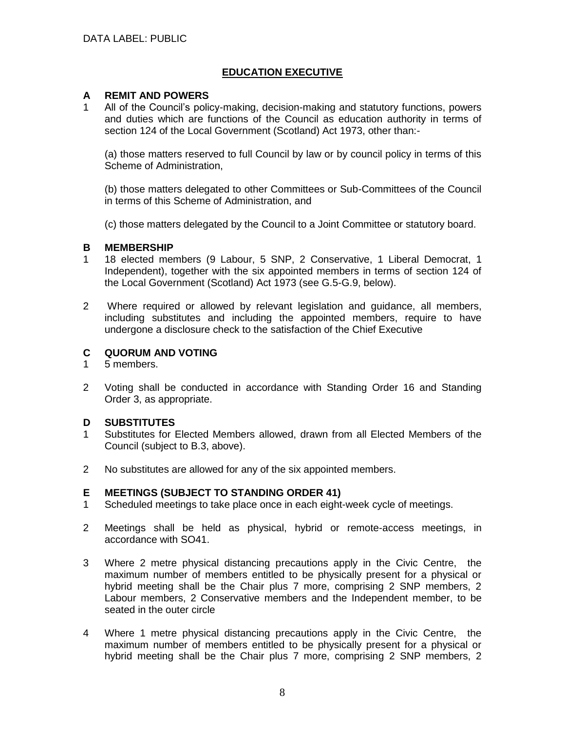DATA LABEL: PUBLIC

# EDUCATION EXECUTIVE

## A REMIT AND POWERS

1 All of the Council's policy-making, decision-making and statutory functions, powers and duties which are functions of the Council as education authority in terms of section 124 of the Local Government (Scotland) Act 1973, other than:-

(a) those matters reserved to full Council by law or by council policy in terms of this Scheme of Administration,

(b) those matters delegated to other Committees or Sub-Committees of the Council in terms of this Scheme of Administration, and

(c) those matters delegated by the Council to a Joint Committee or statutory board.

## B MEMBERSHIP

1 18 elected members (9 Labour, 5 SNP, 2 Conservative, 1 Liberal Democrat, 1 Independent), together with the six appointed members in terms of section 124 of the Local Government (Scotland) Act 1973 (see G.5-G.9, below).

2 Where required or allowed by relevant legislation and guidance, all members, including substitutes and including the appointed members, require to have undergone a disclosure check to the satisfaction of the Chief Executive

## C QUORUM AND VOTING

1 5 members.

2 Voting shall be conducted in accordance with Standing Order 16 and Standing Order 3, as appropriate.

## D SUBSTITUTES

1 Substitutes for Elected Members allowed, drawn from all Elected Members of the Council (subject to B.3, above).

2 No substitutes are allowed for any of the six appointed members.

## E MEETINGS (SUBJECT TO STANDING ORDER 41)

1 Scheduled meetings to take place once in each eight-week cycle of meetings.

2 Meetings shall be held as physical, hybrid or remote-access meetings, in accordance with SO41.

3 Where 2 metre physical distancing precautions apply in the Civic Centre, the maximum number of members entitled to be physically present for a physical or hybrid meeting shall be the Chair plus 7 more, comprising 2 SNP members, 2 Labour members, 2 Conservative members and the Independent member, to be seated in the outer circle

4 Where 1 metre physical distancing precautions apply in the Civic Centre, the maximum number of members entitled to be physically present for a physical or hybrid meeting shall be the Chair plus 7 more, comprising 2 SNP members, 2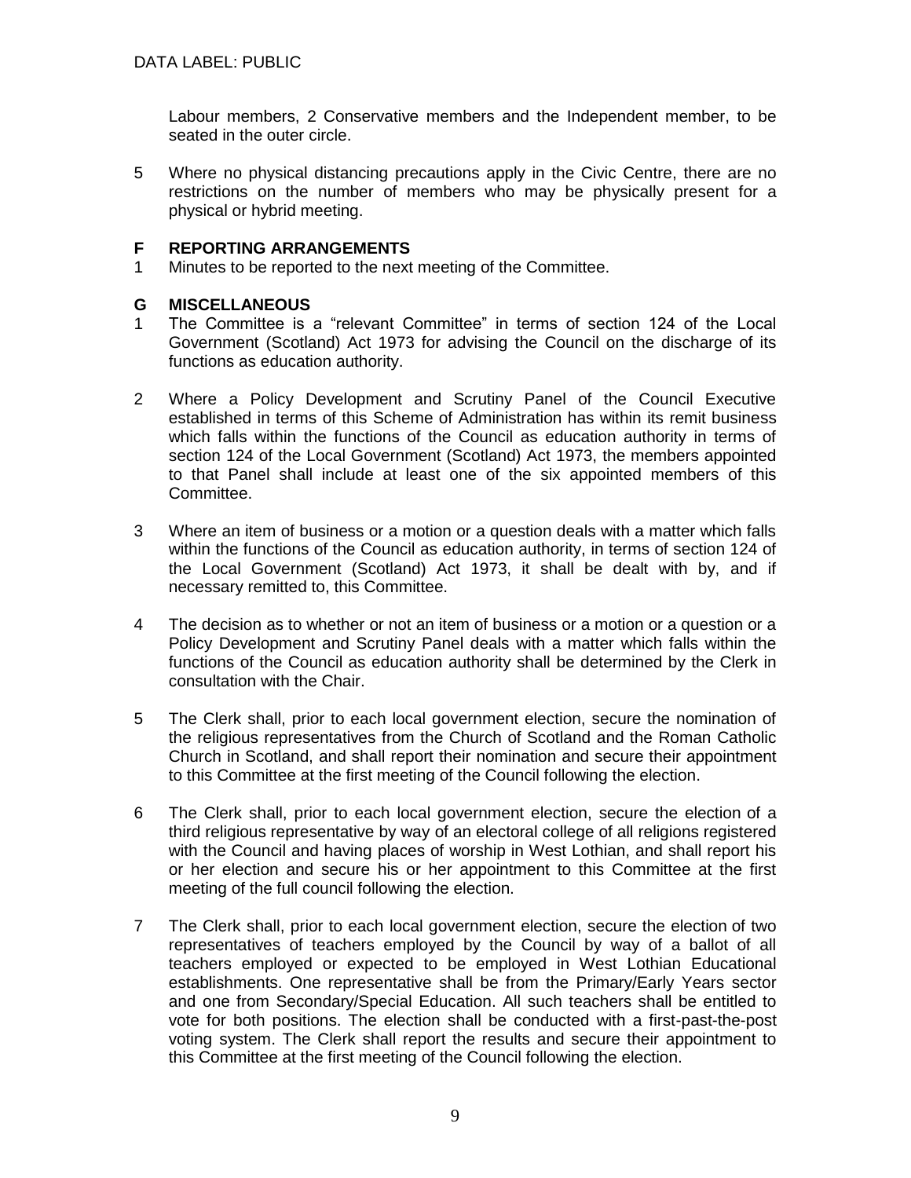Labour members, 2 Conservative members and the Independent member, to be seated in the outer circle.

5 Where no physical distancing precautions apply in the Civic Centre, there are no restrictions on the number of members who may be physically present for a physical or hybrid meeting.

## F REPORTING ARRANGEMENTS

1 Minutes to be reported to the next meeting of the Committee.

## G MISCELLANEOUS

1 The Committee is a "relevant Committee" in terms of section 124 of the Local Government (Scotland) Act 1973 for advising the Council on the discharge of its functions as education authority.

2 Where a Policy Development and Scrutiny Panel of the Council Executive established in terms of this Scheme of Administration has within its remit business which falls within the functions of the Council as education authority in terms of section 124 of the Local Government (Scotland) Act 1973, the members appointed to that Panel shall include at least one of the six appointed members of this Committee.

3 Where an item of business or a motion or a question deals with a matter which falls within the functions of the Council as education authority, in terms of section 124 of the Local Government (Scotland) Act 1973, it shall be dealt with by, and if necessary remitted to, this Committee.

4 The decision as to whether or not an item of business or a motion or a question or a Policy Development and Scrutiny Panel deals with a matter which falls within the functions of the Council as education authority shall be determined by the Clerk in consultation with the Chair.

5 The Clerk shall, prior to each local government election, secure the nomination of the religious representatives from the Church of Scotland and the Roman Catholic Church in Scotland, and shall report their nomination and secure their appointment to this Committee at the first meeting of the Council following the election.

6 The Clerk shall, prior to each local government election, secure the election of a third religious representative by way of an electoral college of all religions registered with the Council and having places of worship in West Lothian, and shall report his or her election and secure his or her appointment to this Committee at the first meeting of the full council following the election.

7 The Clerk shall, prior to each local government election, secure the election of two representatives of teachers employed by the Council by way of a ballot of all teachers employed or expected to be employed in West Lothian Educational establishments. One representative shall be from the Primary/Early Years sector and one from Secondary/Special Education. All such teachers shall be entitled to vote for both positions. The election shall be conducted with a first-past-the-post voting system. The Clerk shall report the results and secure their appointment to this Committee at the first meeting of the Council following the election.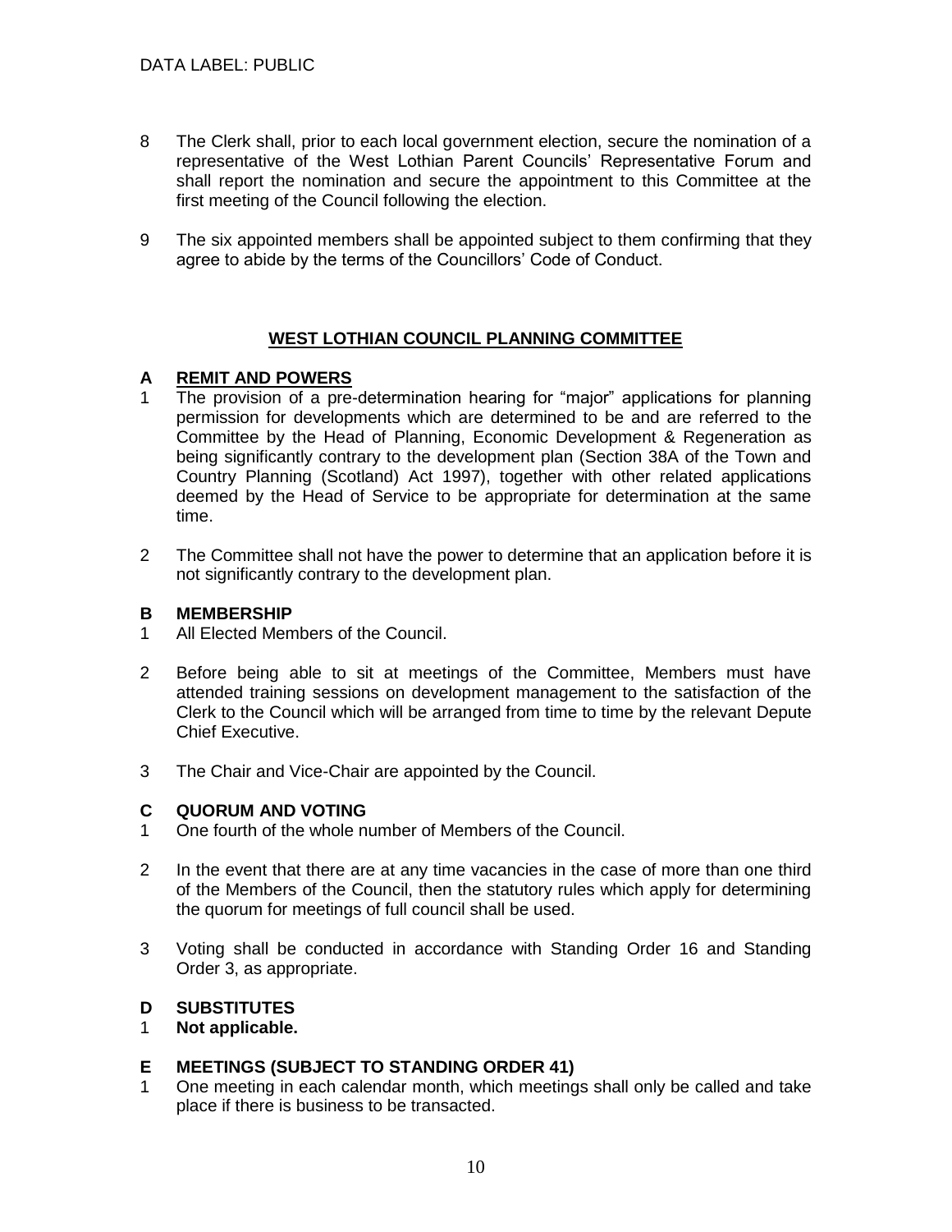8 The Clerk shall, prior to each local government election, secure the nomination of a representative of the West Lothian Parent Councils' Representative Forum and shall report the nomination and secure the appointment to this Committee at the first meeting of the Council following the election.

9 The six appointed members shall be appointed subject to them confirming that they agree to abide by the terms of the Councillors' Code of Conduct.

## WEST LOTHIAN COUNCIL PLANNING COMMITTEE

### A REMIT AND POWERS

1 The provision of a pre-determination hearing for "major" applications for planning permission for developments which are determined to be and are referred to the Committee by the Head of Planning, Economic Development & Regeneration as being significantly contrary to the development plan (Section 38A of the Town and Country Planning (Scotland) Act 1997), together with other related applications deemed by the Head of Service to be appropriate for determination at the same time.

2 The Committee shall not have the power to determine that an application before it is not significantly contrary to the development plan.

### B MEMBERSHIP

1 All Elected Members of the Council.

2 Before being able to sit at meetings of the Committee, Members must have attended training sessions on development management to the satisfaction of the Clerk to the Council which will be arranged from time to time by the relevant Depute Chief Executive.

3 The Chair and Vice-Chair are appointed by the Council.

### C QUORUM AND VOTING

1 One fourth of the whole number of Members of the Council.

2 In the event that there are at any time vacancies in the case of more than one third of the Members of the Council, then the statutory rules which apply for determining the quorum for meetings of full council shall be used.

3 Voting shall be conducted in accordance with Standing Order 16 and Standing Order 3, as appropriate.

### D SUBSTITUTES

1 **Not applicable.**

### E MEETINGS (SUBJECT TO STANDING ORDER 41)

1 One meeting in each calendar month, which meetings shall only be called and take place if there is business to be transacted.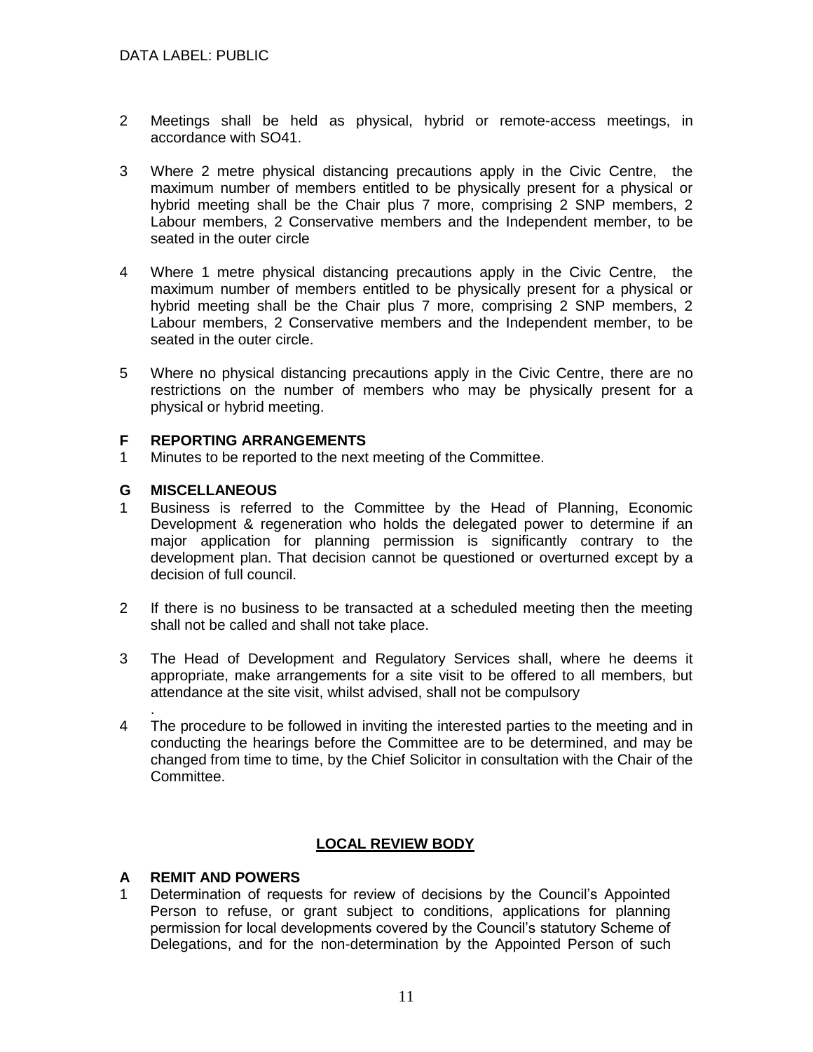2 Meetings shall be held as physical, hybrid or remote-access meetings, in accordance with SO41.

3 Where 2 metre physical distancing precautions apply in the Civic Centre, the maximum number of members entitled to be physically present for a physical or hybrid meeting shall be the Chair plus 7 more, comprising 2 SNP members, 2 Labour members, 2 Conservative members and the Independent member, to be seated in the outer circle

4 Where 1 metre physical distancing precautions apply in the Civic Centre, the maximum number of members entitled to be physically present for a physical or hybrid meeting shall be the Chair plus 7 more, comprising 2 SNP members, 2 Labour members, 2 Conservative members and the Independent member, to be seated in the outer circle.

5 Where no physical distancing precautions apply in the Civic Centre, there are no restrictions on the number of members who may be physically present for a physical or hybrid meeting.

**F REPORTING ARRANGEMENTS**

1 Minutes to be reported to the next meeting of the Committee.

**G MISCELLANEOUS**

1 Business is referred to the Committee by the Head of Planning, Economic Development & regeneration who holds the delegated power to determine if an major application for planning permission is significantly contrary to the development plan. That decision cannot be questioned or overturned except by a decision of full council.

2 If there is no business to be transacted at a scheduled meeting then the meeting shall not be called and shall not take place.

3 The Head of Development and Regulatory Services shall, where he deems it appropriate, make arrangements for a site visit to be offered to all members, but attendance at the site visit, whilst advised, shall not be compulsory
.

4 The procedure to be followed in inviting the interested parties to the meeting and in conducting the hearings before the Committee are to be determined, and may be changed from time to time, by the Chief Solicitor in consultation with the Chair of the Committee.

## LOCAL REVIEW BODY

**A REMIT AND POWERS**

1 Determination of requests for review of decisions by the Council's Appointed Person to refuse, or grant subject to conditions, applications for planning permission for local developments covered by the Council's statutory Scheme of Delegations, and for the non-determination by the Appointed Person of such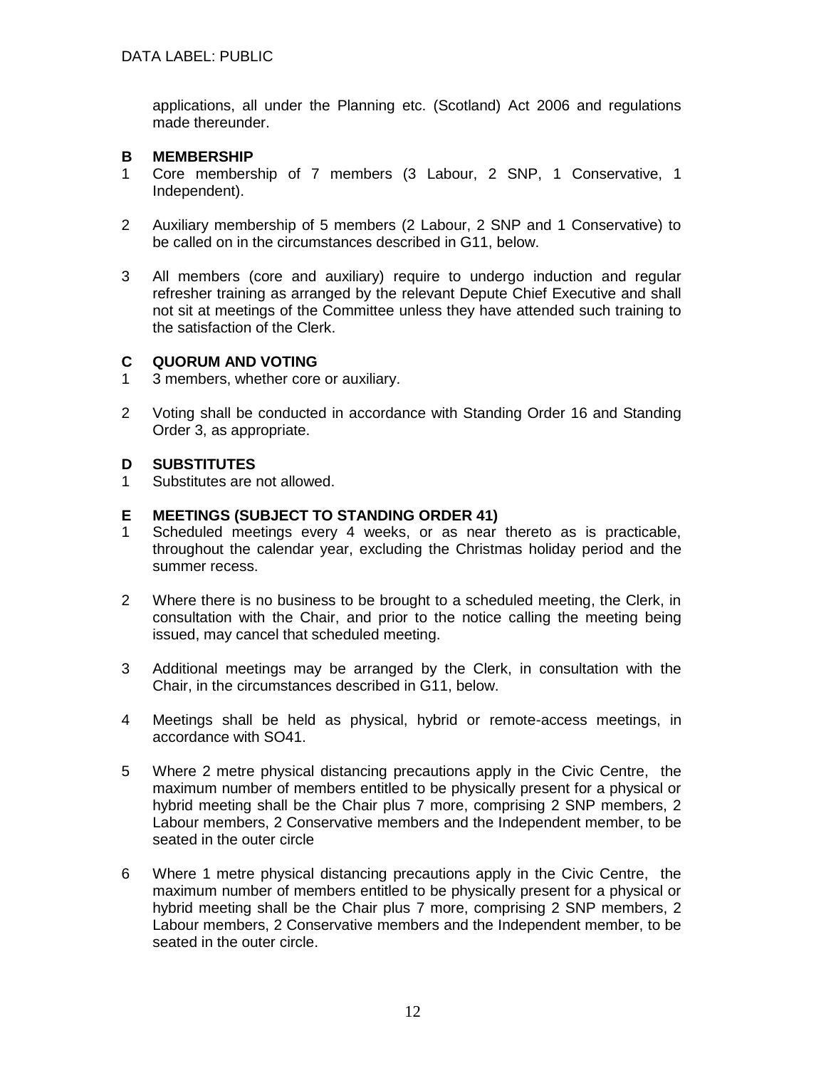applications, all under the Planning etc. (Scotland) Act 2006 and regulations made thereunder.

## B MEMBERSHIP

1 Core membership of 7 members (3 Labour, 2 SNP, 1 Conservative, 1 Independent).

2 Auxiliary membership of 5 members (2 Labour, 2 SNP and 1 Conservative) to be called on in the circumstances described in G11, below.

3 All members (core and auxiliary) require to undergo induction and regular refresher training as arranged by the relevant Depute Chief Executive and shall not sit at meetings of the Committee unless they have attended such training to the satisfaction of the Clerk.

## C QUORUM AND VOTING

1 3 members, whether core or auxiliary.

2 Voting shall be conducted in accordance with Standing Order 16 and Standing Order 3, as appropriate.

## D SUBSTITUTES

1 Substitutes are not allowed.

## E MEETINGS (SUBJECT TO STANDING ORDER 41)

1 Scheduled meetings every 4 weeks, or as near thereto as is practicable, throughout the calendar year, excluding the Christmas holiday period and the summer recess.

2 Where there is no business to be brought to a scheduled meeting, the Clerk, in consultation with the Chair, and prior to the notice calling the meeting being issued, may cancel that scheduled meeting.

3 Additional meetings may be arranged by the Clerk, in consultation with the Chair, in the circumstances described in G11, below.

4 Meetings shall be held as physical, hybrid or remote-access meetings, in accordance with SO41.

5 Where 2 metre physical distancing precautions apply in the Civic Centre, the maximum number of members entitled to be physically present for a physical or hybrid meeting shall be the Chair plus 7 more, comprising 2 SNP members, 2 Labour members, 2 Conservative members and the Independent member, to be seated in the outer circle

6 Where 1 metre physical distancing precautions apply in the Civic Centre, the maximum number of members entitled to be physically present for a physical or hybrid meeting shall be the Chair plus 7 more, comprising 2 SNP members, 2 Labour members, 2 Conservative members and the Independent member, to be seated in the outer circle.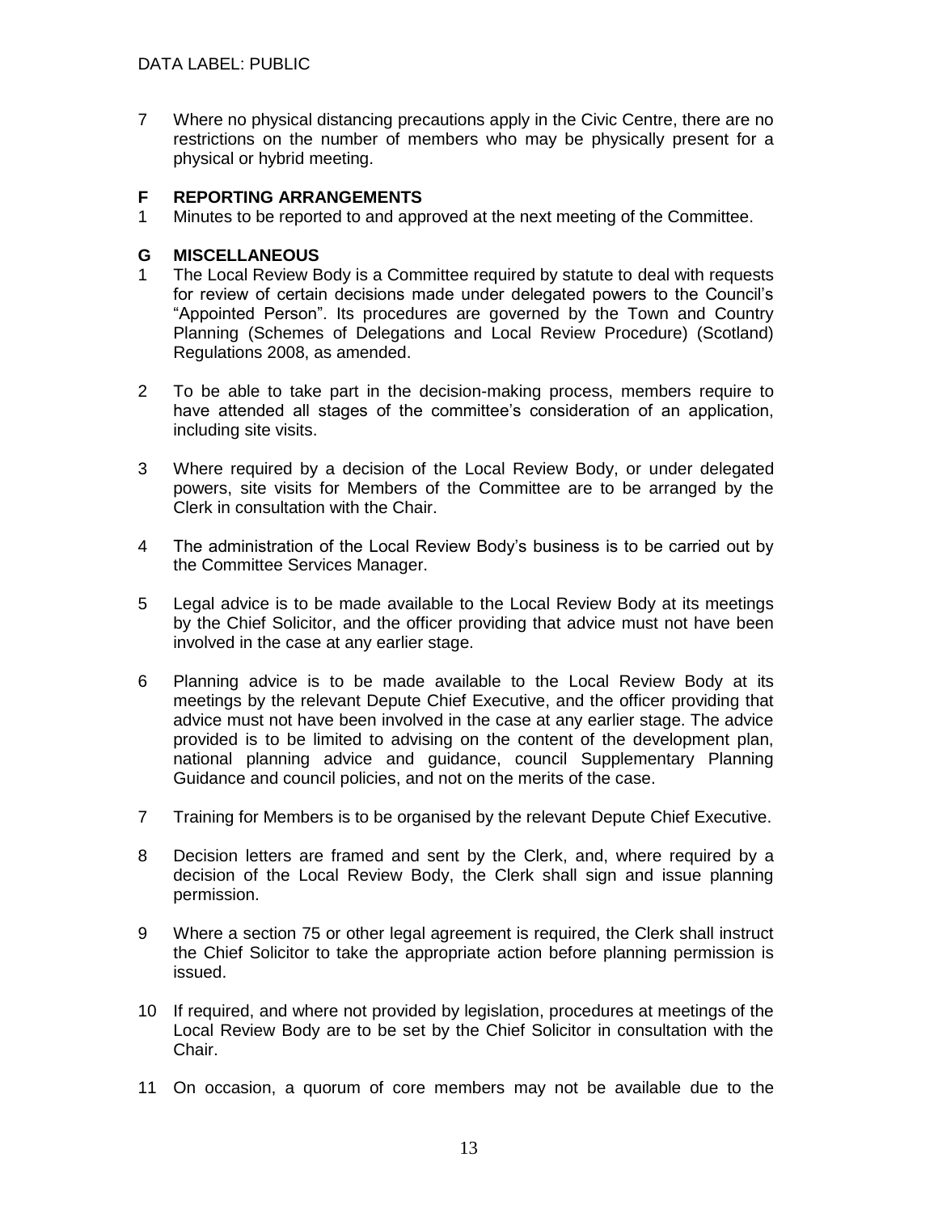7 Where no physical distancing precautions apply in the Civic Centre, there are no restrictions on the number of members who may be physically present for a physical or hybrid meeting.

## F REPORTING ARRANGEMENTS

1 Minutes to be reported to and approved at the next meeting of the Committee.

## G MISCELLANEOUS

1 The Local Review Body is a Committee required by statute to deal with requests for review of certain decisions made under delegated powers to the Council's "Appointed Person". Its procedures are governed by the Town and Country Planning (Schemes of Delegations and Local Review Procedure) (Scotland) Regulations 2008, as amended.

2 To be able to take part in the decision-making process, members require to have attended all stages of the committee's consideration of an application, including site visits.

3 Where required by a decision of the Local Review Body, or under delegated powers, site visits for Members of the Committee are to be arranged by the Clerk in consultation with the Chair.

4 The administration of the Local Review Body's business is to be carried out by the Committee Services Manager.

5 Legal advice is to be made available to the Local Review Body at its meetings by the Chief Solicitor, and the officer providing that advice must not have been involved in the case at any earlier stage.

6 Planning advice is to be made available to the Local Review Body at its meetings by the relevant Depute Chief Executive, and the officer providing that advice must not have been involved in the case at any earlier stage. The advice provided is to be limited to advising on the content of the development plan, national planning advice and guidance, council Supplementary Planning Guidance and council policies, and not on the merits of the case.

7 Training for Members is to be organised by the relevant Depute Chief Executive.

8 Decision letters are framed and sent by the Clerk, and, where required by a decision of the Local Review Body, the Clerk shall sign and issue planning permission.

9 Where a section 75 or other legal agreement is required, the Clerk shall instruct the Chief Solicitor to take the appropriate action before planning permission is issued.

10 If required, and where not provided by legislation, procedures at meetings of the Local Review Body are to be set by the Chief Solicitor in consultation with the Chair.

11 On occasion, a quorum of core members may not be available due to the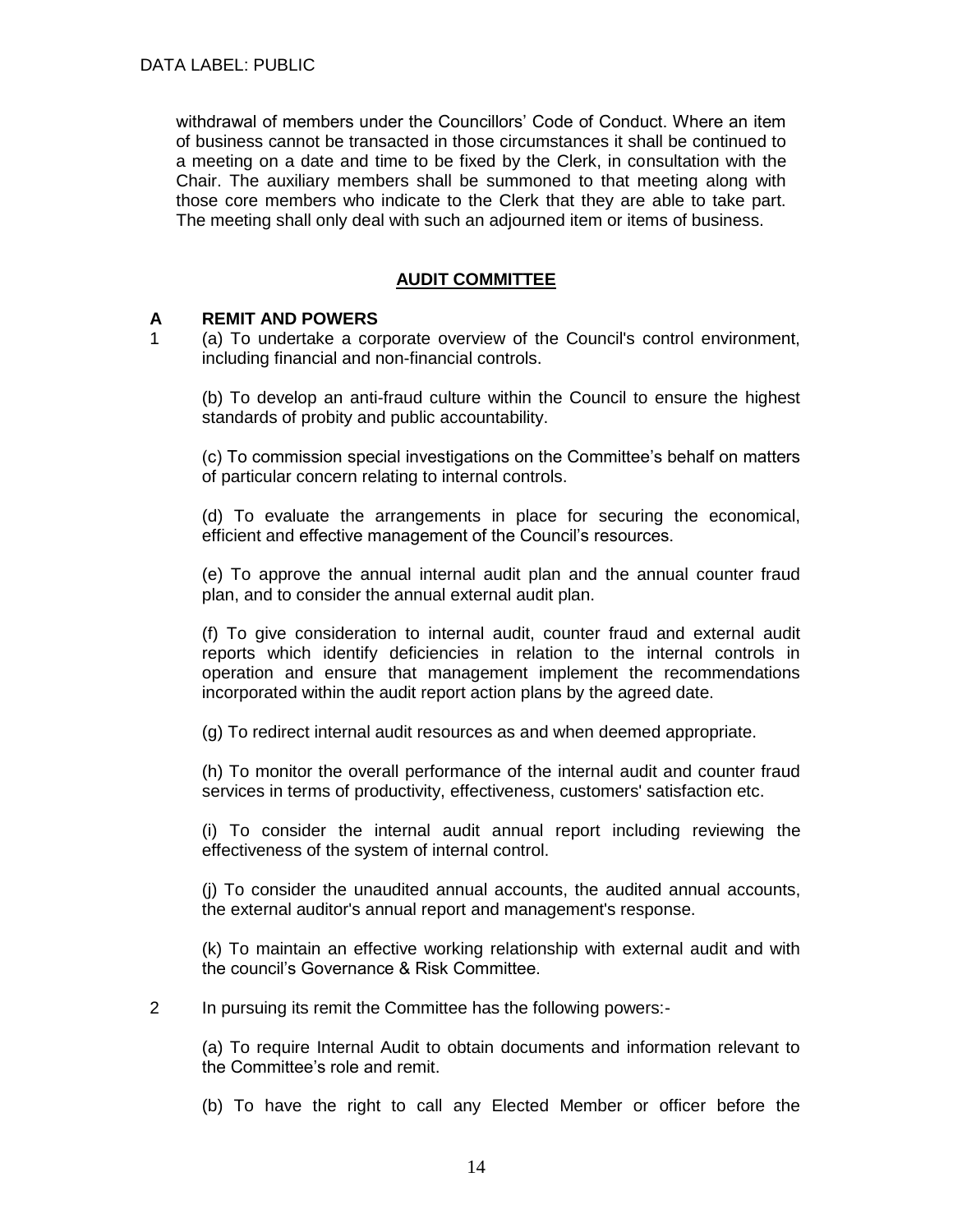withdrawal of members under the Councillors' Code of Conduct. Where an item of business cannot be transacted in those circumstances it shall be continued to a meeting on a date and time to be fixed by the Clerk, in consultation with the Chair. The auxiliary members shall be summoned to that meeting along with those core members who indicate to the Clerk that they are able to take part. The meeting shall only deal with such an adjourned item or items of business.

## AUDIT COMMITTEE

### A REMIT AND POWERS

1 (a) To undertake a corporate overview of the Council's control environment, including financial and non-financial controls.

(b) To develop an anti-fraud culture within the Council to ensure the highest standards of probity and public accountability.

(c) To commission special investigations on the Committee's behalf on matters of particular concern relating to internal controls.

(d) To evaluate the arrangements in place for securing the economical, efficient and effective management of the Council's resources.

(e) To approve the annual internal audit plan and the annual counter fraud plan, and to consider the annual external audit plan.

(f) To give consideration to internal audit, counter fraud and external audit reports which identify deficiencies in relation to the internal controls in operation and ensure that management implement the recommendations incorporated within the audit report action plans by the agreed date.

(g) To redirect internal audit resources as and when deemed appropriate.

(h) To monitor the overall performance of the internal audit and counter fraud services in terms of productivity, effectiveness, customers' satisfaction etc.

(i) To consider the internal audit annual report including reviewing the effectiveness of the system of internal control.

(j) To consider the unaudited annual accounts, the audited annual accounts, the external auditor's annual report and management's response.

(k) To maintain an effective working relationship with external audit and with the council's Governance & Risk Committee.

2 In pursuing its remit the Committee has the following powers:-

(a) To require Internal Audit to obtain documents and information relevant to the Committee's role and remit.

(b) To have the right to call any Elected Member or officer before the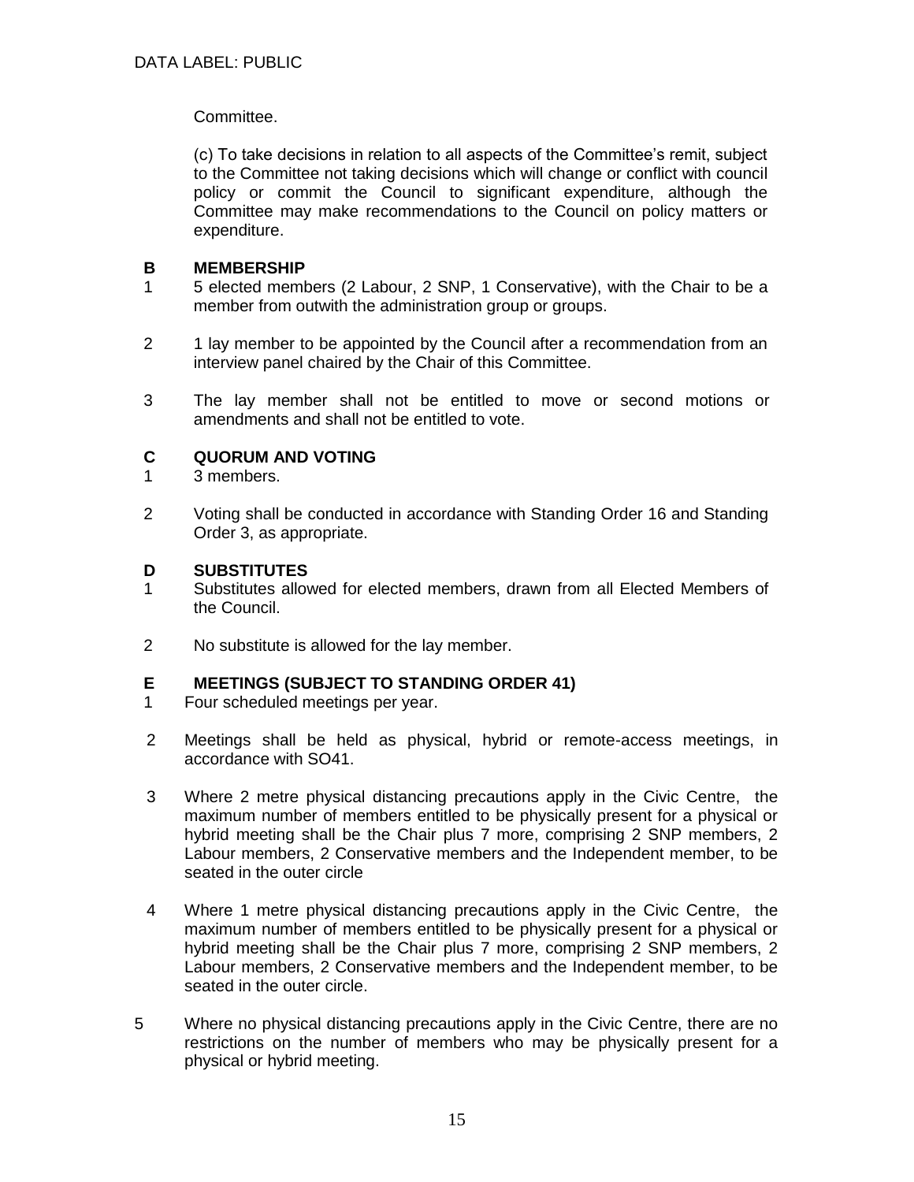Committee.

(c) To take decisions in relation to all aspects of the Committee's remit, subject to the Committee not taking decisions which will change or conflict with council policy or commit the Council to significant expenditure, although the Committee may make recommendations to the Council on policy matters or expenditure.

**B MEMBERSHIP**

1 5 elected members (2 Labour, 2 SNP, 1 Conservative), with the Chair to be a member from outwith the administration group or groups.

2 1 lay member to be appointed by the Council after a recommendation from an interview panel chaired by the Chair of this Committee.

3 The lay member shall not be entitled to move or second motions or amendments and shall not be entitled to vote.

**C QUORUM AND VOTING**

1 3 members.

2 Voting shall be conducted in accordance with Standing Order 16 and Standing Order 3, as appropriate.

**D SUBSTITUTES**

1 Substitutes allowed for elected members, drawn from all Elected Members of the Council.

2 No substitute is allowed for the lay member.

**E MEETINGS (SUBJECT TO STANDING ORDER 41)**

1 Four scheduled meetings per year.

2 Meetings shall be held as physical, hybrid or remote-access meetings, in accordance with SO41.

3 Where 2 metre physical distancing precautions apply in the Civic Centre, the maximum number of members entitled to be physically present for a physical or hybrid meeting shall be the Chair plus 7 more, comprising 2 SNP members, 2 Labour members, 2 Conservative members and the Independent member, to be seated in the outer circle

4 Where 1 metre physical distancing precautions apply in the Civic Centre, the maximum number of members entitled to be physically present for a physical or hybrid meeting shall be the Chair plus 7 more, comprising 2 SNP members, 2 Labour members, 2 Conservative members and the Independent member, to be seated in the outer circle.

5 Where no physical distancing precautions apply in the Civic Centre, there are no restrictions on the number of members who may be physically present for a physical or hybrid meeting.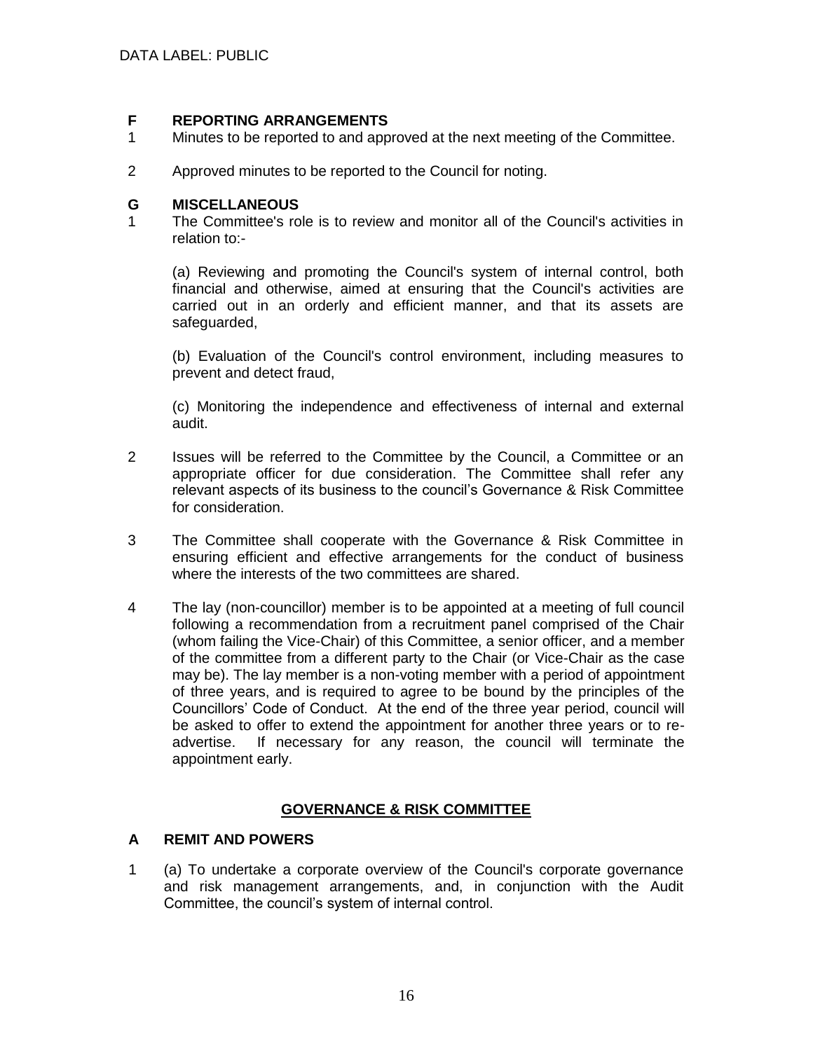### F REPORTING ARRANGEMENTS

1 Minutes to be reported to and approved at the next meeting of the Committee.

2 Approved minutes to be reported to the Council for noting.

### G MISCELLANEOUS

1 The Committee's role is to review and monitor all of the Council's activities in relation to:-

(a) Reviewing and promoting the Council's system of internal control, both financial and otherwise, aimed at ensuring that the Council's activities are carried out in an orderly and efficient manner, and that its assets are safeguarded,

(b) Evaluation of the Council's control environment, including measures to prevent and detect fraud,

(c) Monitoring the independence and effectiveness of internal and external audit.

2 Issues will be referred to the Committee by the Council, a Committee or an appropriate officer for due consideration. The Committee shall refer any relevant aspects of its business to the council's Governance & Risk Committee for consideration.

3 The Committee shall cooperate with the Governance & Risk Committee in ensuring efficient and effective arrangements for the conduct of business where the interests of the two committees are shared.

4 The lay (non-councillor) member is to be appointed at a meeting of full council following a recommendation from a recruitment panel comprised of the Chair (whom failing the Vice-Chair) of this Committee, a senior officer, and a member of the committee from a different party to the Chair (or Vice-Chair as the case may be). The lay member is a non-voting member with a period of appointment of three years, and is required to agree to be bound by the principles of the Councillors' Code of Conduct. At the end of the three year period, council will be asked to offer to extend the appointment for another three years or to re-advertise. If necessary for any reason, the council will terminate the appointment early.

## GOVERNANCE & RISK COMMITTEE

### A REMIT AND POWERS

1 (a) To undertake a corporate overview of the Council's corporate governance and risk management arrangements, and, in conjunction with the Audit Committee, the council's system of internal control.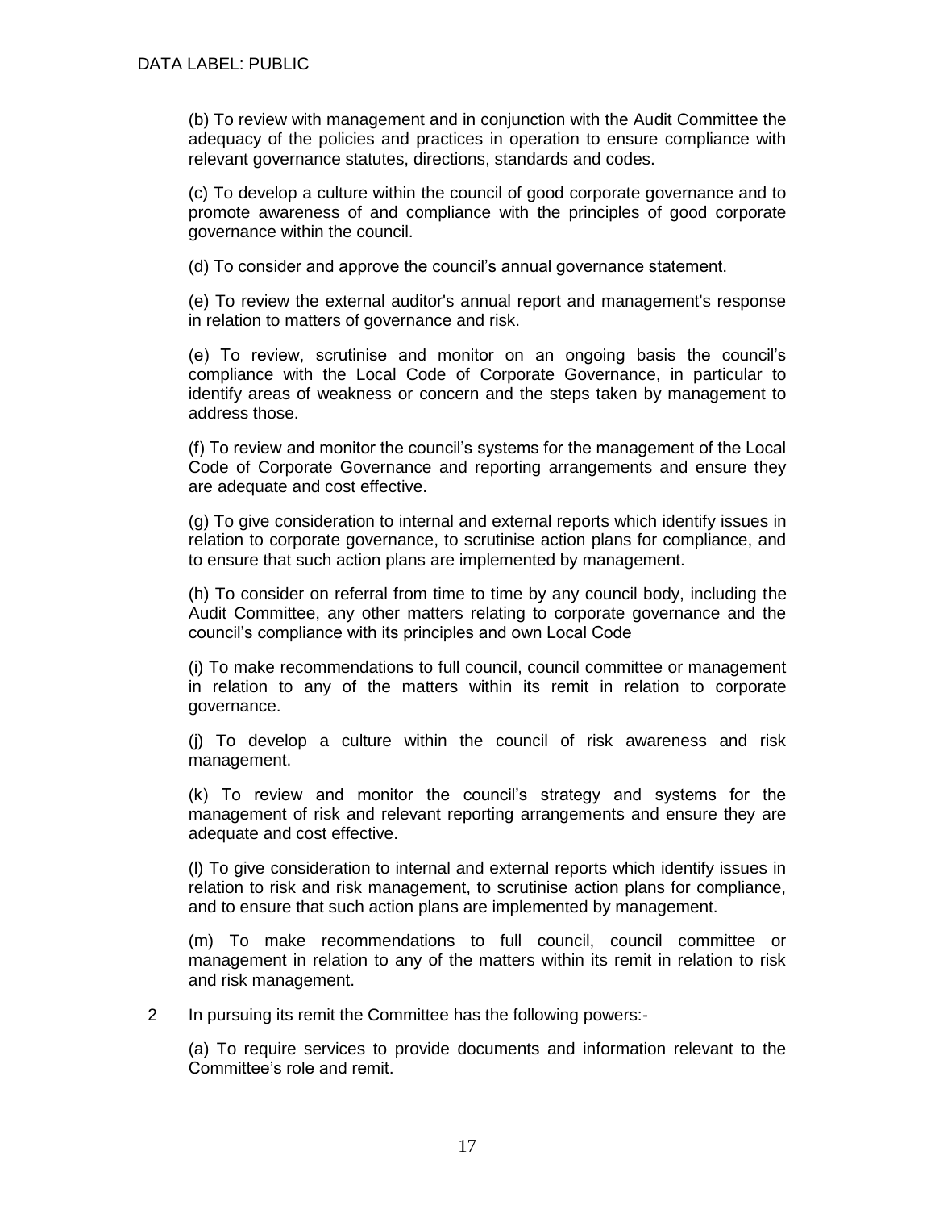(b) To review with management and in conjunction with the Audit Committee the adequacy of the policies and practices in operation to ensure compliance with relevant governance statutes, directions, standards and codes.

(c) To develop a culture within the council of good corporate governance and to promote awareness of and compliance with the principles of good corporate governance within the council.

(d) To consider and approve the council's annual governance statement.

(e) To review the external auditor's annual report and management's response in relation to matters of governance and risk.

(e) To review, scrutinise and monitor on an ongoing basis the council's compliance with the Local Code of Corporate Governance, in particular to identify areas of weakness or concern and the steps taken by management to address those.

(f) To review and monitor the council's systems for the management of the Local Code of Corporate Governance and reporting arrangements and ensure they are adequate and cost effective.

(g) To give consideration to internal and external reports which identify issues in relation to corporate governance, to scrutinise action plans for compliance, and to ensure that such action plans are implemented by management.

(h) To consider on referral from time to time by any council body, including the Audit Committee, any other matters relating to corporate governance and the council's compliance with its principles and own Local Code

(i) To make recommendations to full council, council committee or management in relation to any of the matters within its remit in relation to corporate governance.

(j) To develop a culture within the council of risk awareness and risk management.

(k) To review and monitor the council's strategy and systems for the management of risk and relevant reporting arrangements and ensure they are adequate and cost effective.

(l) To give consideration to internal and external reports which identify issues in relation to risk and risk management, to scrutinise action plans for compliance, and to ensure that such action plans are implemented by management.

(m) To make recommendations to full council, council committee or management in relation to any of the matters within its remit in relation to risk and risk management.

2 In pursuing its remit the Committee has the following powers:-

(a) To require services to provide documents and information relevant to the Committee's role and remit.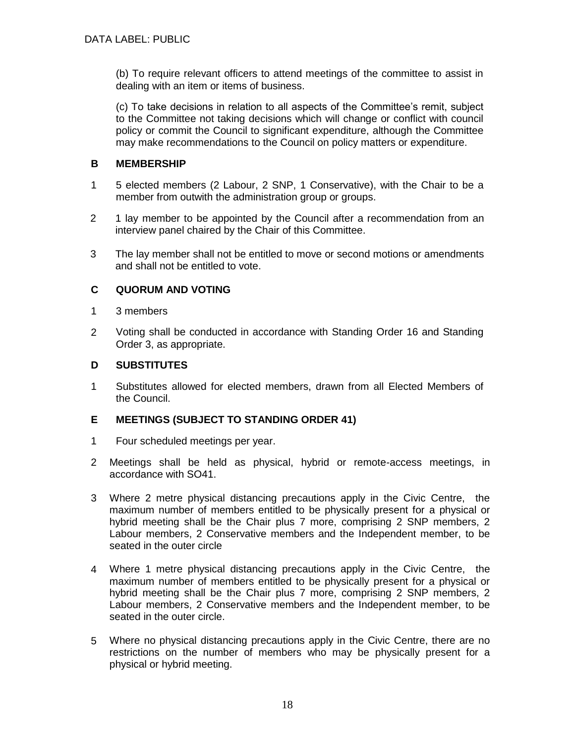(b) To require relevant officers to attend meetings of the committee to assist in dealing with an item or items of business.

(c) To take decisions in relation to all aspects of the Committee's remit, subject to the Committee not taking decisions which will change or conflict with council policy or commit the Council to significant expenditure, although the Committee may make recommendations to the Council on policy matters or expenditure.

## B MEMBERSHIP

1 5 elected members (2 Labour, 2 SNP, 1 Conservative), with the Chair to be a member from outwith the administration group or groups.

2 1 lay member to be appointed by the Council after a recommendation from an interview panel chaired by the Chair of this Committee.

3 The lay member shall not be entitled to move or second motions or amendments and shall not be entitled to vote.

## C QUORUM AND VOTING

1 3 members

2 Voting shall be conducted in accordance with Standing Order 16 and Standing Order 3, as appropriate.

## D SUBSTITUTES

1 Substitutes allowed for elected members, drawn from all Elected Members of the Council.

## E MEETINGS (SUBJECT TO STANDING ORDER 41)

1 Four scheduled meetings per year.

2 Meetings shall be held as physical, hybrid or remote-access meetings, in accordance with SO41.

3 Where 2 metre physical distancing precautions apply in the Civic Centre, the maximum number of members entitled to be physically present for a physical or hybrid meeting shall be the Chair plus 7 more, comprising 2 SNP members, 2 Labour members, 2 Conservative members and the Independent member, to be seated in the outer circle

4 Where 1 metre physical distancing precautions apply in the Civic Centre, the maximum number of members entitled to be physically present for a physical or hybrid meeting shall be the Chair plus 7 more, comprising 2 SNP members, 2 Labour members, 2 Conservative members and the Independent member, to be seated in the outer circle.

5 Where no physical distancing precautions apply in the Civic Centre, there are no restrictions on the number of members who may be physically present for a physical or hybrid meeting.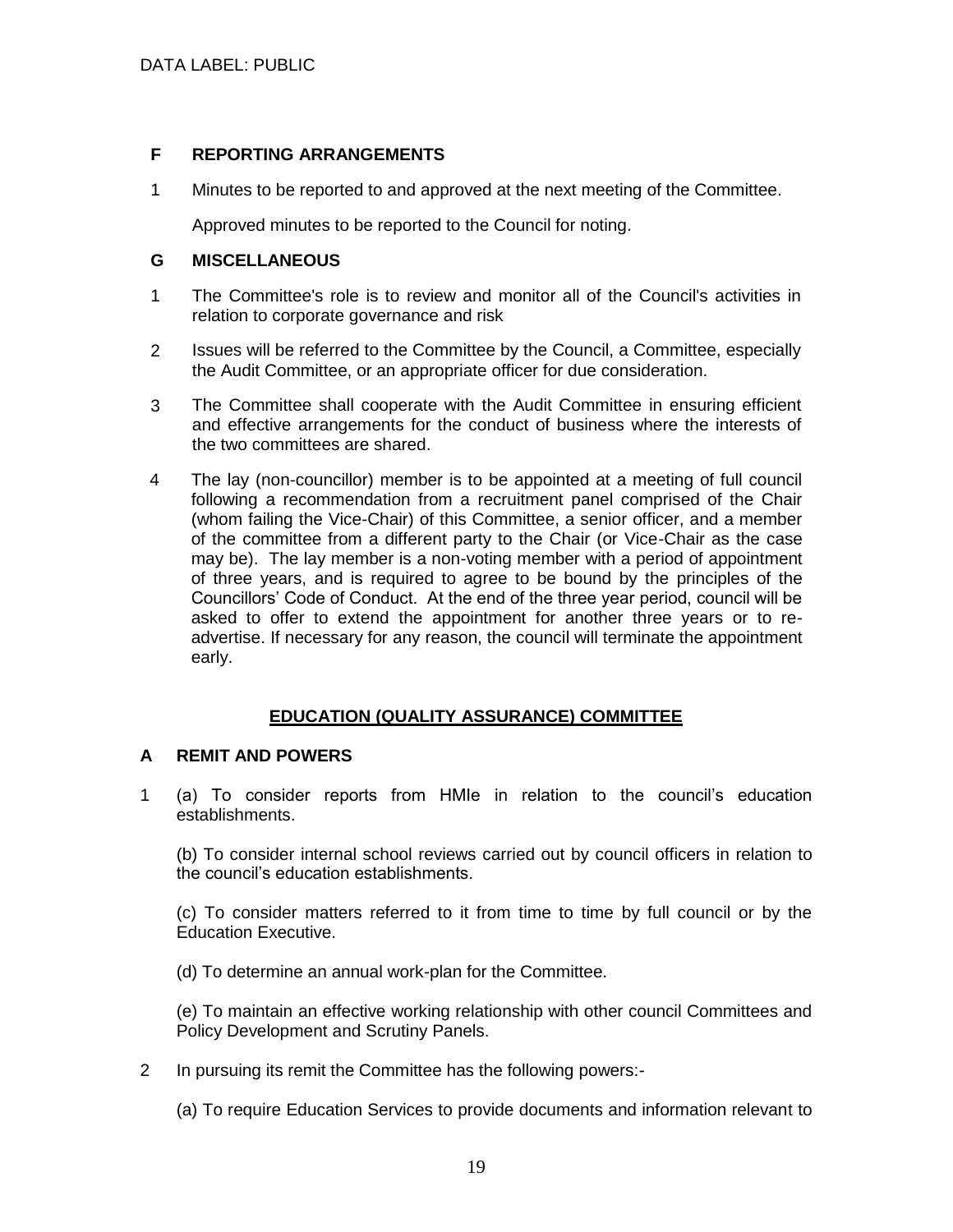### F REPORTING ARRANGEMENTS

1. Minutes to be reported to and approved at the next meeting of the Committee.

   Approved minutes to be reported to the Council for noting.

### G MISCELLANEOUS

1. The Committee's role is to review and monitor all of the Council's activities in relation to corporate governance and risk
2. Issues will be referred to the Committee by the Council, a Committee, especially the Audit Committee, or an appropriate officer for due consideration.
3. The Committee shall cooperate with the Audit Committee in ensuring efficient and effective arrangements for the conduct of business where the interests of the two committees are shared.
4. The lay (non-councillor) member is to be appointed at a meeting of full council following a recommendation from a recruitment panel comprised of the Chair (whom failing the Vice-Chair) of this Committee, a senior officer, and a member of the committee from a different party to the Chair (or Vice-Chair as the case may be). The lay member is a non-voting member with a period of appointment of three years, and is required to agree to be bound by the principles of the Councillors' Code of Conduct. At the end of the three year period, council will be asked to offer to extend the appointment for another three years or to re-advertise. If necessary for any reason, the council will terminate the appointment early.

## EDUCATION (QUALITY ASSURANCE) COMMITTEE

### A REMIT AND POWERS

1. (a) To consider reports from HMIe in relation to the council's education establishments.

   (b) To consider internal school reviews carried out by council officers in relation to the council's education establishments.

   (c) To consider matters referred to it from time to time by full council or by the Education Executive.

   (d) To determine an annual work-plan for the Committee.

   (e) To maintain an effective working relationship with other council Committees and Policy Development and Scrutiny Panels.

2. In pursuing its remit the Committee has the following powers:-

   (a) To require Education Services to provide documents and information relevant to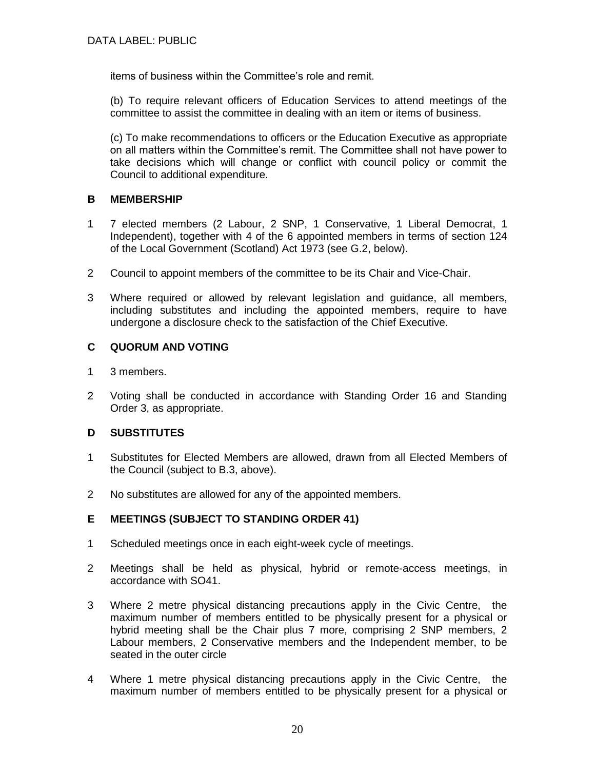items of business within the Committee's role and remit.

(b) To require relevant officers of Education Services to attend meetings of the committee to assist the committee in dealing with an item or items of business.

(c) To make recommendations to officers or the Education Executive as appropriate on all matters within the Committee's remit. The Committee shall not have power to take decisions which will change or conflict with council policy or commit the Council to additional expenditure.

## B MEMBERSHIP

1 7 elected members (2 Labour, 2 SNP, 1 Conservative, 1 Liberal Democrat, 1 Independent), together with 4 of the 6 appointed members in terms of section 124 of the Local Government (Scotland) Act 1973 (see G.2, below).

2 Council to appoint members of the committee to be its Chair and Vice-Chair.

3 Where required or allowed by relevant legislation and guidance, all members, including substitutes and including the appointed members, require to have undergone a disclosure check to the satisfaction of the Chief Executive.

## C QUORUM AND VOTING

1 3 members.

2 Voting shall be conducted in accordance with Standing Order 16 and Standing Order 3, as appropriate.

## D SUBSTITUTES

1 Substitutes for Elected Members are allowed, drawn from all Elected Members of the Council (subject to B.3, above).

2 No substitutes are allowed for any of the appointed members.

## E MEETINGS (SUBJECT TO STANDING ORDER 41)

1 Scheduled meetings once in each eight-week cycle of meetings.

2 Meetings shall be held as physical, hybrid or remote-access meetings, in accordance with SO41.

3 Where 2 metre physical distancing precautions apply in the Civic Centre, the maximum number of members entitled to be physically present for a physical or hybrid meeting shall be the Chair plus 7 more, comprising 2 SNP members, 2 Labour members, 2 Conservative members and the Independent member, to be seated in the outer circle

4 Where 1 metre physical distancing precautions apply in the Civic Centre, the maximum number of members entitled to be physically present for a physical or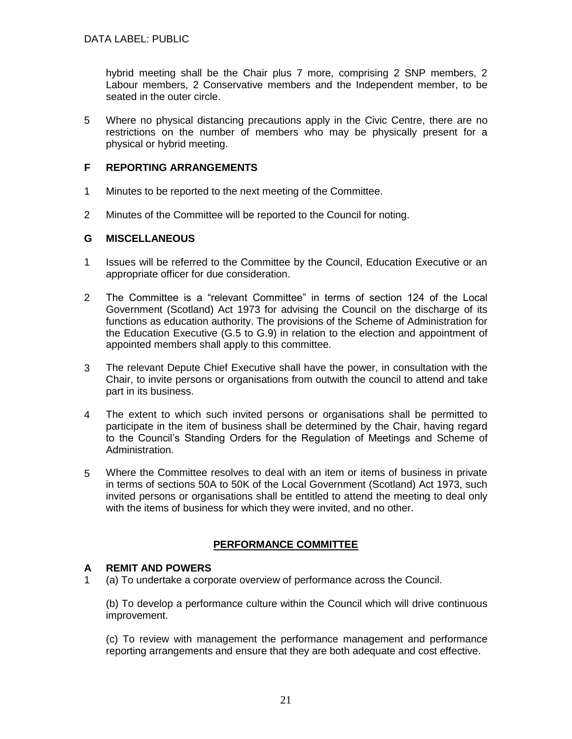hybrid meeting shall be the Chair plus 7 more, comprising 2 SNP members, 2 Labour members, 2 Conservative members and the Independent member, to be seated in the outer circle.

5 Where no physical distancing precautions apply in the Civic Centre, there are no restrictions on the number of members who may be physically present for a physical or hybrid meeting.

### F REPORTING ARRANGEMENTS

1 Minutes to be reported to the next meeting of the Committee.

2 Minutes of the Committee will be reported to the Council for noting.

### G MISCELLANEOUS

1 Issues will be referred to the Committee by the Council, Education Executive or an appropriate officer for due consideration.

2 The Committee is a "relevant Committee" in terms of section 124 of the Local Government (Scotland) Act 1973 for advising the Council on the discharge of its functions as education authority. The provisions of the Scheme of Administration for the Education Executive (G.5 to G.9) in relation to the election and appointment of appointed members shall apply to this committee.

3 The relevant Depute Chief Executive shall have the power, in consultation with the Chair, to invite persons or organisations from outwith the council to attend and take part in its business.

4 The extent to which such invited persons or organisations shall be permitted to participate in the item of business shall be determined by the Chair, having regard to the Council's Standing Orders for the Regulation of Meetings and Scheme of Administration.

5 Where the Committee resolves to deal with an item or items of business in private in terms of sections 50A to 50K of the Local Government (Scotland) Act 1973, such invited persons or organisations shall be entitled to attend the meeting to deal only with the items of business for which they were invited, and no other.

## PERFORMANCE COMMITTEE

### A REMIT AND POWERS

1 (a) To undertake a corporate overview of performance across the Council.

(b) To develop a performance culture within the Council which will drive continuous improvement.

(c) To review with management the performance management and performance reporting arrangements and ensure that they are both adequate and cost effective.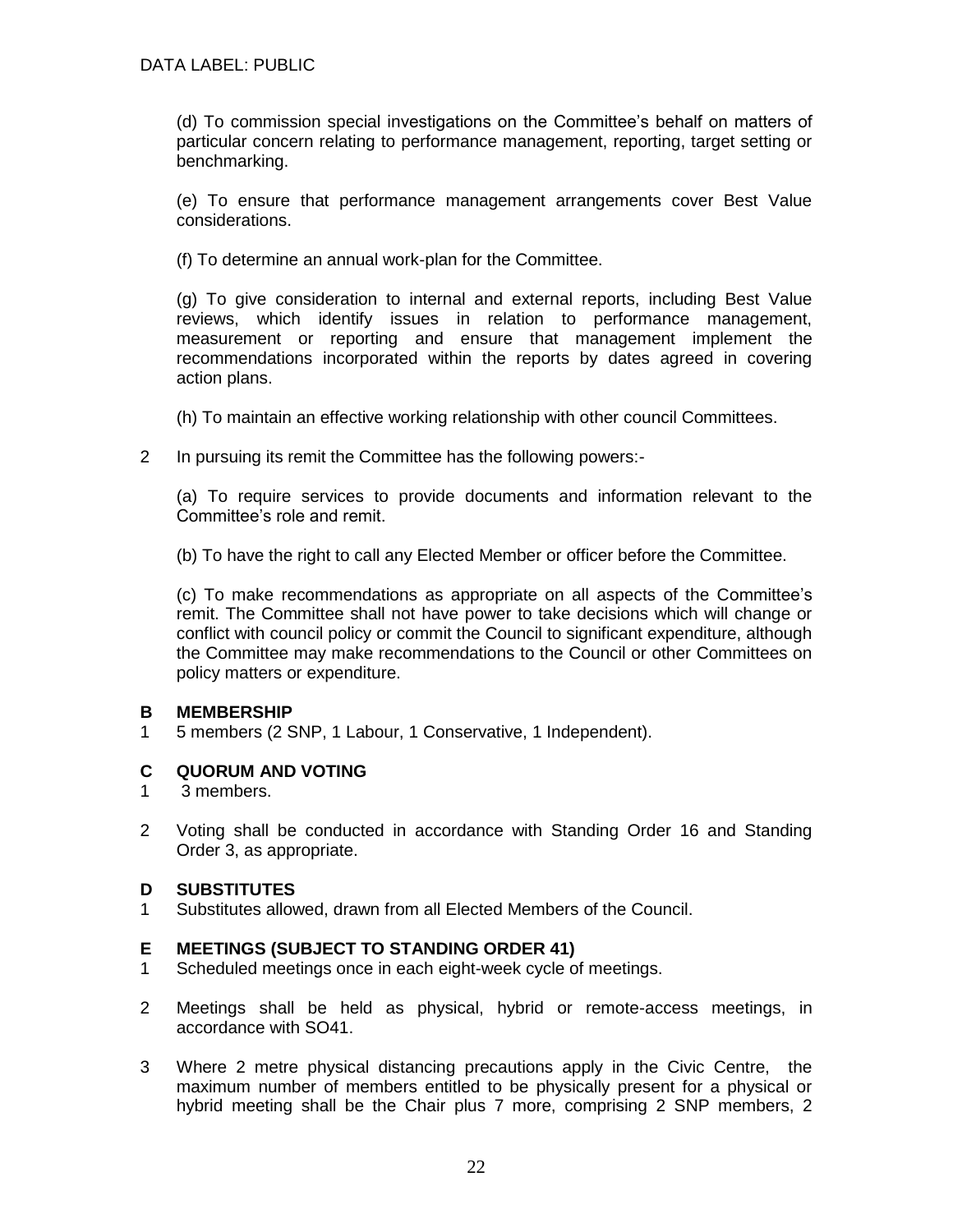(d) To commission special investigations on the Committee's behalf on matters of particular concern relating to performance management, reporting, target setting or benchmarking.

(e) To ensure that performance management arrangements cover Best Value considerations.

(f) To determine an annual work-plan for the Committee.

(g) To give consideration to internal and external reports, including Best Value reviews, which identify issues in relation to performance management, measurement or reporting and ensure that management implement the recommendations incorporated within the reports by dates agreed in covering action plans.

(h) To maintain an effective working relationship with other council Committees.

2 In pursuing its remit the Committee has the following powers:-

(a) To require services to provide documents and information relevant to the Committee's role and remit.

(b) To have the right to call any Elected Member or officer before the Committee.

(c) To make recommendations as appropriate on all aspects of the Committee's remit. The Committee shall not have power to take decisions which will change or conflict with council policy or commit the Council to significant expenditure, although the Committee may make recommendations to the Council or other Committees on policy matters or expenditure.

## B MEMBERSHIP

1 5 members (2 SNP, 1 Labour, 1 Conservative, 1 Independent).

## C QUORUM AND VOTING

1 3 members.

2 Voting shall be conducted in accordance with Standing Order 16 and Standing Order 3, as appropriate.

## D SUBSTITUTES

1 Substitutes allowed, drawn from all Elected Members of the Council.

## E MEETINGS (SUBJECT TO STANDING ORDER 41)

1 Scheduled meetings once in each eight-week cycle of meetings.

2 Meetings shall be held as physical, hybrid or remote-access meetings, in accordance with SO41.

3 Where 2 metre physical distancing precautions apply in the Civic Centre, the maximum number of members entitled to be physically present for a physical or hybrid meeting shall be the Chair plus 7 more, comprising 2 SNP members, 2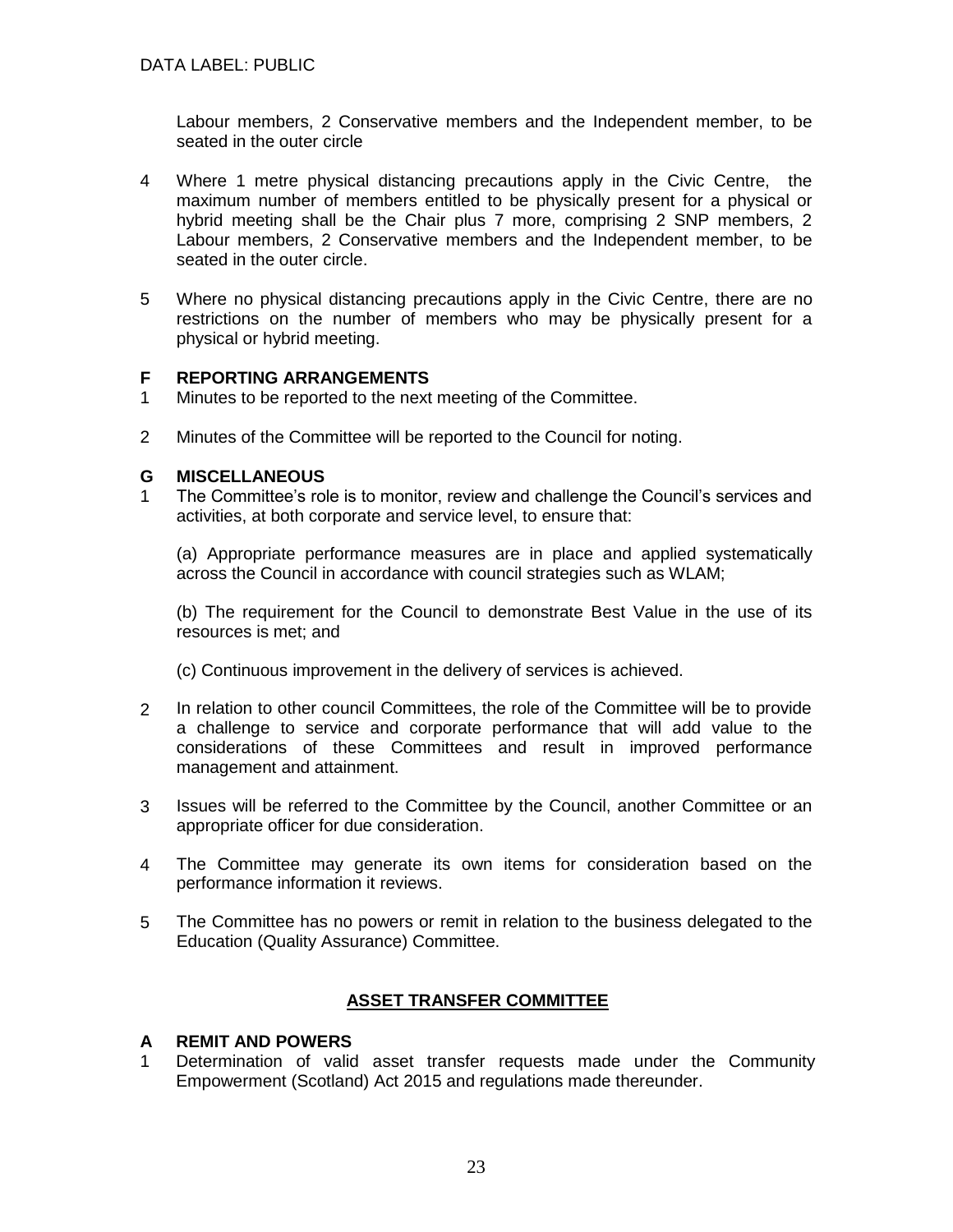Labour members, 2 Conservative members and the Independent member, to be seated in the outer circle

4 Where 1 metre physical distancing precautions apply in the Civic Centre, the maximum number of members entitled to be physically present for a physical or hybrid meeting shall be the Chair plus 7 more, comprising 2 SNP members, 2 Labour members, 2 Conservative members and the Independent member, to be seated in the outer circle.

5 Where no physical distancing precautions apply in the Civic Centre, there are no restrictions on the number of members who may be physically present for a physical or hybrid meeting.

**F REPORTING ARRANGEMENTS**

1 Minutes to be reported to the next meeting of the Committee.

2 Minutes of the Committee will be reported to the Council for noting.

**G MISCELLANEOUS**

1 The Committee's role is to monitor, review and challenge the Council's services and activities, at both corporate and service level, to ensure that:

(a) Appropriate performance measures are in place and applied systematically across the Council in accordance with council strategies such as WLAM;

(b) The requirement for the Council to demonstrate Best Value in the use of its resources is met; and

(c) Continuous improvement in the delivery of services is achieved.

2 In relation to other council Committees, the role of the Committee will be to provide a challenge to service and corporate performance that will add value to the considerations of these Committees and result in improved performance management and attainment.

3 Issues will be referred to the Committee by the Council, another Committee or an appropriate officer for due consideration.

4 The Committee may generate its own items for consideration based on the performance information it reviews.

5 The Committee has no powers or remit in relation to the business delegated to the Education (Quality Assurance) Committee.

## ASSET TRANSFER COMMITTEE

**A REMIT AND POWERS**

1 Determination of valid asset transfer requests made under the Community Empowerment (Scotland) Act 2015 and regulations made thereunder.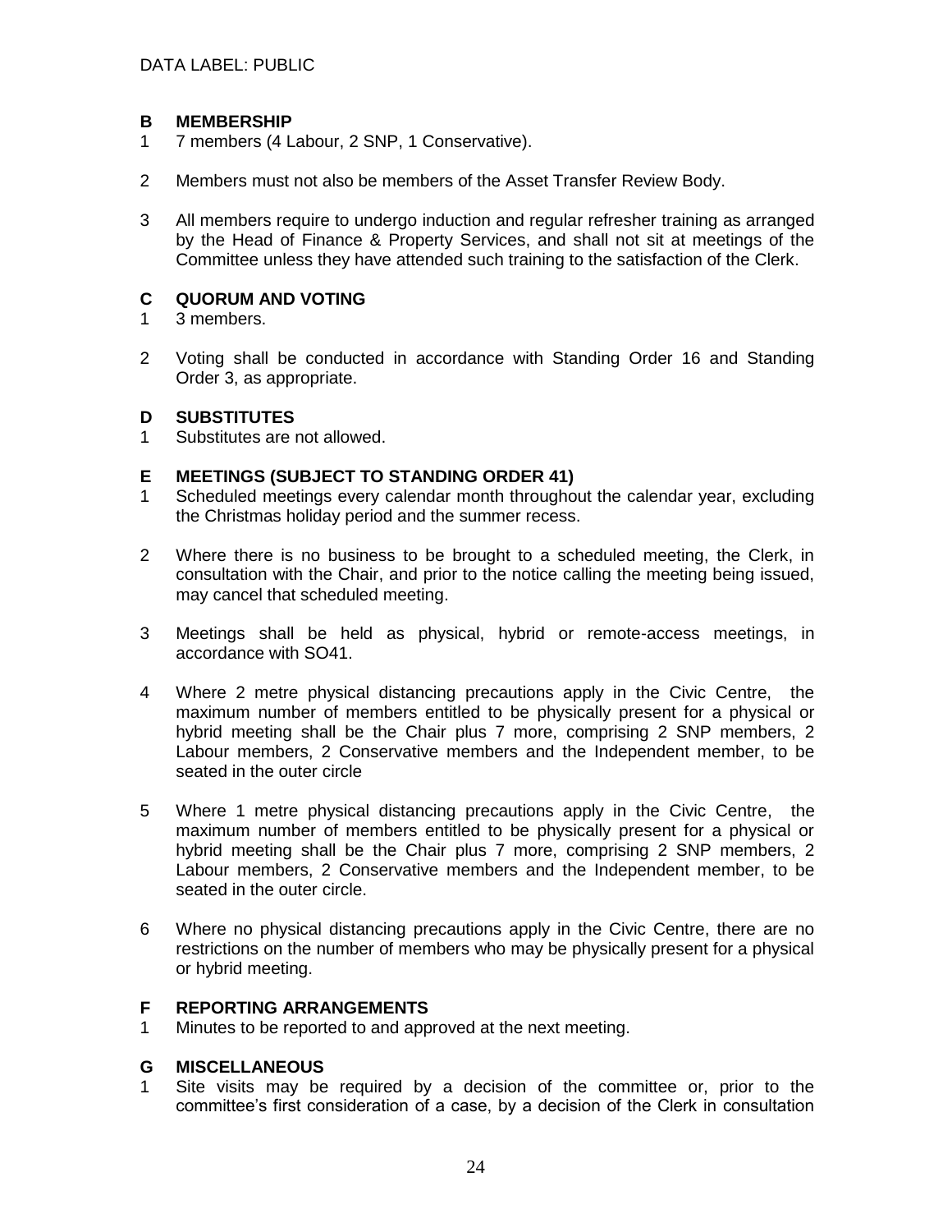## B MEMBERSHIP

1 7 members (4 Labour, 2 SNP, 1 Conservative).

2 Members must not also be members of the Asset Transfer Review Body.

3 All members require to undergo induction and regular refresher training as arranged by the Head of Finance & Property Services, and shall not sit at meetings of the Committee unless they have attended such training to the satisfaction of the Clerk.

## C QUORUM AND VOTING

1 3 members.

2 Voting shall be conducted in accordance with Standing Order 16 and Standing Order 3, as appropriate.

## D SUBSTITUTES

1 Substitutes are not allowed.

## E MEETINGS (SUBJECT TO STANDING ORDER 41)

1 Scheduled meetings every calendar month throughout the calendar year, excluding the Christmas holiday period and the summer recess.

2 Where there is no business to be brought to a scheduled meeting, the Clerk, in consultation with the Chair, and prior to the notice calling the meeting being issued, may cancel that scheduled meeting.

3 Meetings shall be held as physical, hybrid or remote-access meetings, in accordance with SO41.

4 Where 2 metre physical distancing precautions apply in the Civic Centre, the maximum number of members entitled to be physically present for a physical or hybrid meeting shall be the Chair plus 7 more, comprising 2 SNP members, 2 Labour members, 2 Conservative members and the Independent member, to be seated in the outer circle

5 Where 1 metre physical distancing precautions apply in the Civic Centre, the maximum number of members entitled to be physically present for a physical or hybrid meeting shall be the Chair plus 7 more, comprising 2 SNP members, 2 Labour members, 2 Conservative members and the Independent member, to be seated in the outer circle.

6 Where no physical distancing precautions apply in the Civic Centre, there are no restrictions on the number of members who may be physically present for a physical or hybrid meeting.

## F REPORTING ARRANGEMENTS

1 Minutes to be reported to and approved at the next meeting.

## G MISCELLANEOUS

1 Site visits may be required by a decision of the committee or, prior to the committee's first consideration of a case, by a decision of the Clerk in consultation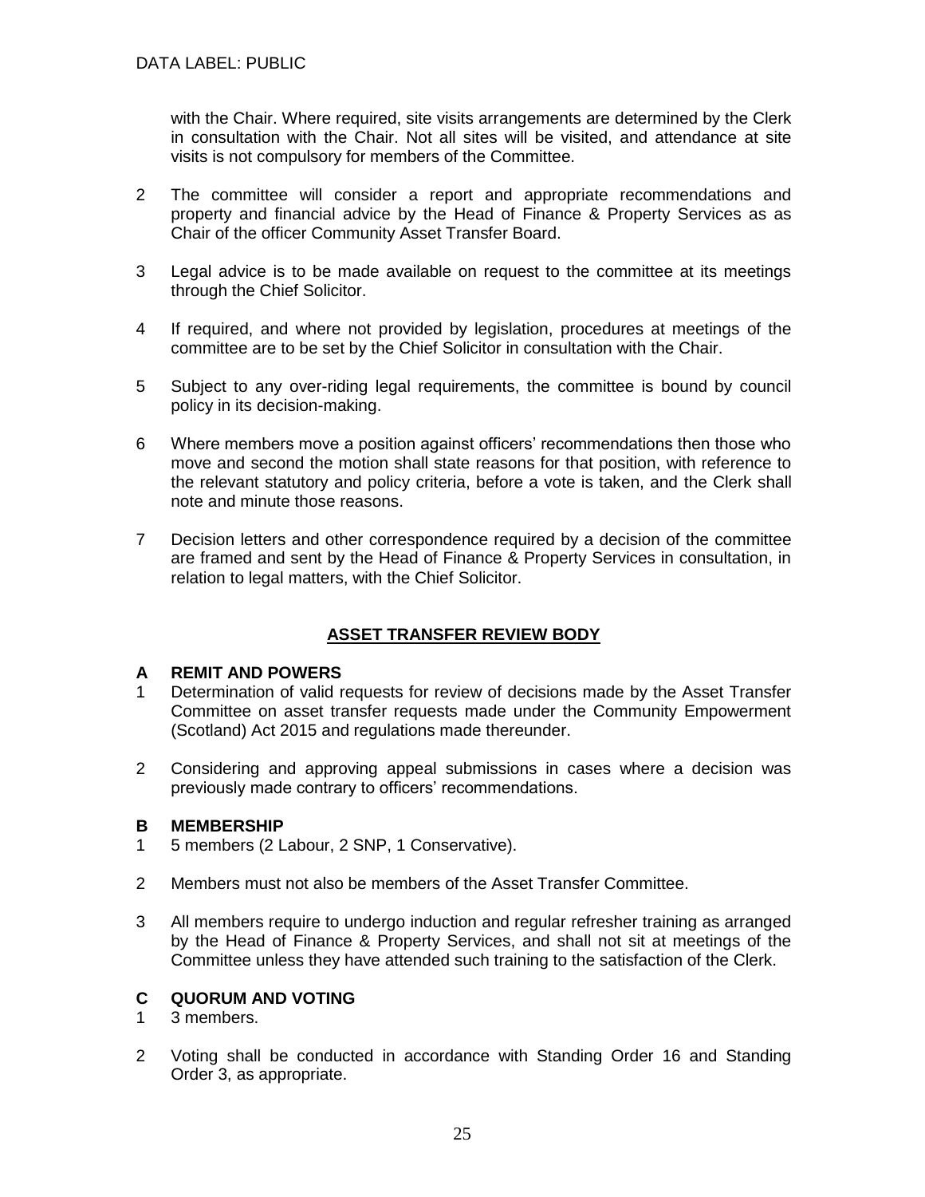with the Chair. Where required, site visits arrangements are determined by the Clerk in consultation with the Chair. Not all sites will be visited, and attendance at site visits is not compulsory for members of the Committee.

2 The committee will consider a report and appropriate recommendations and property and financial advice by the Head of Finance & Property Services as as Chair of the officer Community Asset Transfer Board.

3 Legal advice is to be made available on request to the committee at its meetings through the Chief Solicitor.

4 If required, and where not provided by legislation, procedures at meetings of the committee are to be set by the Chief Solicitor in consultation with the Chair.

5 Subject to any over-riding legal requirements, the committee is bound by council policy in its decision-making.

6 Where members move a position against officers' recommendations then those who move and second the motion shall state reasons for that position, with reference to the relevant statutory and policy criteria, before a vote is taken, and the Clerk shall note and minute those reasons.

7 Decision letters and other correspondence required by a decision of the committee are framed and sent by the Head of Finance & Property Services in consultation, in relation to legal matters, with the Chief Solicitor.

## ASSET TRANSFER REVIEW BODY

### A REMIT AND POWERS

1 Determination of valid requests for review of decisions made by the Asset Transfer Committee on asset transfer requests made under the Community Empowerment (Scotland) Act 2015 and regulations made thereunder.

2 Considering and approving appeal submissions in cases where a decision was previously made contrary to officers' recommendations.

### B MEMBERSHIP

1 5 members (2 Labour, 2 SNP, 1 Conservative).

2 Members must not also be members of the Asset Transfer Committee.

3 All members require to undergo induction and regular refresher training as arranged by the Head of Finance & Property Services, and shall not sit at meetings of the Committee unless they have attended such training to the satisfaction of the Clerk.

### C QUORUM AND VOTING

1 3 members.

2 Voting shall be conducted in accordance with Standing Order 16 and Standing Order 3, as appropriate.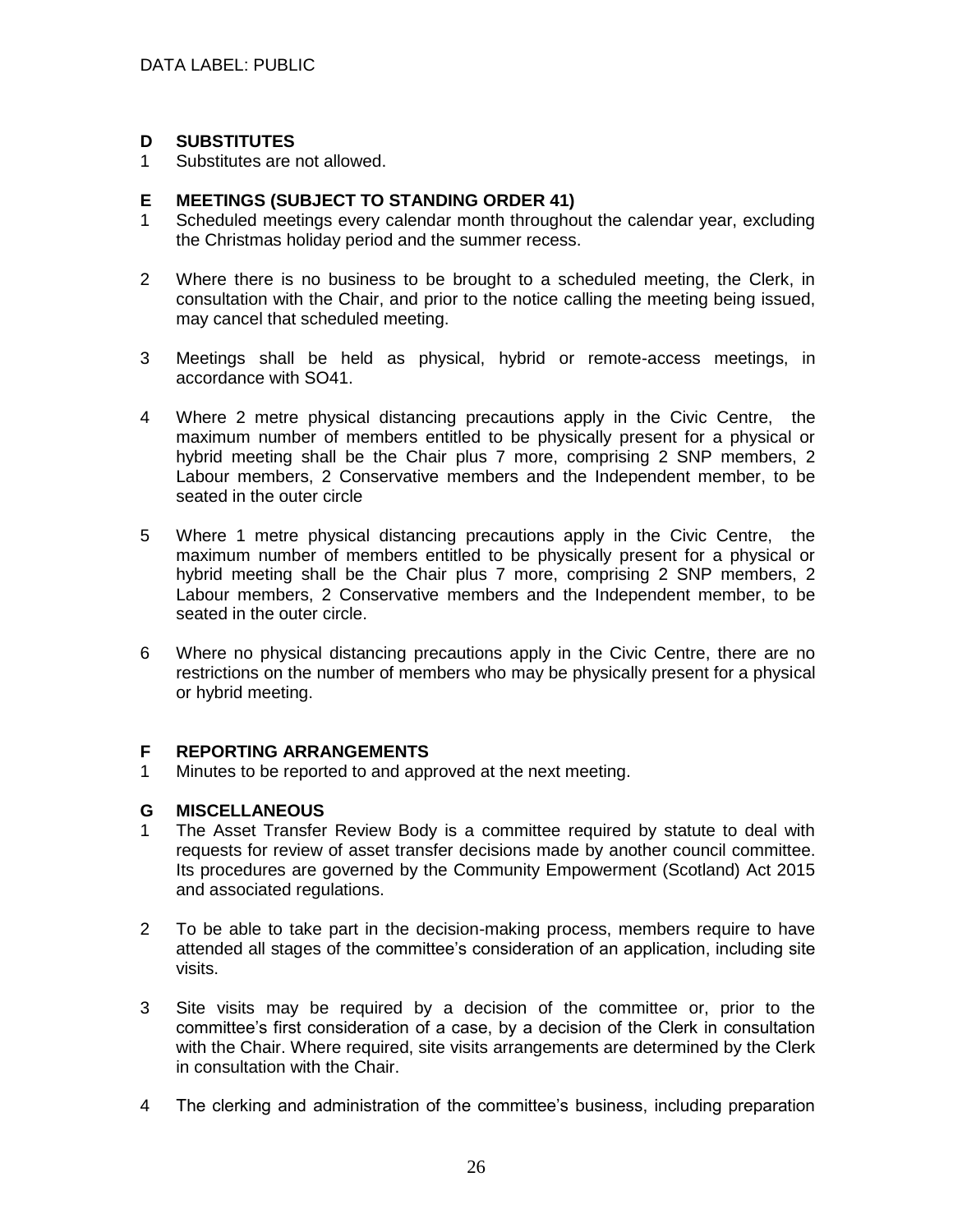DATA LABEL: PUBLIC

## D SUBSTITUTES

1 Substitutes are not allowed.

## E MEETINGS (SUBJECT TO STANDING ORDER 41)

1 Scheduled meetings every calendar month throughout the calendar year, excluding the Christmas holiday period and the summer recess.

2 Where there is no business to be brought to a scheduled meeting, the Clerk, in consultation with the Chair, and prior to the notice calling the meeting being issued, may cancel that scheduled meeting.

3 Meetings shall be held as physical, hybrid or remote-access meetings, in accordance with SO41.

4 Where 2 metre physical distancing precautions apply in the Civic Centre, the maximum number of members entitled to be physically present for a physical or hybrid meeting shall be the Chair plus 7 more, comprising 2 SNP members, 2 Labour members, 2 Conservative members and the Independent member, to be seated in the outer circle

5 Where 1 metre physical distancing precautions apply in the Civic Centre, the maximum number of members entitled to be physically present for a physical or hybrid meeting shall be the Chair plus 7 more, comprising 2 SNP members, 2 Labour members, 2 Conservative members and the Independent member, to be seated in the outer circle.

6 Where no physical distancing precautions apply in the Civic Centre, there are no restrictions on the number of members who may be physically present for a physical or hybrid meeting.

## F REPORTING ARRANGEMENTS

1 Minutes to be reported to and approved at the next meeting.

## G MISCELLANEOUS

1 The Asset Transfer Review Body is a committee required by statute to deal with requests for review of asset transfer decisions made by another council committee. Its procedures are governed by the Community Empowerment (Scotland) Act 2015 and associated regulations.

2 To be able to take part in the decision-making process, members require to have attended all stages of the committee's consideration of an application, including site visits.

3 Site visits may be required by a decision of the committee or, prior to the committee's first consideration of a case, by a decision of the Clerk in consultation with the Chair. Where required, site visits arrangements are determined by the Clerk in consultation with the Chair.

4 The clerking and administration of the committee's business, including preparation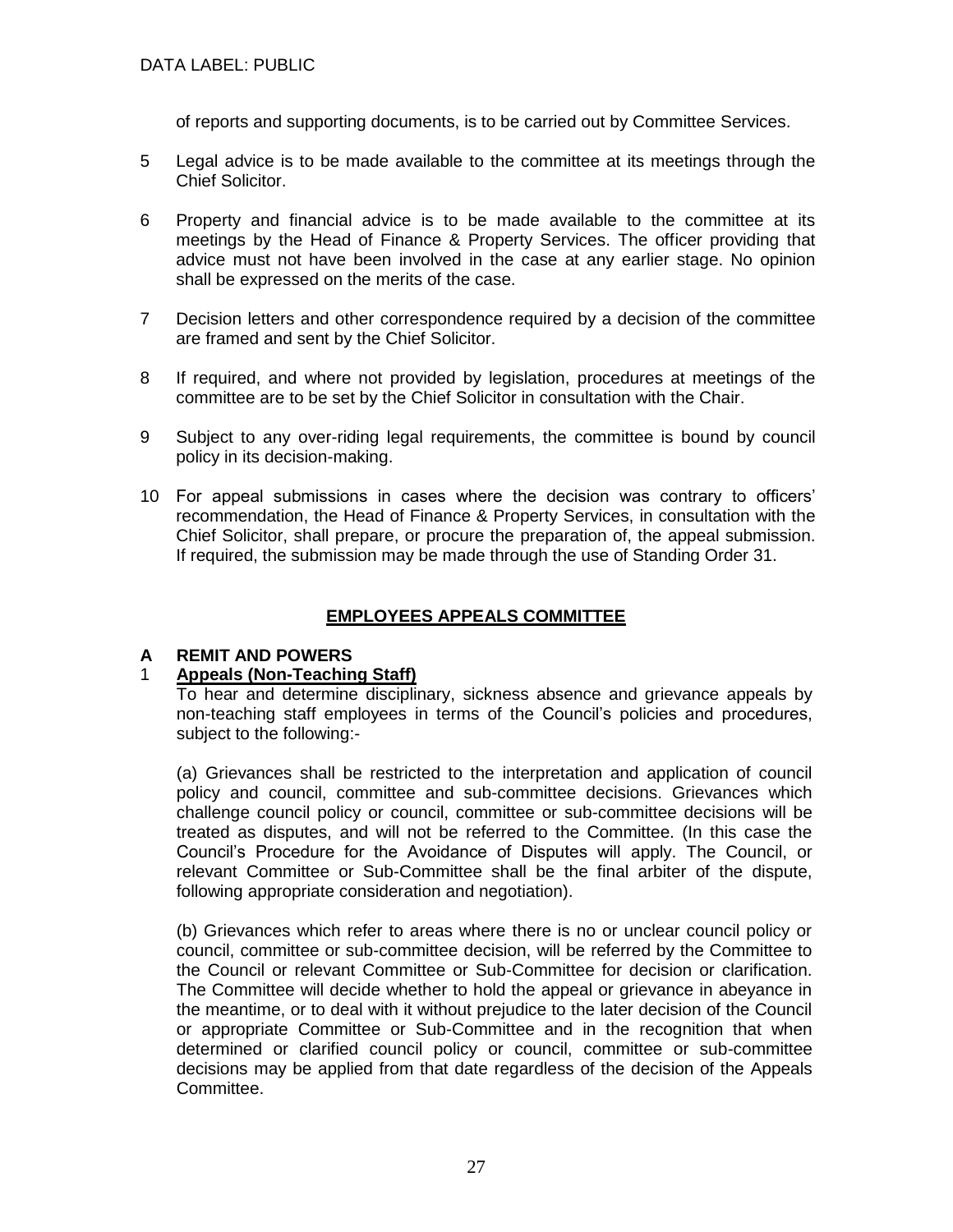of reports and supporting documents, is to be carried out by Committee Services.

5 Legal advice is to be made available to the committee at its meetings through the Chief Solicitor.

6 Property and financial advice is to be made available to the committee at its meetings by the Head of Finance & Property Services. The officer providing that advice must not have been involved in the case at any earlier stage. No opinion shall be expressed on the merits of the case.

7 Decision letters and other correspondence required by a decision of the committee are framed and sent by the Chief Solicitor.

8 If required, and where not provided by legislation, procedures at meetings of the committee are to be set by the Chief Solicitor in consultation with the Chair.

9 Subject to any over-riding legal requirements, the committee is bound by council policy in its decision-making.

10 For appeal submissions in cases where the decision was contrary to officers' recommendation, the Head of Finance & Property Services, in consultation with the Chief Solicitor, shall prepare, or procure the preparation of, the appeal submission. If required, the submission may be made through the use of Standing Order 31.

## EMPLOYEES APPEALS COMMITTEE

### A REMIT AND POWERS

1 **Appeals (Non-Teaching Staff)**

To hear and determine disciplinary, sickness absence and grievance appeals by non-teaching staff employees in terms of the Council's policies and procedures, subject to the following:-

(a) Grievances shall be restricted to the interpretation and application of council policy and council, committee and sub-committee decisions. Grievances which challenge council policy or council, committee or sub-committee decisions will be treated as disputes, and will not be referred to the Committee. (In this case the Council's Procedure for the Avoidance of Disputes will apply. The Council, or relevant Committee or Sub-Committee shall be the final arbiter of the dispute, following appropriate consideration and negotiation).

(b) Grievances which refer to areas where there is no or unclear council policy or council, committee or sub-committee decision, will be referred by the Committee to the Council or relevant Committee or Sub-Committee for decision or clarification. The Committee will decide whether to hold the appeal or grievance in abeyance in the meantime, or to deal with it without prejudice to the later decision of the Council or appropriate Committee or Sub-Committee and in the recognition that when determined or clarified council policy or council, committee or sub-committee decisions may be applied from that date regardless of the decision of the Appeals Committee.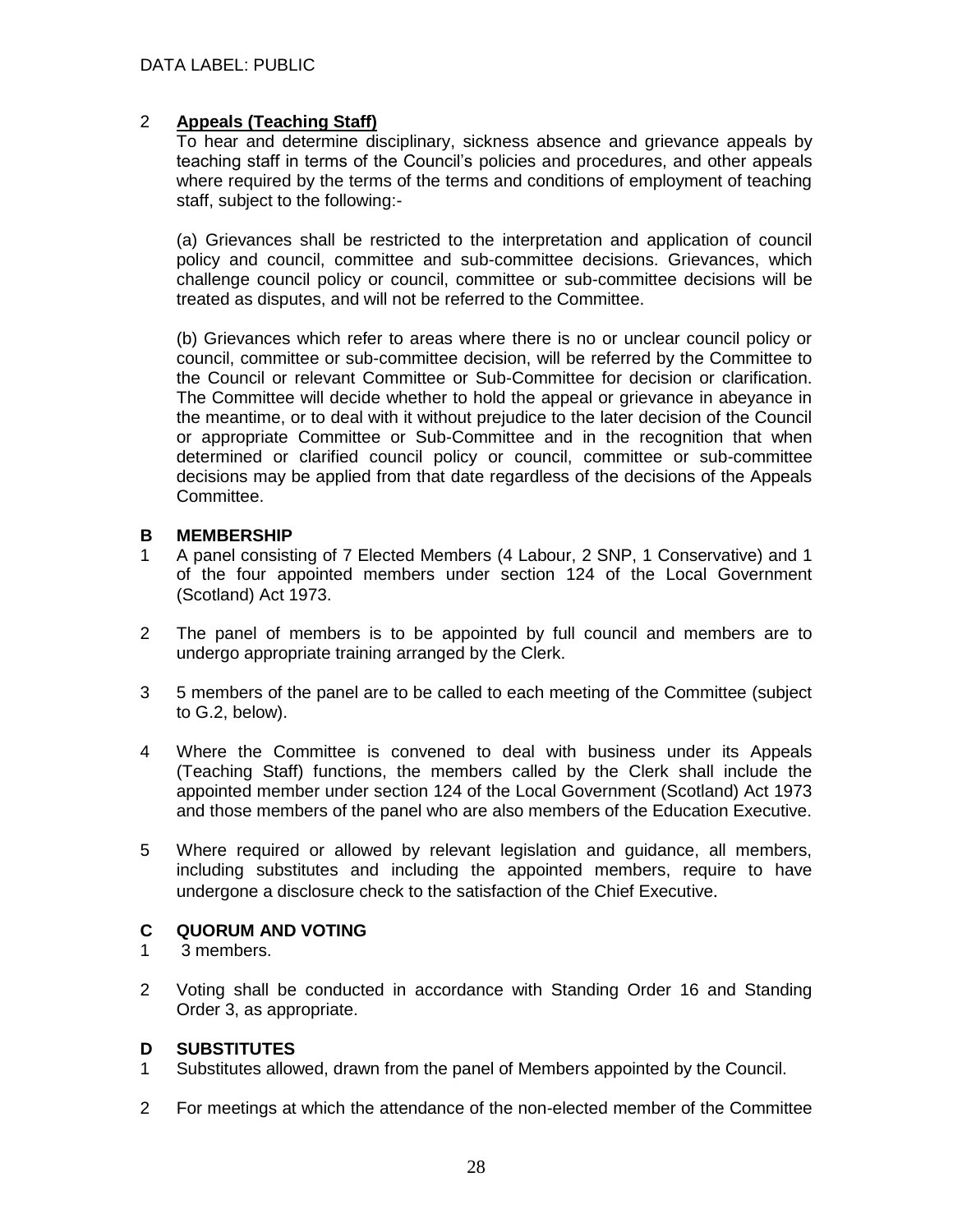2 **Appeals (Teaching Staff)**

To hear and determine disciplinary, sickness absence and grievance appeals by teaching staff in terms of the Council's policies and procedures, and other appeals where required by the terms of the terms and conditions of employment of teaching staff, subject to the following:-

(a) Grievances shall be restricted to the interpretation and application of council policy and council, committee and sub-committee decisions. Grievances, which challenge council policy or council, committee or sub-committee decisions will be treated as disputes, and will not be referred to the Committee.

(b) Grievances which refer to areas where there is no or unclear council policy or council, committee or sub-committee decision, will be referred by the Committee to the Council or relevant Committee or Sub-Committee for decision or clarification. The Committee will decide whether to hold the appeal or grievance in abeyance in the meantime, or to deal with it without prejudice to the later decision of the Council or appropriate Committee or Sub-Committee and in the recognition that when determined or clarified council policy or council, committee or sub-committee decisions may be applied from that date regardless of the decisions of the Appeals Committee.

## B MEMBERSHIP

1 A panel consisting of 7 Elected Members (4 Labour, 2 SNP, 1 Conservative) and 1 of the four appointed members under section 124 of the Local Government (Scotland) Act 1973.

2 The panel of members is to be appointed by full council and members are to undergo appropriate training arranged by the Clerk.

3 5 members of the panel are to be called to each meeting of the Committee (subject to G.2, below).

4 Where the Committee is convened to deal with business under its Appeals (Teaching Staff) functions, the members called by the Clerk shall include the appointed member under section 124 of the Local Government (Scotland) Act 1973 and those members of the panel who are also members of the Education Executive.

5 Where required or allowed by relevant legislation and guidance, all members, including substitutes and including the appointed members, require to have undergone a disclosure check to the satisfaction of the Chief Executive.

## C QUORUM AND VOTING

1 3 members.

2 Voting shall be conducted in accordance with Standing Order 16 and Standing Order 3, as appropriate.

## D SUBSTITUTES

1 Substitutes allowed, drawn from the panel of Members appointed by the Council.

2 For meetings at which the attendance of the non-elected member of the Committee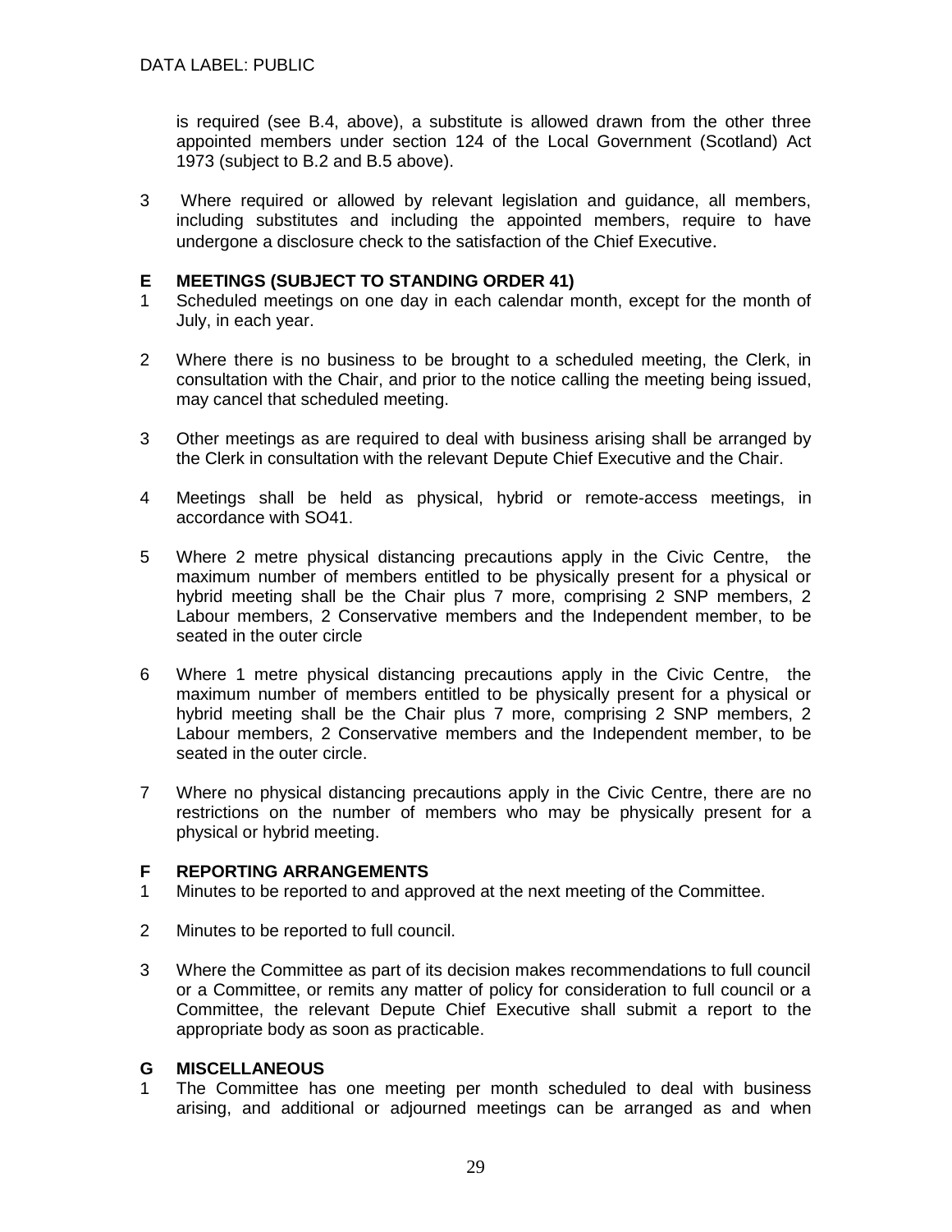is required (see B.4, above), a substitute is allowed drawn from the other three appointed members under section 124 of the Local Government (Scotland) Act 1973 (subject to B.2 and B.5 above).

3 Where required or allowed by relevant legislation and guidance, all members, including substitutes and including the appointed members, require to have undergone a disclosure check to the satisfaction of the Chief Executive.

**E MEETINGS (SUBJECT TO STANDING ORDER 41)**

1 Scheduled meetings on one day in each calendar month, except for the month of July, in each year.

2 Where there is no business to be brought to a scheduled meeting, the Clerk, in consultation with the Chair, and prior to the notice calling the meeting being issued, may cancel that scheduled meeting.

3 Other meetings as are required to deal with business arising shall be arranged by the Clerk in consultation with the relevant Depute Chief Executive and the Chair.

4 Meetings shall be held as physical, hybrid or remote-access meetings, in accordance with SO41.

5 Where 2 metre physical distancing precautions apply in the Civic Centre, the maximum number of members entitled to be physically present for a physical or hybrid meeting shall be the Chair plus 7 more, comprising 2 SNP members, 2 Labour members, 2 Conservative members and the Independent member, to be seated in the outer circle

6 Where 1 metre physical distancing precautions apply in the Civic Centre, the maximum number of members entitled to be physically present for a physical or hybrid meeting shall be the Chair plus 7 more, comprising 2 SNP members, 2 Labour members, 2 Conservative members and the Independent member, to be seated in the outer circle.

7 Where no physical distancing precautions apply in the Civic Centre, there are no restrictions on the number of members who may be physically present for a physical or hybrid meeting.

**F REPORTING ARRANGEMENTS**

1 Minutes to be reported to and approved at the next meeting of the Committee.

2 Minutes to be reported to full council.

3 Where the Committee as part of its decision makes recommendations to full council or a Committee, or remits any matter of policy for consideration to full council or a Committee, the relevant Depute Chief Executive shall submit a report to the appropriate body as soon as practicable.

**G MISCELLANEOUS**

1 The Committee has one meeting per month scheduled to deal with business arising, and additional or adjourned meetings can be arranged as and when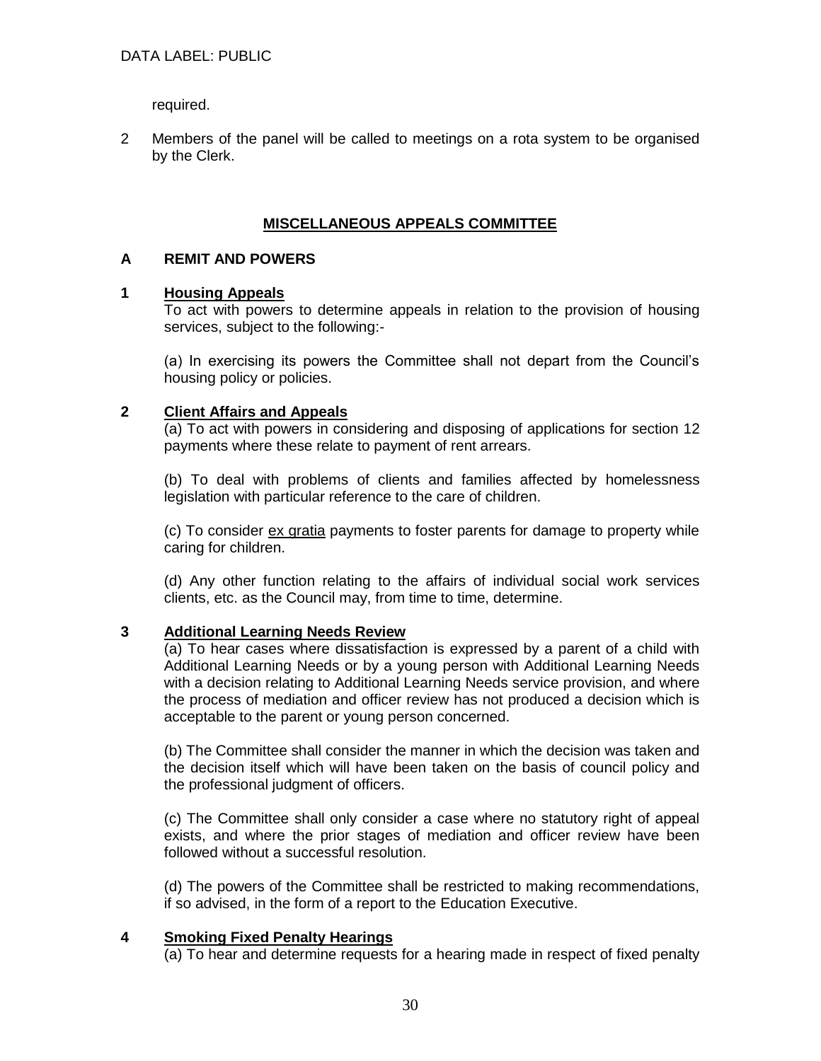required.

2 Members of the panel will be called to meetings on a rota system to be organised by the Clerk.

## MISCELLANEOUS APPEALS COMMITTEE

### A REMIT AND POWERS

**1 Housing Appeals**

To act with powers to determine appeals in relation to the provision of housing services, subject to the following:-

(a) In exercising its powers the Committee shall not depart from the Council's housing policy or policies.

**2 Client Affairs and Appeals**

(a) To act with powers in considering and disposing of applications for section 12 payments where these relate to payment of rent arrears.

(b) To deal with problems of clients and families affected by homelessness legislation with particular reference to the care of children.

(c) To consider ex gratia payments to foster parents for damage to property while caring for children.

(d) Any other function relating to the affairs of individual social work services clients, etc. as the Council may, from time to time, determine.

**3 Additional Learning Needs Review**

(a) To hear cases where dissatisfaction is expressed by a parent of a child with Additional Learning Needs or by a young person with Additional Learning Needs with a decision relating to Additional Learning Needs service provision, and where the process of mediation and officer review has not produced a decision which is acceptable to the parent or young person concerned.

(b) The Committee shall consider the manner in which the decision was taken and the decision itself which will have been taken on the basis of council policy and the professional judgment of officers.

(c) The Committee shall only consider a case where no statutory right of appeal exists, and where the prior stages of mediation and officer review have been followed without a successful resolution.

(d) The powers of the Committee shall be restricted to making recommendations, if so advised, in the form of a report to the Education Executive.

**4 Smoking Fixed Penalty Hearings**

(a) To hear and determine requests for a hearing made in respect of fixed penalty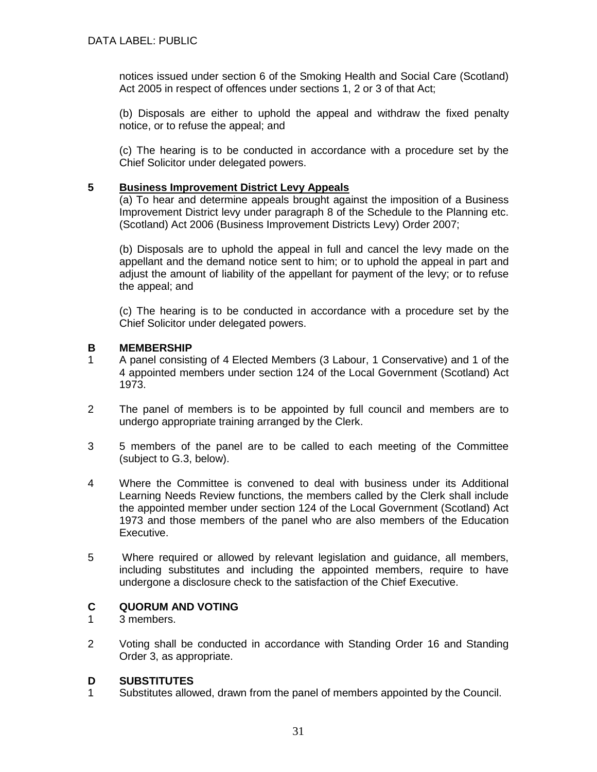notices issued under section 6 of the Smoking Health and Social Care (Scotland) Act 2005 in respect of offences under sections 1, 2 or 3 of that Act;

(b) Disposals are either to uphold the appeal and withdraw the fixed penalty notice, or to refuse the appeal; and

(c) The hearing is to be conducted in accordance with a procedure set by the Chief Solicitor under delegated powers.

**5 <u>Business Improvement District Levy Appeals</u>**

(a) To hear and determine appeals brought against the imposition of a Business Improvement District levy under paragraph 8 of the Schedule to the Planning etc. (Scotland) Act 2006 (Business Improvement Districts Levy) Order 2007;

(b) Disposals are to uphold the appeal in full and cancel the levy made on the appellant and the demand notice sent to him; or to uphold the appeal in part and adjust the amount of liability of the appellant for payment of the levy; or to refuse the appeal; and

(c) The hearing is to be conducted in accordance with a procedure set by the Chief Solicitor under delegated powers.

## B MEMBERSHIP

1 A panel consisting of 4 Elected Members (3 Labour, 1 Conservative) and 1 of the 4 appointed members under section 124 of the Local Government (Scotland) Act 1973.

2 The panel of members is to be appointed by full council and members are to undergo appropriate training arranged by the Clerk.

3 5 members of the panel are to be called to each meeting of the Committee (subject to G.3, below).

4 Where the Committee is convened to deal with business under its Additional Learning Needs Review functions, the members called by the Clerk shall include the appointed member under section 124 of the Local Government (Scotland) Act 1973 and those members of the panel who are also members of the Education Executive.

5 Where required or allowed by relevant legislation and guidance, all members, including substitutes and including the appointed members, require to have undergone a disclosure check to the satisfaction of the Chief Executive.

## C QUORUM AND VOTING

1 3 members.

2 Voting shall be conducted in accordance with Standing Order 16 and Standing Order 3, as appropriate.

## D SUBSTITUTES

1 Substitutes allowed, drawn from the panel of members appointed by the Council.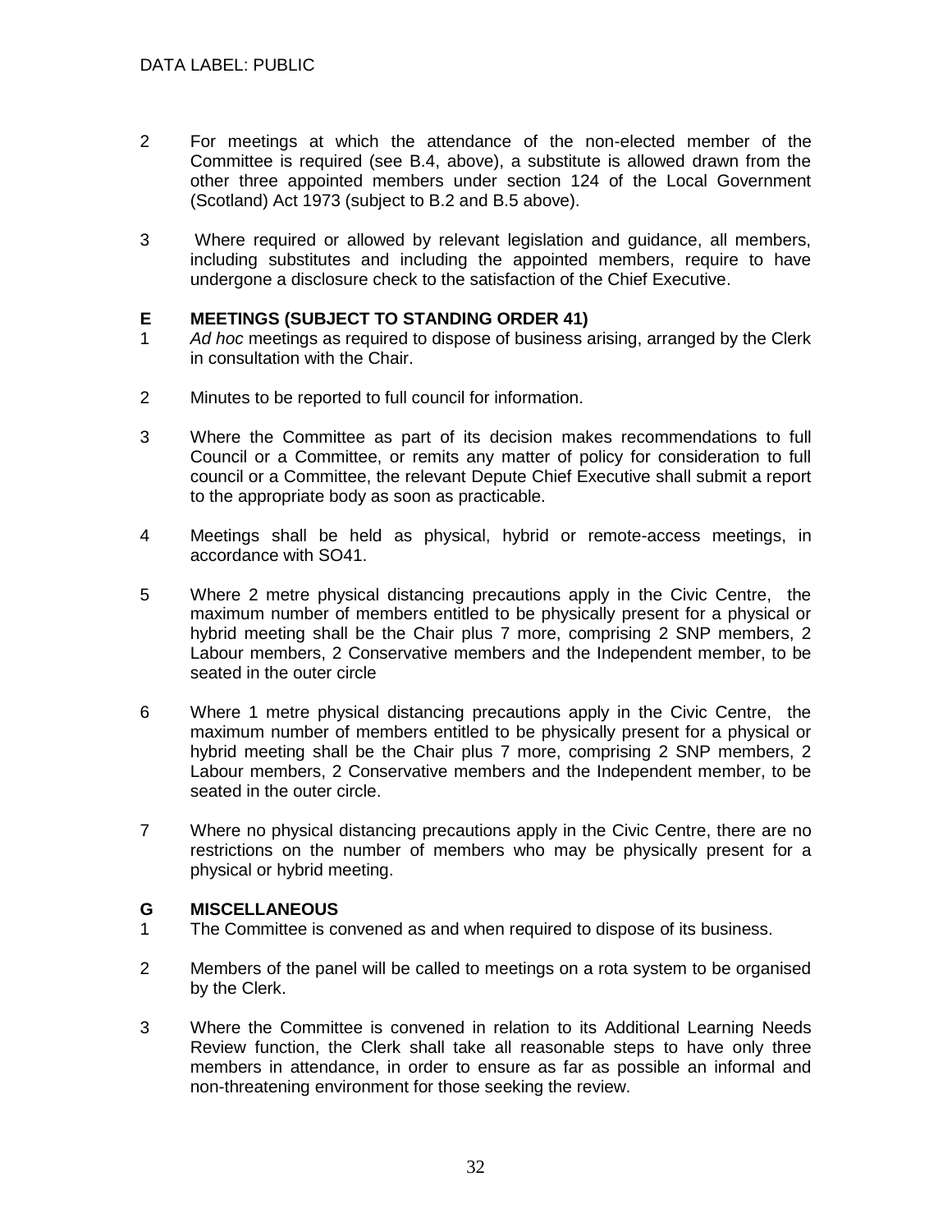2 For meetings at which the attendance of the non-elected member of the Committee is required (see B.4, above), a substitute is allowed drawn from the other three appointed members under section 124 of the Local Government (Scotland) Act 1973 (subject to B.2 and B.5 above).

3 Where required or allowed by relevant legislation and guidance, all members, including substitutes and including the appointed members, require to have undergone a disclosure check to the satisfaction of the Chief Executive.

## E MEETINGS (SUBJECT TO STANDING ORDER 41)

1 *Ad hoc* meetings as required to dispose of business arising, arranged by the Clerk in consultation with the Chair.

2 Minutes to be reported to full council for information.

3 Where the Committee as part of its decision makes recommendations to full Council or a Committee, or remits any matter of policy for consideration to full council or a Committee, the relevant Depute Chief Executive shall submit a report to the appropriate body as soon as practicable.

4 Meetings shall be held as physical, hybrid or remote-access meetings, in accordance with SO41.

5 Where 2 metre physical distancing precautions apply in the Civic Centre, the maximum number of members entitled to be physically present for a physical or hybrid meeting shall be the Chair plus 7 more, comprising 2 SNP members, 2 Labour members, 2 Conservative members and the Independent member, to be seated in the outer circle

6 Where 1 metre physical distancing precautions apply in the Civic Centre, the maximum number of members entitled to be physically present for a physical or hybrid meeting shall be the Chair plus 7 more, comprising 2 SNP members, 2 Labour members, 2 Conservative members and the Independent member, to be seated in the outer circle.

7 Where no physical distancing precautions apply in the Civic Centre, there are no restrictions on the number of members who may be physically present for a physical or hybrid meeting.

## G MISCELLANEOUS

1 The Committee is convened as and when required to dispose of its business.

2 Members of the panel will be called to meetings on a rota system to be organised by the Clerk.

3 Where the Committee is convened in relation to its Additional Learning Needs Review function, the Clerk shall take all reasonable steps to have only three members in attendance, in order to ensure as far as possible an informal and non-threatening environment for those seeking the review.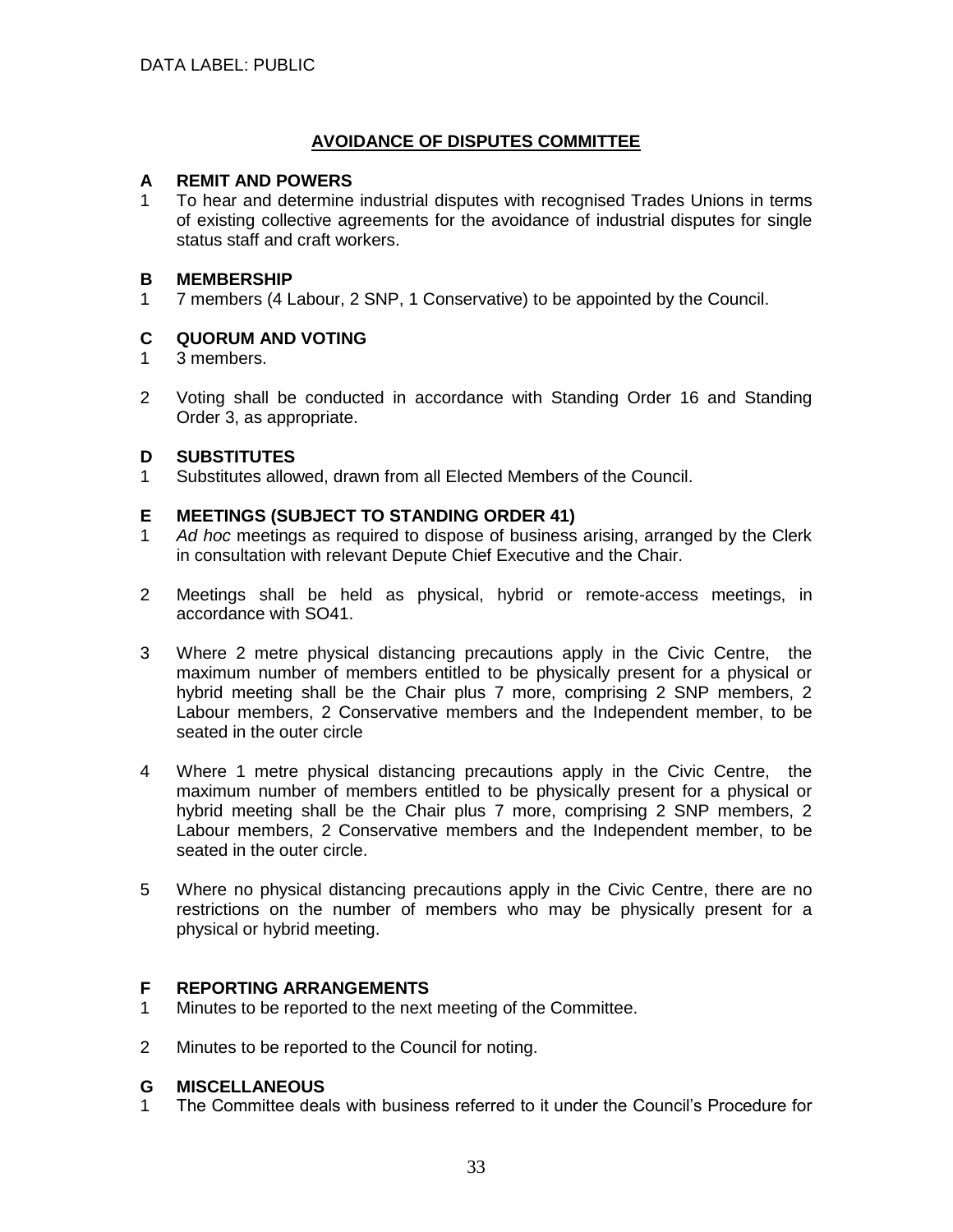DATA LABEL: PUBLIC

## AVOIDANCE OF DISPUTES COMMITTEE

### A REMIT AND POWERS

1 To hear and determine industrial disputes with recognised Trades Unions in terms of existing collective agreements for the avoidance of industrial disputes for single status staff and craft workers.

### B MEMBERSHIP

1 7 members (4 Labour, 2 SNP, 1 Conservative) to be appointed by the Council.

### C QUORUM AND VOTING

1 3 members.

2 Voting shall be conducted in accordance with Standing Order 16 and Standing Order 3, as appropriate.

### D SUBSTITUTES

1 Substitutes allowed, drawn from all Elected Members of the Council.

### E MEETINGS (SUBJECT TO STANDING ORDER 41)

1 *Ad hoc* meetings as required to dispose of business arising, arranged by the Clerk in consultation with relevant Depute Chief Executive and the Chair.

2 Meetings shall be held as physical, hybrid or remote-access meetings, in accordance with SO41.

3 Where 2 metre physical distancing precautions apply in the Civic Centre, the maximum number of members entitled to be physically present for a physical or hybrid meeting shall be the Chair plus 7 more, comprising 2 SNP members, 2 Labour members, 2 Conservative members and the Independent member, to be seated in the outer circle

4 Where 1 metre physical distancing precautions apply in the Civic Centre, the maximum number of members entitled to be physically present for a physical or hybrid meeting shall be the Chair plus 7 more, comprising 2 SNP members, 2 Labour members, 2 Conservative members and the Independent member, to be seated in the outer circle.

5 Where no physical distancing precautions apply in the Civic Centre, there are no restrictions on the number of members who may be physically present for a physical or hybrid meeting.

### F REPORTING ARRANGEMENTS

1 Minutes to be reported to the next meeting of the Committee.

2 Minutes to be reported to the Council for noting.

### G MISCELLANEOUS

1 The Committee deals with business referred to it under the Council's Procedure for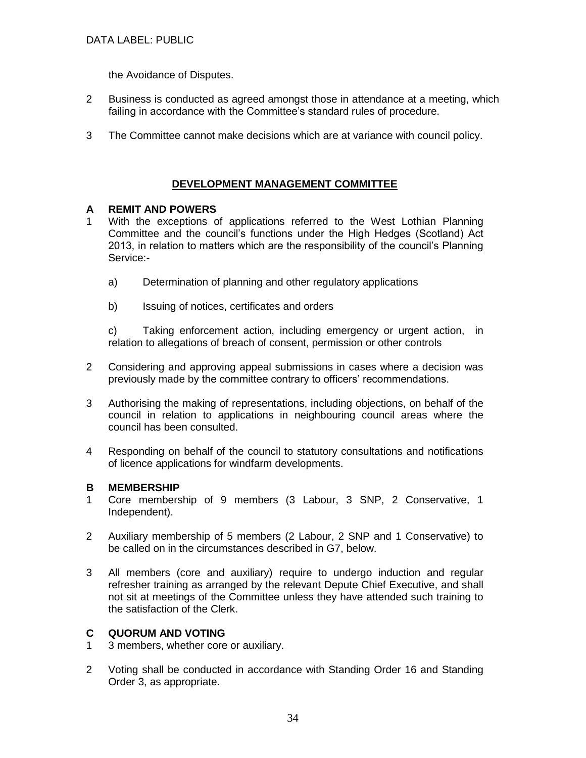the Avoidance of Disputes.

2 Business is conducted as agreed amongst those in attendance at a meeting, which failing in accordance with the Committee's standard rules of procedure.

3 The Committee cannot make decisions which are at variance with council policy.

## DEVELOPMENT MANAGEMENT COMMITTEE

### A REMIT AND POWERS

1 With the exceptions of applications referred to the West Lothian Planning Committee and the council's functions under the High Hedges (Scotland) Act 2013, in relation to matters which are the responsibility of the council's Planning Service:-

a) Determination of planning and other regulatory applications

b) Issuing of notices, certificates and orders

c) Taking enforcement action, including emergency or urgent action, in relation to allegations of breach of consent, permission or other controls

2 Considering and approving appeal submissions in cases where a decision was previously made by the committee contrary to officers' recommendations.

3 Authorising the making of representations, including objections, on behalf of the council in relation to applications in neighbouring council areas where the council has been consulted.

4 Responding on behalf of the council to statutory consultations and notifications of licence applications for windfarm developments.

### B MEMBERSHIP

1 Core membership of 9 members (3 Labour, 3 SNP, 2 Conservative, 1 Independent).

2 Auxiliary membership of 5 members (2 Labour, 2 SNP and 1 Conservative) to be called on in the circumstances described in G7, below.

3 All members (core and auxiliary) require to undergo induction and regular refresher training as arranged by the relevant Depute Chief Executive, and shall not sit at meetings of the Committee unless they have attended such training to the satisfaction of the Clerk.

### C QUORUM AND VOTING

1 3 members, whether core or auxiliary.

2 Voting shall be conducted in accordance with Standing Order 16 and Standing Order 3, as appropriate.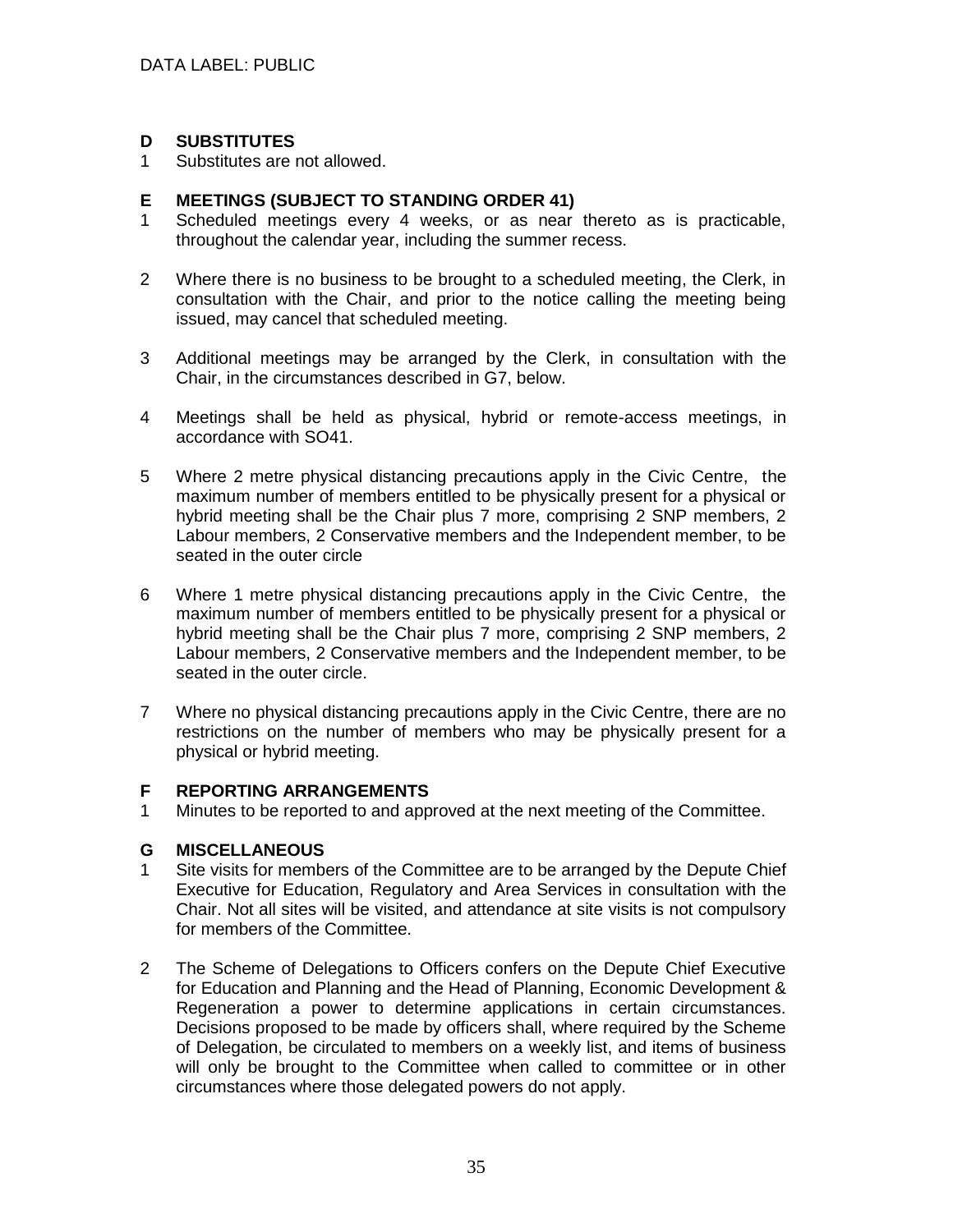## D SUBSTITUTES

1 Substitutes are not allowed.

## E MEETINGS (SUBJECT TO STANDING ORDER 41)

1 Scheduled meetings every 4 weeks, or as near thereto as is practicable, throughout the calendar year, including the summer recess.

2 Where there is no business to be brought to a scheduled meeting, the Clerk, in consultation with the Chair, and prior to the notice calling the meeting being issued, may cancel that scheduled meeting.

3 Additional meetings may be arranged by the Clerk, in consultation with the Chair, in the circumstances described in G7, below.

4 Meetings shall be held as physical, hybrid or remote-access meetings, in accordance with SO41.

5 Where 2 metre physical distancing precautions apply in the Civic Centre, the maximum number of members entitled to be physically present for a physical or hybrid meeting shall be the Chair plus 7 more, comprising 2 SNP members, 2 Labour members, 2 Conservative members and the Independent member, to be seated in the outer circle

6 Where 1 metre physical distancing precautions apply in the Civic Centre, the maximum number of members entitled to be physically present for a physical or hybrid meeting shall be the Chair plus 7 more, comprising 2 SNP members, 2 Labour members, 2 Conservative members and the Independent member, to be seated in the outer circle.

7 Where no physical distancing precautions apply in the Civic Centre, there are no restrictions on the number of members who may be physically present for a physical or hybrid meeting.

## F REPORTING ARRANGEMENTS

1 Minutes to be reported to and approved at the next meeting of the Committee.

## G MISCELLANEOUS

1 Site visits for members of the Committee are to be arranged by the Depute Chief Executive for Education, Regulatory and Area Services in consultation with the Chair. Not all sites will be visited, and attendance at site visits is not compulsory for members of the Committee.

2 The Scheme of Delegations to Officers confers on the Depute Chief Executive for Education and Planning and the Head of Planning, Economic Development & Regeneration a power to determine applications in certain circumstances. Decisions proposed to be made by officers shall, where required by the Scheme of Delegation, be circulated to members on a weekly list, and items of business will only be brought to the Committee when called to committee or in other circumstances where those delegated powers do not apply.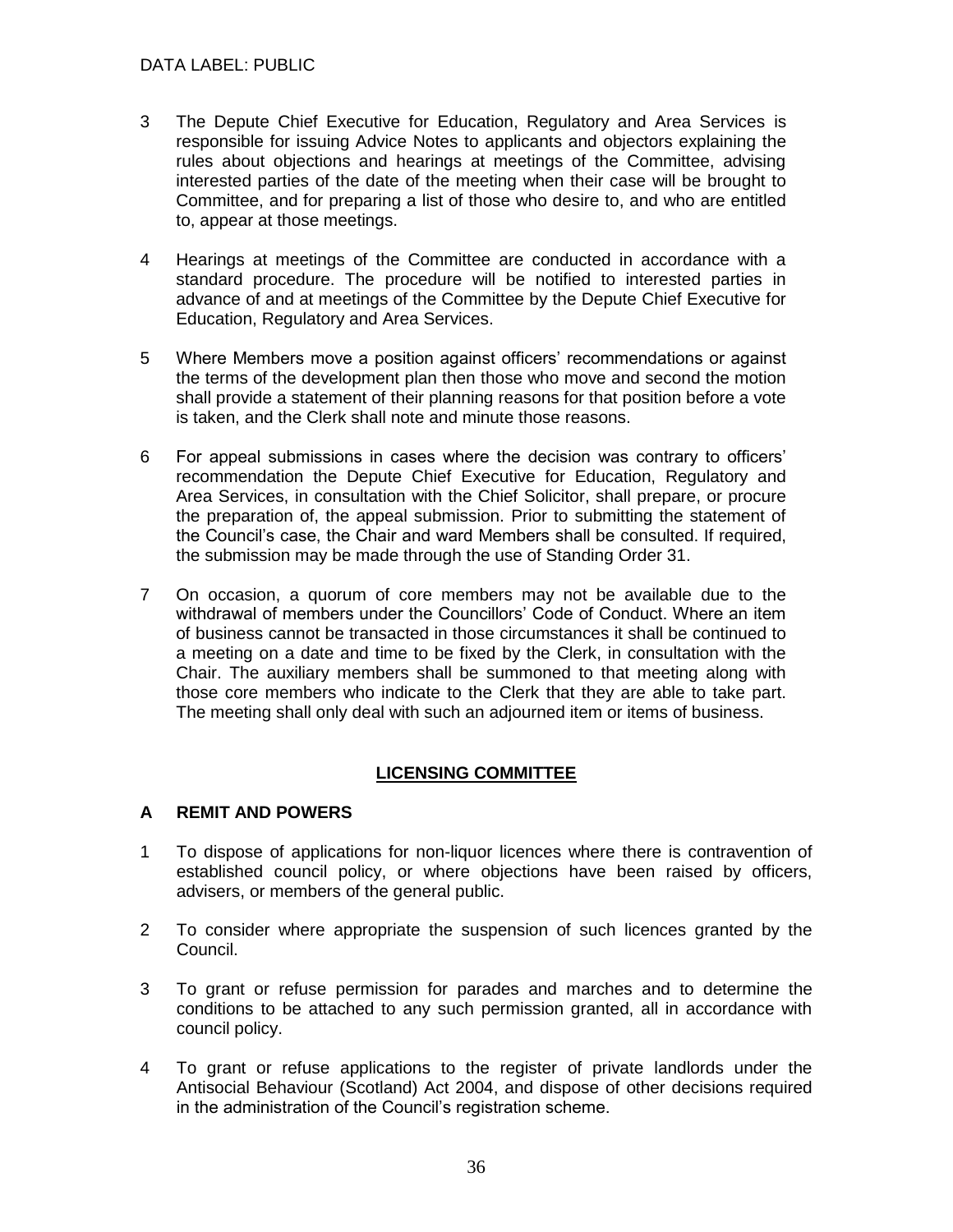3 The Depute Chief Executive for Education, Regulatory and Area Services is responsible for issuing Advice Notes to applicants and objectors explaining the rules about objections and hearings at meetings of the Committee, advising interested parties of the date of the meeting when their case will be brought to Committee, and for preparing a list of those who desire to, and who are entitled to, appear at those meetings.

4 Hearings at meetings of the Committee are conducted in accordance with a standard procedure. The procedure will be notified to interested parties in advance of and at meetings of the Committee by the Depute Chief Executive for Education, Regulatory and Area Services.

5 Where Members move a position against officers' recommendations or against the terms of the development plan then those who move and second the motion shall provide a statement of their planning reasons for that position before a vote is taken, and the Clerk shall note and minute those reasons.

6 For appeal submissions in cases where the decision was contrary to officers' recommendation the Depute Chief Executive for Education, Regulatory and Area Services, in consultation with the Chief Solicitor, shall prepare, or procure the preparation of, the appeal submission. Prior to submitting the statement of the Council's case, the Chair and ward Members shall be consulted. If required, the submission may be made through the use of Standing Order 31.

7 On occasion, a quorum of core members may not be available due to the withdrawal of members under the Councillors' Code of Conduct. Where an item of business cannot be transacted in those circumstances it shall be continued to a meeting on a date and time to be fixed by the Clerk, in consultation with the Chair. The auxiliary members shall be summoned to that meeting along with those core members who indicate to the Clerk that they are able to take part. The meeting shall only deal with such an adjourned item or items of business.

## LICENSING COMMITTEE

### A REMIT AND POWERS

1 To dispose of applications for non-liquor licences where there is contravention of established council policy, or where objections have been raised by officers, advisers, or members of the general public.

2 To consider where appropriate the suspension of such licences granted by the Council.

3 To grant or refuse permission for parades and marches and to determine the conditions to be attached to any such permission granted, all in accordance with council policy.

4 To grant or refuse applications to the register of private landlords under the Antisocial Behaviour (Scotland) Act 2004, and dispose of other decisions required in the administration of the Council's registration scheme.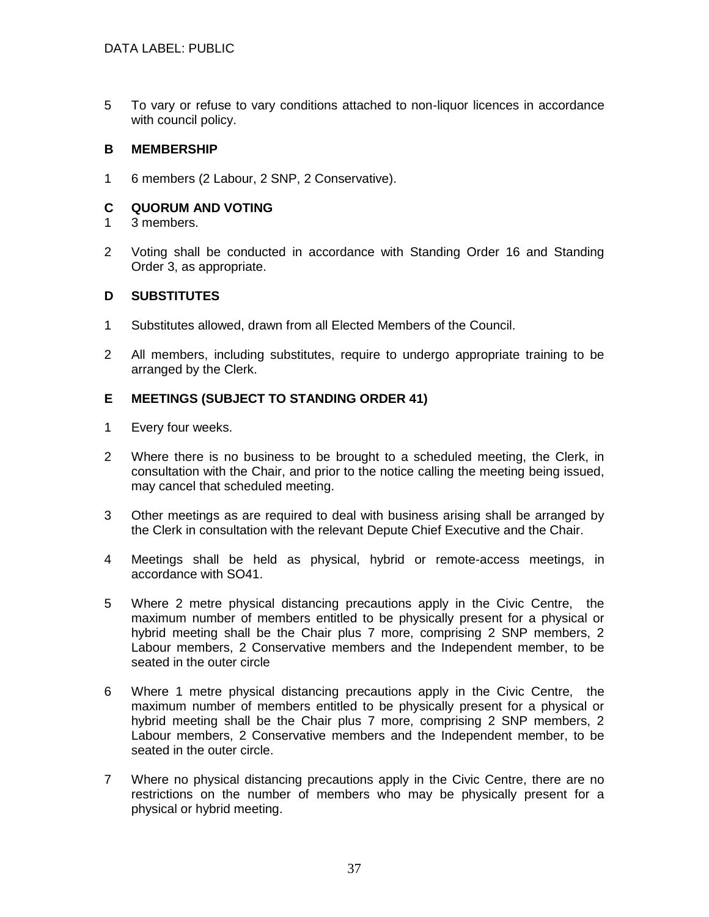5 To vary or refuse to vary conditions attached to non-liquor licences in accordance with council policy.

## B MEMBERSHIP

1 6 members (2 Labour, 2 SNP, 2 Conservative).

## C QUORUM AND VOTING

1 3 members.

2 Voting shall be conducted in accordance with Standing Order 16 and Standing Order 3, as appropriate.

## D SUBSTITUTES

1 Substitutes allowed, drawn from all Elected Members of the Council.

2 All members, including substitutes, require to undergo appropriate training to be arranged by the Clerk.

## E MEETINGS (SUBJECT TO STANDING ORDER 41)

1 Every four weeks.

2 Where there is no business to be brought to a scheduled meeting, the Clerk, in consultation with the Chair, and prior to the notice calling the meeting being issued, may cancel that scheduled meeting.

3 Other meetings as are required to deal with business arising shall be arranged by the Clerk in consultation with the relevant Depute Chief Executive and the Chair.

4 Meetings shall be held as physical, hybrid or remote-access meetings, in accordance with SO41.

5 Where 2 metre physical distancing precautions apply in the Civic Centre, the maximum number of members entitled to be physically present for a physical or hybrid meeting shall be the Chair plus 7 more, comprising 2 SNP members, 2 Labour members, 2 Conservative members and the Independent member, to be seated in the outer circle

6 Where 1 metre physical distancing precautions apply in the Civic Centre, the maximum number of members entitled to be physically present for a physical or hybrid meeting shall be the Chair plus 7 more, comprising 2 SNP members, 2 Labour members, 2 Conservative members and the Independent member, to be seated in the outer circle.

7 Where no physical distancing precautions apply in the Civic Centre, there are no restrictions on the number of members who may be physically present for a physical or hybrid meeting.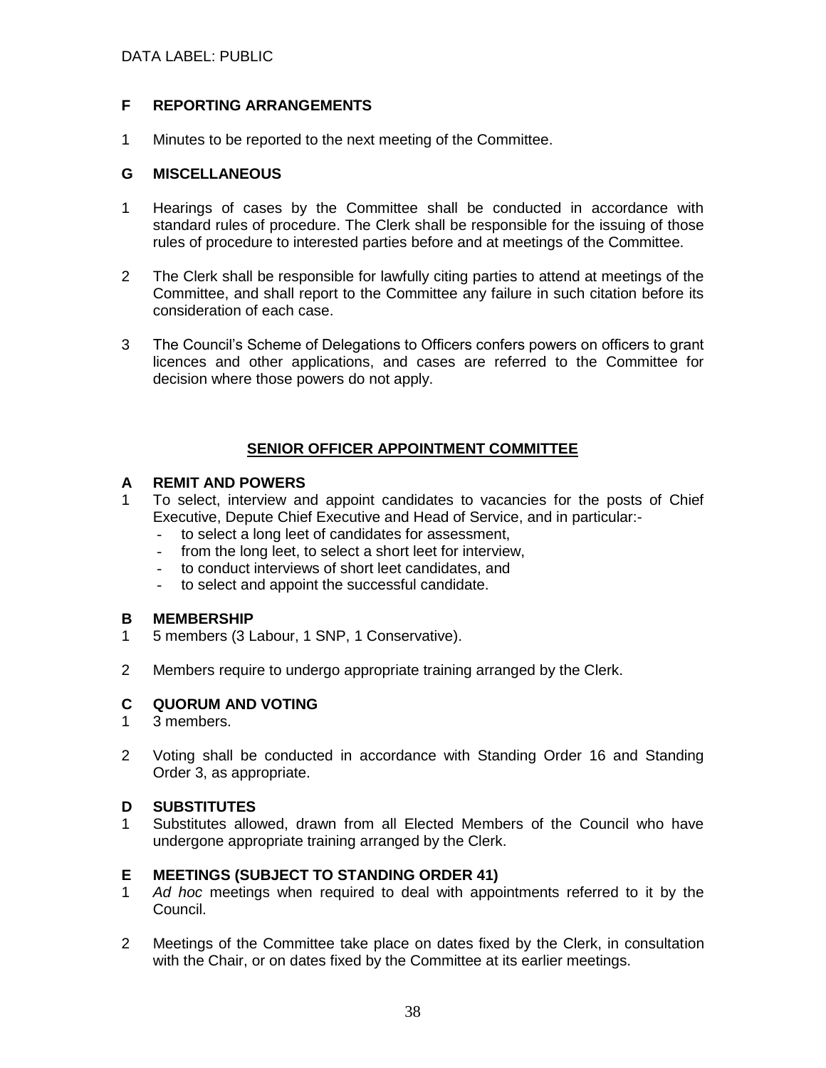**F REPORTING ARRANGEMENTS**

1 Minutes to be reported to the next meeting of the Committee.

**G MISCELLANEOUS**

1 Hearings of cases by the Committee shall be conducted in accordance with standard rules of procedure. The Clerk shall be responsible for the issuing of those rules of procedure to interested parties before and at meetings of the Committee.

2 The Clerk shall be responsible for lawfully citing parties to attend at meetings of the Committee, and shall report to the Committee any failure in such citation before its consideration of each case.

3 The Council's Scheme of Delegations to Officers confers powers on officers to grant licences and other applications, and cases are referred to the Committee for decision where those powers do not apply.

## SENIOR OFFICER APPOINTMENT COMMITTEE

**A REMIT AND POWERS**

1 To select, interview and appoint candidates to vacancies for the posts of Chief Executive, Depute Chief Executive and Head of Service, and in particular:-
- to select a long leet of candidates for assessment,
- from the long leet, to select a short leet for interview,
- to conduct interviews of short leet candidates, and
- to select and appoint the successful candidate.

**B MEMBERSHIP**

1 5 members (3 Labour, 1 SNP, 1 Conservative).

2 Members require to undergo appropriate training arranged by the Clerk.

**C QUORUM AND VOTING**

1 3 members.

2 Voting shall be conducted in accordance with Standing Order 16 and Standing Order 3, as appropriate.

**D SUBSTITUTES**

1 Substitutes allowed, drawn from all Elected Members of the Council who have undergone appropriate training arranged by the Clerk.

**E MEETINGS (SUBJECT TO STANDING ORDER 41)**

1 *Ad hoc* meetings when required to deal with appointments referred to it by the Council.

2 Meetings of the Committee take place on dates fixed by the Clerk, in consultation with the Chair, or on dates fixed by the Committee at its earlier meetings.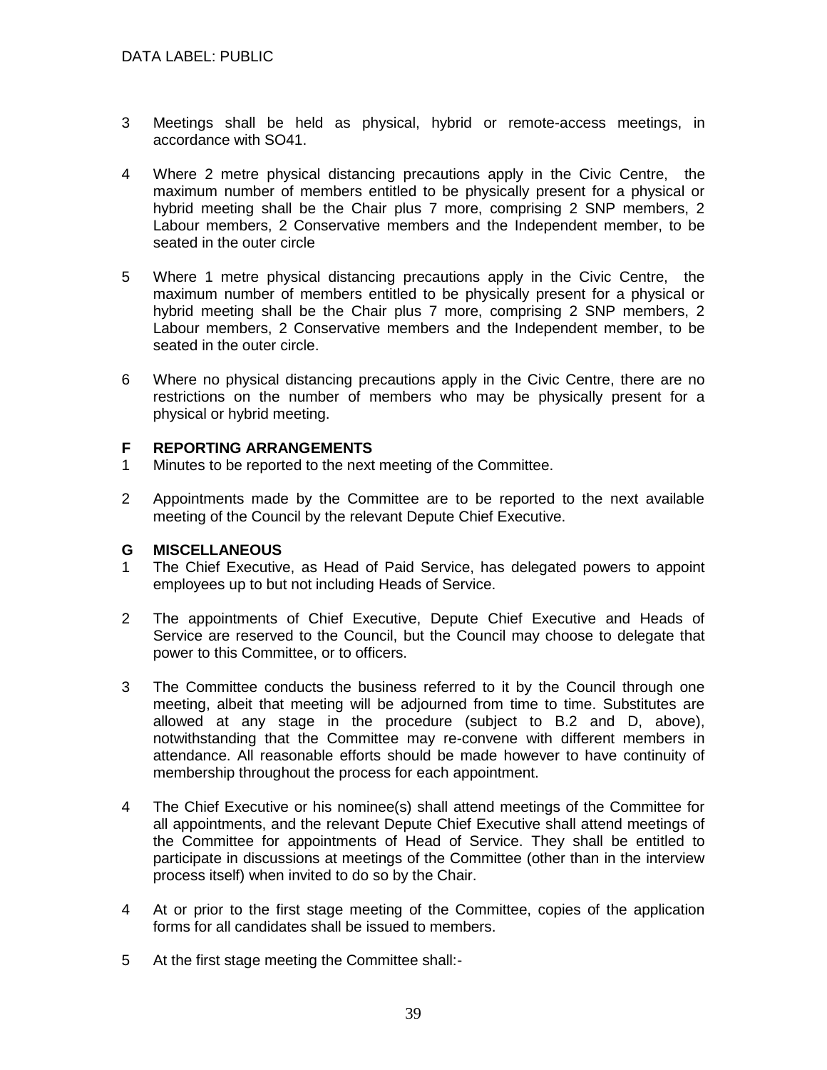3 Meetings shall be held as physical, hybrid or remote-access meetings, in accordance with SO41.

4 Where 2 metre physical distancing precautions apply in the Civic Centre, the maximum number of members entitled to be physically present for a physical or hybrid meeting shall be the Chair plus 7 more, comprising 2 SNP members, 2 Labour members, 2 Conservative members and the Independent member, to be seated in the outer circle

5 Where 1 metre physical distancing precautions apply in the Civic Centre, the maximum number of members entitled to be physically present for a physical or hybrid meeting shall be the Chair plus 7 more, comprising 2 SNP members, 2 Labour members, 2 Conservative members and the Independent member, to be seated in the outer circle.

6 Where no physical distancing precautions apply in the Civic Centre, there are no restrictions on the number of members who may be physically present for a physical or hybrid meeting.

## F REPORTING ARRANGEMENTS

1 Minutes to be reported to the next meeting of the Committee.

2 Appointments made by the Committee are to be reported to the next available meeting of the Council by the relevant Depute Chief Executive.

## G MISCELLANEOUS

1 The Chief Executive, as Head of Paid Service, has delegated powers to appoint employees up to but not including Heads of Service.

2 The appointments of Chief Executive, Depute Chief Executive and Heads of Service are reserved to the Council, but the Council may choose to delegate that power to this Committee, or to officers.

3 The Committee conducts the business referred to it by the Council through one meeting, albeit that meeting will be adjourned from time to time. Substitutes are allowed at any stage in the procedure (subject to B.2 and D, above), notwithstanding that the Committee may re-convene with different members in attendance. All reasonable efforts should be made however to have continuity of membership throughout the process for each appointment.

4 The Chief Executive or his nominee(s) shall attend meetings of the Committee for all appointments, and the relevant Depute Chief Executive shall attend meetings of the Committee for appointments of Head of Service. They shall be entitled to participate in discussions at meetings of the Committee (other than in the interview process itself) when invited to do so by the Chair.

4 At or prior to the first stage meeting of the Committee, copies of the application forms for all candidates shall be issued to members.

5 At the first stage meeting the Committee shall:-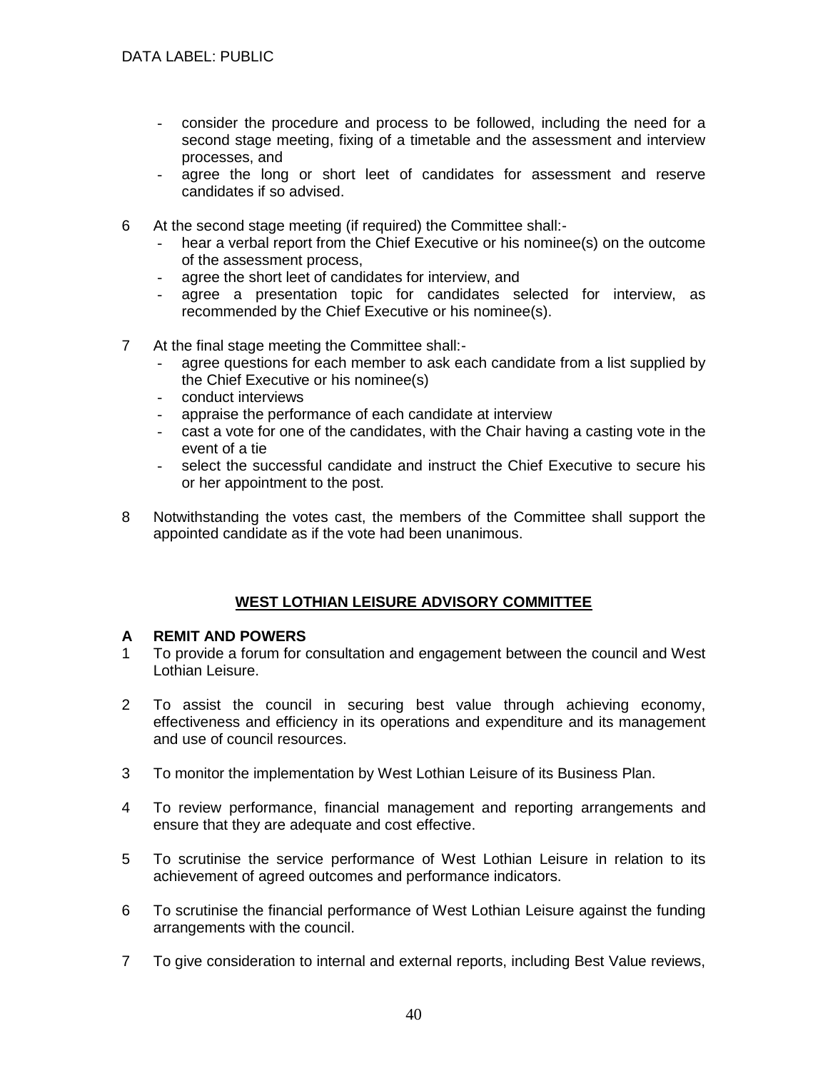- consider the procedure and process to be followed, including the need for a second stage meeting, fixing of a timetable and the assessment and interview processes, and
- agree the long or short leet of candidates for assessment and reserve candidates if so advised.

6 At the second stage meeting (if required) the Committee shall:-
  - hear a verbal report from the Chief Executive or his nominee(s) on the outcome of the assessment process,
  - agree the short leet of candidates for interview, and
  - agree a presentation topic for candidates selected for interview, as recommended by the Chief Executive or his nominee(s).

7 At the final stage meeting the Committee shall:-
  - agree questions for each member to ask each candidate from a list supplied by the Chief Executive or his nominee(s)
  - conduct interviews
  - appraise the performance of each candidate at interview
  - cast a vote for one of the candidates, with the Chair having a casting vote in the event of a tie
  - select the successful candidate and instruct the Chief Executive to secure his or her appointment to the post.

8 Notwithstanding the votes cast, the members of the Committee shall support the appointed candidate as if the vote had been unanimous.

## WEST LOTHIAN LEISURE ADVISORY COMMITTEE

### A REMIT AND POWERS

1 To provide a forum for consultation and engagement between the council and West Lothian Leisure.

2 To assist the council in securing best value through achieving economy, effectiveness and efficiency in its operations and expenditure and its management and use of council resources.

3 To monitor the implementation by West Lothian Leisure of its Business Plan.

4 To review performance, financial management and reporting arrangements and ensure that they are adequate and cost effective.

5 To scrutinise the service performance of West Lothian Leisure in relation to its achievement of agreed outcomes and performance indicators.

6 To scrutinise the financial performance of West Lothian Leisure against the funding arrangements with the council.

7 To give consideration to internal and external reports, including Best Value reviews,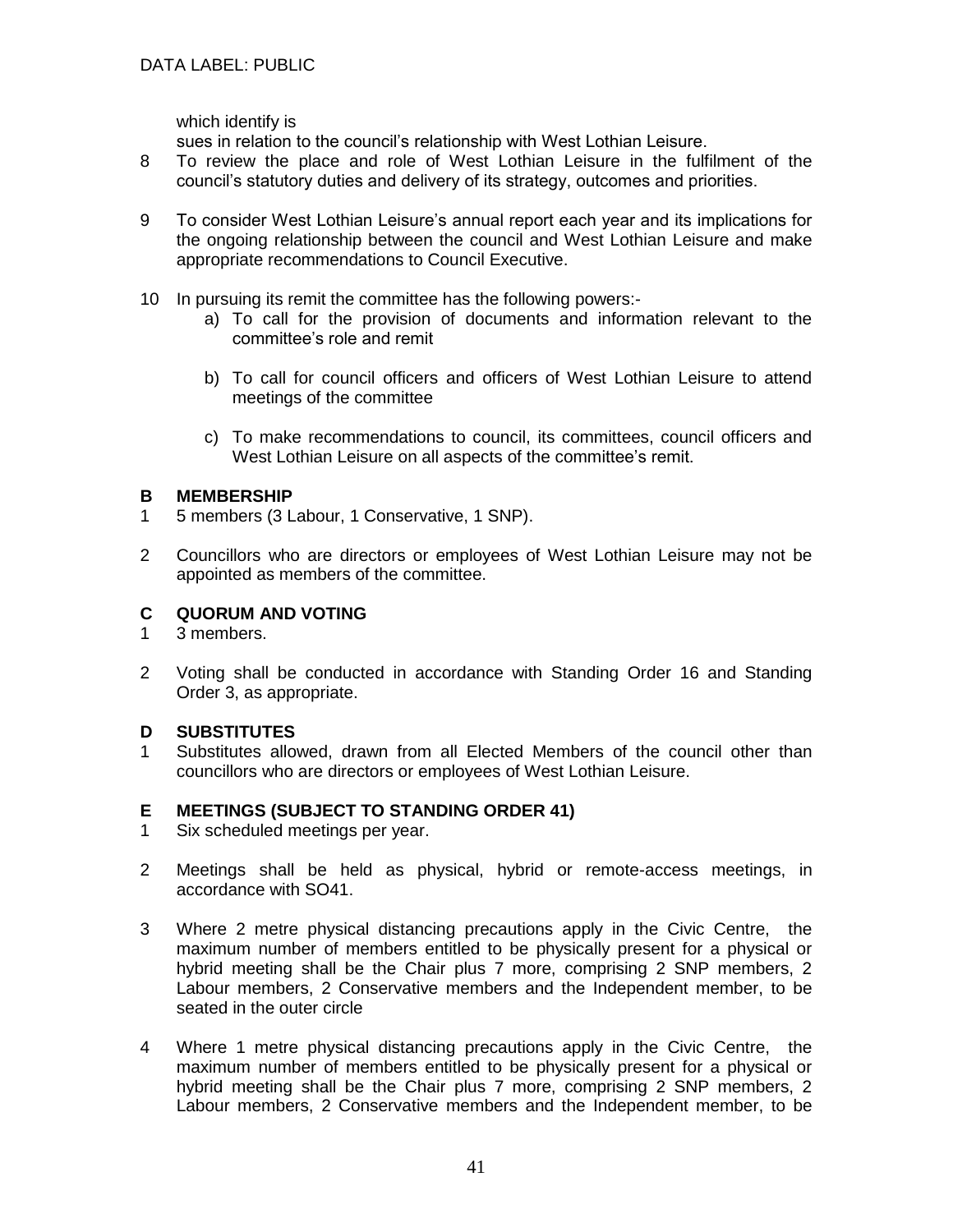which identify issues in relation to the council's relationship with West Lothian Leisure.

8 To review the place and role of West Lothian Leisure in the fulfilment of the council's statutory duties and delivery of its strategy, outcomes and priorities.

9 To consider West Lothian Leisure's annual report each year and its implications for the ongoing relationship between the council and West Lothian Leisure and make appropriate recommendations to Council Executive.

10 In pursuing its remit the committee has the following powers:-

   a) To call for the provision of documents and information relevant to the committee's role and remit

   b) To call for council officers and officers of West Lothian Leisure to attend meetings of the committee

   c) To make recommendations to council, its committees, council officers and West Lothian Leisure on all aspects of the committee's remit.

## B MEMBERSHIP

1 5 members (3 Labour, 1 Conservative, 1 SNP).

2 Councillors who are directors or employees of West Lothian Leisure may not be appointed as members of the committee.

## C QUORUM AND VOTING

1 3 members.

2 Voting shall be conducted in accordance with Standing Order 16 and Standing Order 3, as appropriate.

## D SUBSTITUTES

1 Substitutes allowed, drawn from all Elected Members of the council other than councillors who are directors or employees of West Lothian Leisure.

## E MEETINGS (SUBJECT TO STANDING ORDER 41)

1 Six scheduled meetings per year.

2 Meetings shall be held as physical, hybrid or remote-access meetings, in accordance with SO41.

3 Where 2 metre physical distancing precautions apply in the Civic Centre, the maximum number of members entitled to be physically present for a physical or hybrid meeting shall be the Chair plus 7 more, comprising 2 SNP members, 2 Labour members, 2 Conservative members and the Independent member, to be seated in the outer circle

4 Where 1 metre physical distancing precautions apply in the Civic Centre, the maximum number of members entitled to be physically present for a physical or hybrid meeting shall be the Chair plus 7 more, comprising 2 SNP members, 2 Labour members, 2 Conservative members and the Independent member, to be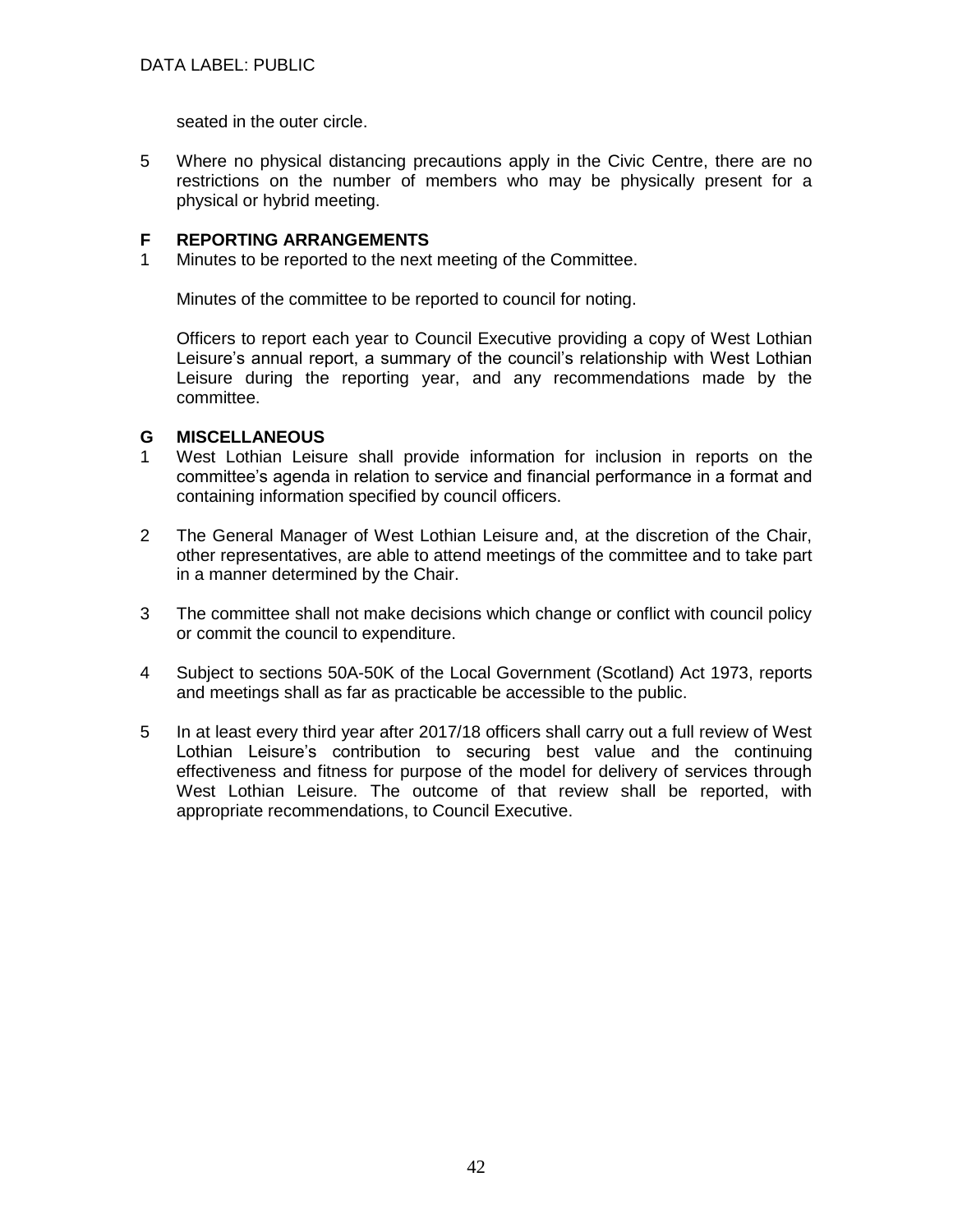seated in the outer circle.

5 Where no physical distancing precautions apply in the Civic Centre, there are no restrictions on the number of members who may be physically present for a physical or hybrid meeting.

## F REPORTING ARRANGEMENTS

1 Minutes to be reported to the next meeting of the Committee.

Minutes of the committee to be reported to council for noting.

Officers to report each year to Council Executive providing a copy of West Lothian Leisure's annual report, a summary of the council's relationship with West Lothian Leisure during the reporting year, and any recommendations made by the committee.

## G MISCELLANEOUS

1 West Lothian Leisure shall provide information for inclusion in reports on the committee's agenda in relation to service and financial performance in a format and containing information specified by council officers.

2 The General Manager of West Lothian Leisure and, at the discretion of the Chair, other representatives, are able to attend meetings of the committee and to take part in a manner determined by the Chair.

3 The committee shall not make decisions which change or conflict with council policy or commit the council to expenditure.

4 Subject to sections 50A-50K of the Local Government (Scotland) Act 1973, reports and meetings shall as far as practicable be accessible to the public.

5 In at least every third year after 2017/18 officers shall carry out a full review of West Lothian Leisure's contribution to securing best value and the continuing effectiveness and fitness for purpose of the model for delivery of services through West Lothian Leisure. The outcome of that review shall be reported, with appropriate recommendations, to Council Executive.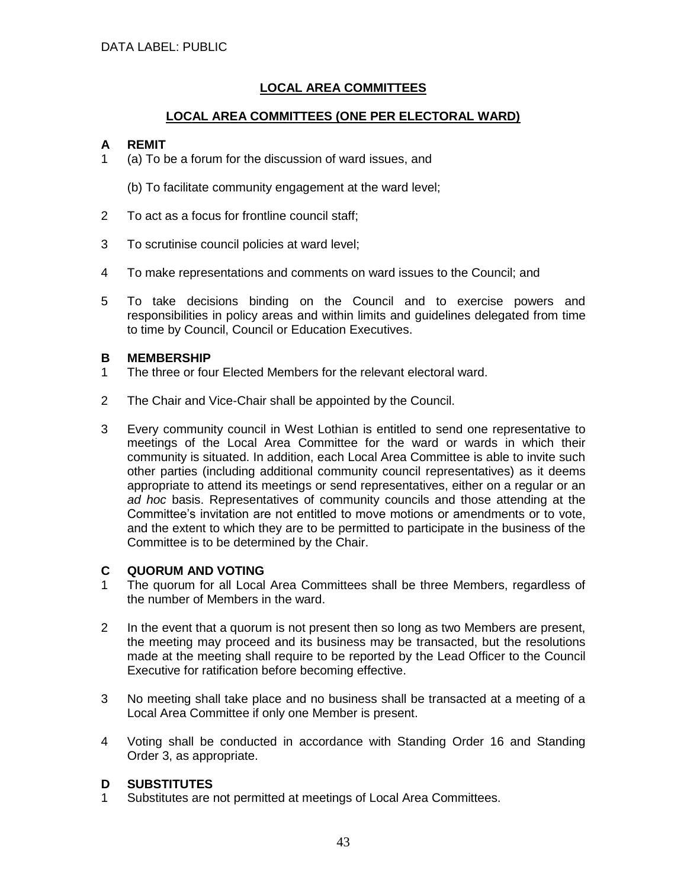DATA LABEL: PUBLIC

# LOCAL AREA COMMITTEES

## LOCAL AREA COMMITTEES (ONE PER ELECTORAL WARD)

### A REMIT

1 (a) To be a forum for the discussion of ward issues, and

(b) To facilitate community engagement at the ward level;

2 To act as a focus for frontline council staff;

3 To scrutinise council policies at ward level;

4 To make representations and comments on ward issues to the Council; and

5 To take decisions binding on the Council and to exercise powers and responsibilities in policy areas and within limits and guidelines delegated from time to time by Council, Council or Education Executives.

### B MEMBERSHIP

1 The three or four Elected Members for the relevant electoral ward.

2 The Chair and Vice-Chair shall be appointed by the Council.

3 Every community council in West Lothian is entitled to send one representative to meetings of the Local Area Committee for the ward or wards in which their community is situated. In addition, each Local Area Committee is able to invite such other parties (including additional community council representatives) as it deems appropriate to attend its meetings or send representatives, either on a regular or an *ad hoc* basis. Representatives of community councils and those attending at the Committee's invitation are not entitled to move motions or amendments or to vote, and the extent to which they are to be permitted to participate in the business of the Committee is to be determined by the Chair.

### C QUORUM AND VOTING

1 The quorum for all Local Area Committees shall be three Members, regardless of the number of Members in the ward.

2 In the event that a quorum is not present then so long as two Members are present, the meeting may proceed and its business may be transacted, but the resolutions made at the meeting shall require to be reported by the Lead Officer to the Council Executive for ratification before becoming effective.

3 No meeting shall take place and no business shall be transacted at a meeting of a Local Area Committee if only one Member is present.

4 Voting shall be conducted in accordance with Standing Order 16 and Standing Order 3, as appropriate.

### D SUBSTITUTES

1 Substitutes are not permitted at meetings of Local Area Committees.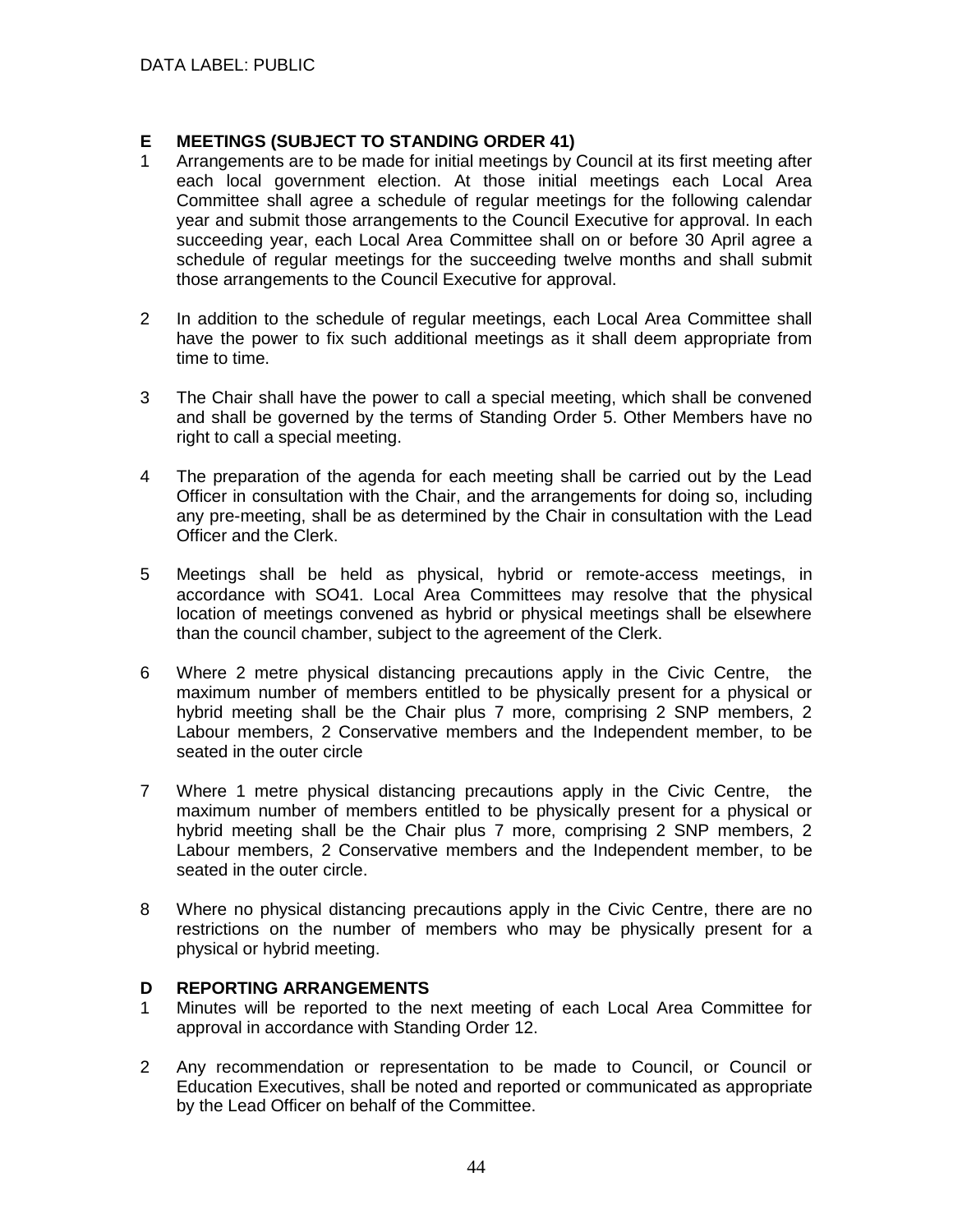DATA LABEL: PUBLIC

## E MEETINGS (SUBJECT TO STANDING ORDER 41)

1 Arrangements are to be made for initial meetings by Council at its first meeting after each local government election. At those initial meetings each Local Area Committee shall agree a schedule of regular meetings for the following calendar year and submit those arrangements to the Council Executive for approval. In each succeeding year, each Local Area Committee shall on or before 30 April agree a schedule of regular meetings for the succeeding twelve months and shall submit those arrangements to the Council Executive for approval.

2 In addition to the schedule of regular meetings, each Local Area Committee shall have the power to fix such additional meetings as it shall deem appropriate from time to time.

3 The Chair shall have the power to call a special meeting, which shall be convened and shall be governed by the terms of Standing Order 5. Other Members have no right to call a special meeting.

4 The preparation of the agenda for each meeting shall be carried out by the Lead Officer in consultation with the Chair, and the arrangements for doing so, including any pre-meeting, shall be as determined by the Chair in consultation with the Lead Officer and the Clerk.

5 Meetings shall be held as physical, hybrid or remote-access meetings, in accordance with SO41. Local Area Committees may resolve that the physical location of meetings convened as hybrid or physical meetings shall be elsewhere than the council chamber, subject to the agreement of the Clerk.

6 Where 2 metre physical distancing precautions apply in the Civic Centre, the maximum number of members entitled to be physically present for a physical or hybrid meeting shall be the Chair plus 7 more, comprising 2 SNP members, 2 Labour members, 2 Conservative members and the Independent member, to be seated in the outer circle

7 Where 1 metre physical distancing precautions apply in the Civic Centre, the maximum number of members entitled to be physically present for a physical or hybrid meeting shall be the Chair plus 7 more, comprising 2 SNP members, 2 Labour members, 2 Conservative members and the Independent member, to be seated in the outer circle.

8 Where no physical distancing precautions apply in the Civic Centre, there are no restrictions on the number of members who may be physically present for a physical or hybrid meeting.

## D REPORTING ARRANGEMENTS

1 Minutes will be reported to the next meeting of each Local Area Committee for approval in accordance with Standing Order 12.

2 Any recommendation or representation to be made to Council, or Council or Education Executives, shall be noted and reported or communicated as appropriate by the Lead Officer on behalf of the Committee.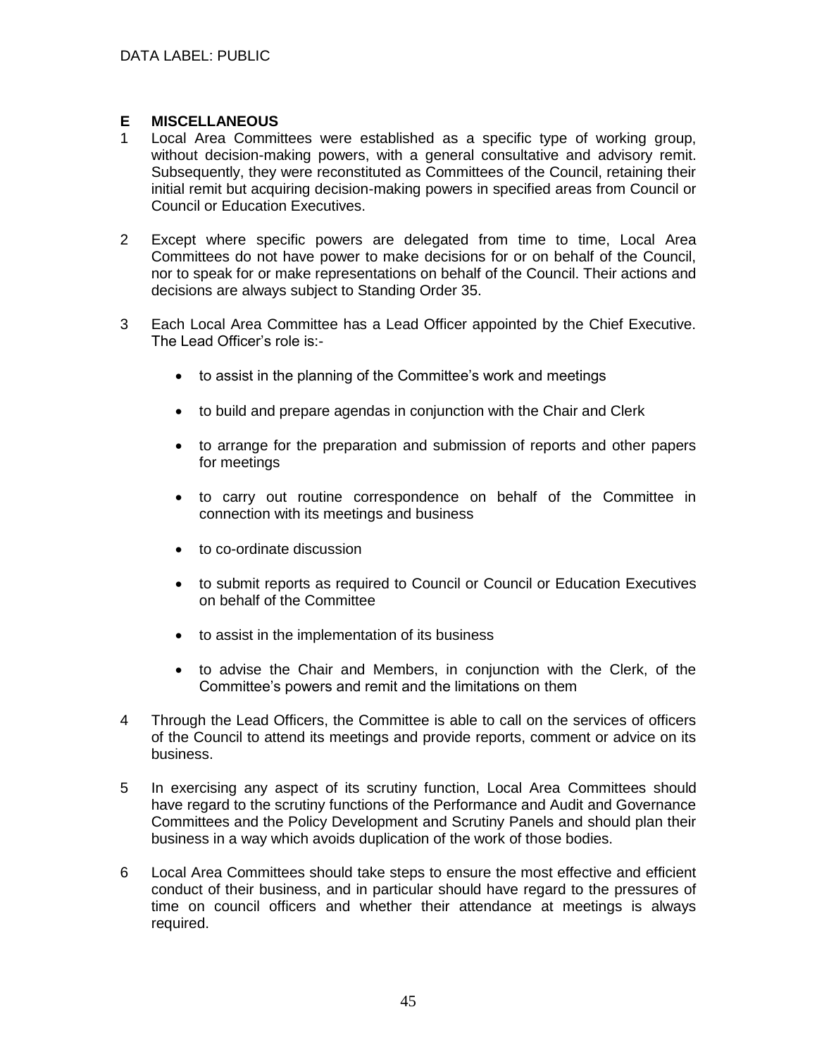## E MISCELLANEOUS

1 Local Area Committees were established as a specific type of working group, without decision-making powers, with a general consultative and advisory remit. Subsequently, they were reconstituted as Committees of the Council, retaining their initial remit but acquiring decision-making powers in specified areas from Council or Council or Education Executives.

2 Except where specific powers are delegated from time to time, Local Area Committees do not have power to make decisions for or on behalf of the Council, nor to speak for or make representations on behalf of the Council. Their actions and decisions are always subject to Standing Order 35.

3 Each Local Area Committee has a Lead Officer appointed by the Chief Executive. The Lead Officer's role is:-

- to assist in the planning of the Committee's work and meetings
- to build and prepare agendas in conjunction with the Chair and Clerk
- to arrange for the preparation and submission of reports and other papers for meetings
- to carry out routine correspondence on behalf of the Committee in connection with its meetings and business
- to co-ordinate discussion
- to submit reports as required to Council or Council or Education Executives on behalf of the Committee
- to assist in the implementation of its business
- to advise the Chair and Members, in conjunction with the Clerk, of the Committee's powers and remit and the limitations on them

4 Through the Lead Officers, the Committee is able to call on the services of officers of the Council to attend its meetings and provide reports, comment or advice on its business.

5 In exercising any aspect of its scrutiny function, Local Area Committees should have regard to the scrutiny functions of the Performance and Audit and Governance Committees and the Policy Development and Scrutiny Panels and should plan their business in a way which avoids duplication of the work of those bodies.

6 Local Area Committees should take steps to ensure the most effective and efficient conduct of their business, and in particular should have regard to the pressures of time on council officers and whether their attendance at meetings is always required.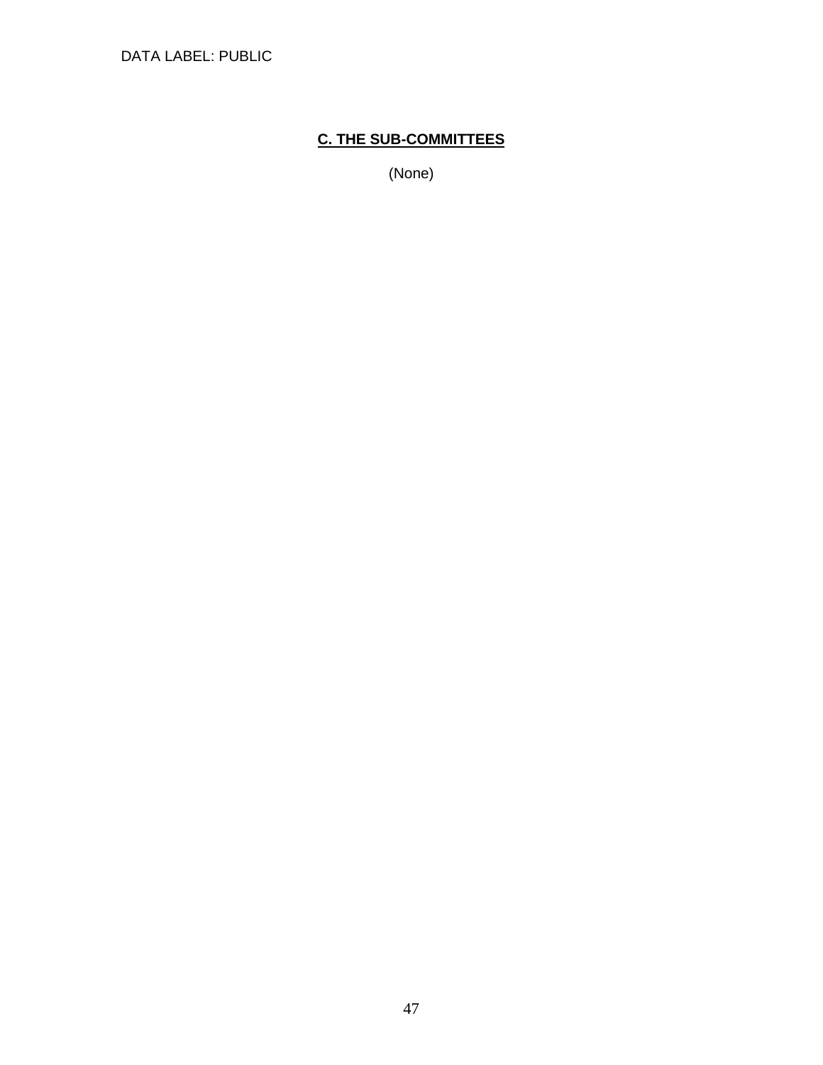## C. THE SUB-COMMITTEES

(None)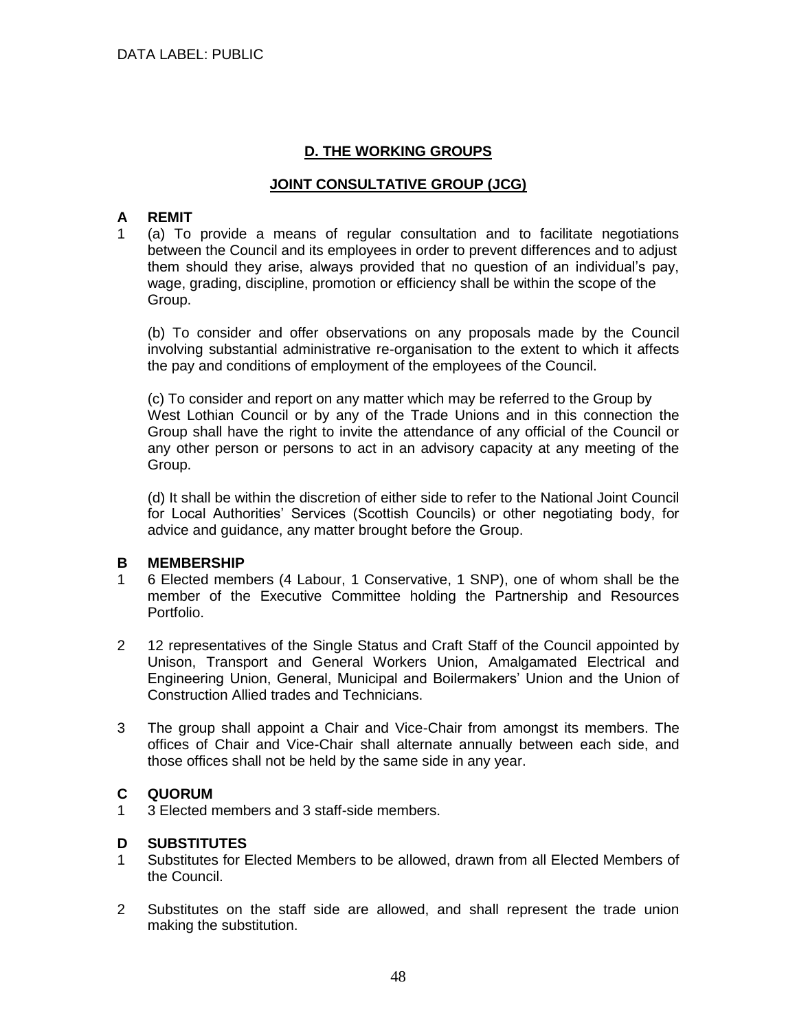## D. THE WORKING GROUPS

### JOINT CONSULTATIVE GROUP (JCG)

**A REMIT**

1 (a) To provide a means of regular consultation and to facilitate negotiations between the Council and its employees in order to prevent differences and to adjust them should they arise, always provided that no question of an individual's pay, wage, grading, discipline, promotion or efficiency shall be within the scope of the Group.

(b) To consider and offer observations on any proposals made by the Council involving substantial administrative re-organisation to the extent to which it affects the pay and conditions of employment of the employees of the Council.

(c) To consider and report on any matter which may be referred to the Group by West Lothian Council or by any of the Trade Unions and in this connection the Group shall have the right to invite the attendance of any official of the Council or any other person or persons to act in an advisory capacity at any meeting of the Group.

(d) It shall be within the discretion of either side to refer to the National Joint Council for Local Authorities' Services (Scottish Councils) or other negotiating body, for advice and guidance, any matter brought before the Group.

**B MEMBERSHIP**

1 6 Elected members (4 Labour, 1 Conservative, 1 SNP), one of whom shall be the member of the Executive Committee holding the Partnership and Resources Portfolio.

2 12 representatives of the Single Status and Craft Staff of the Council appointed by Unison, Transport and General Workers Union, Amalgamated Electrical and Engineering Union, General, Municipal and Boilermakers' Union and the Union of Construction Allied trades and Technicians.

3 The group shall appoint a Chair and Vice-Chair from amongst its members. The offices of Chair and Vice-Chair shall alternate annually between each side, and those offices shall not be held by the same side in any year.

**C QUORUM**

1 3 Elected members and 3 staff-side members.

**D SUBSTITUTES**

1 Substitutes for Elected Members to be allowed, drawn from all Elected Members of the Council.

2 Substitutes on the staff side are allowed, and shall represent the trade union making the substitution.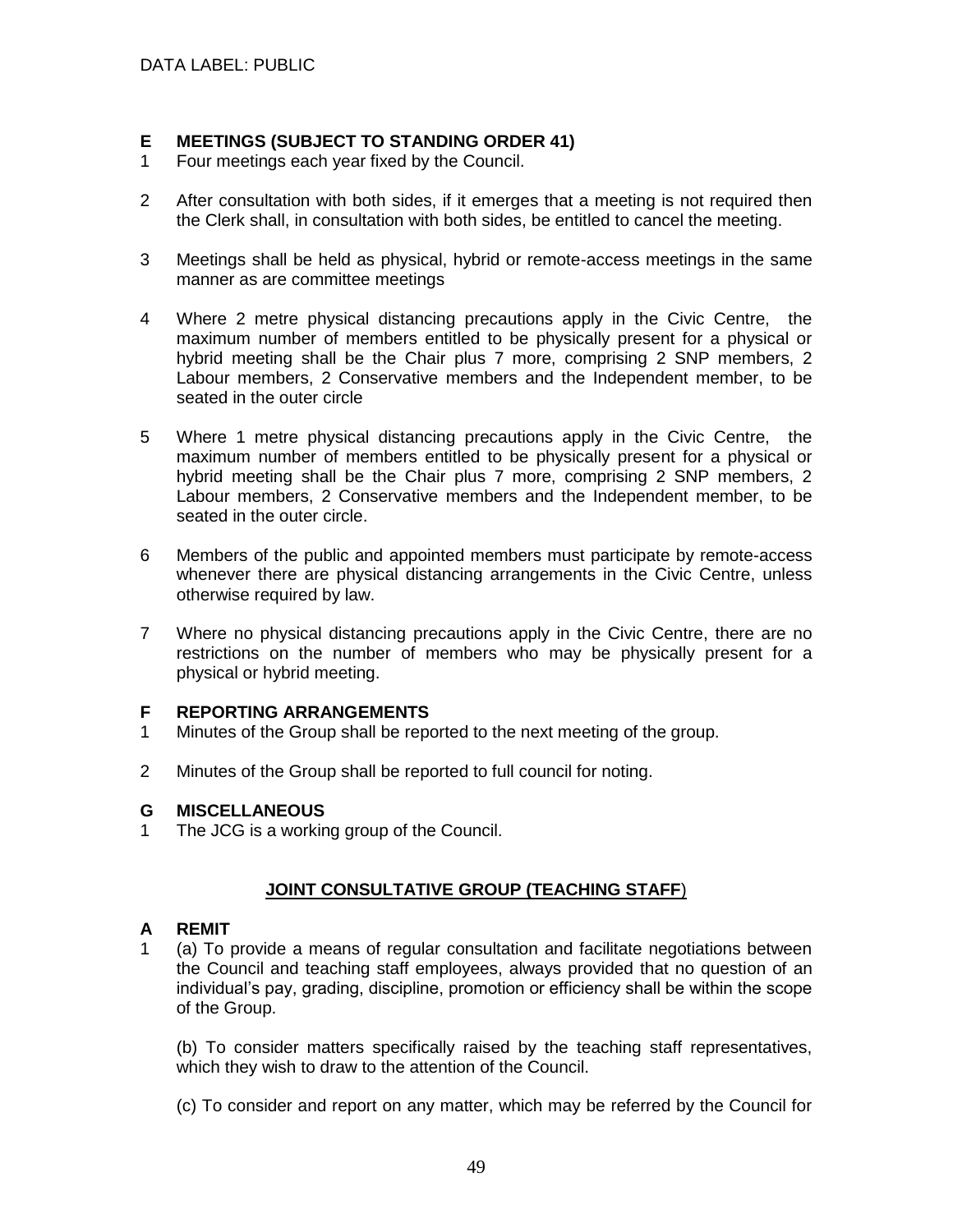## E MEETINGS (SUBJECT TO STANDING ORDER 41)

1 Four meetings each year fixed by the Council.

2 After consultation with both sides, if it emerges that a meeting is not required then the Clerk shall, in consultation with both sides, be entitled to cancel the meeting.

3 Meetings shall be held as physical, hybrid or remote-access meetings in the same manner as are committee meetings

4 Where 2 metre physical distancing precautions apply in the Civic Centre, the maximum number of members entitled to be physically present for a physical or hybrid meeting shall be the Chair plus 7 more, comprising 2 SNP members, 2 Labour members, 2 Conservative members and the Independent member, to be seated in the outer circle

5 Where 1 metre physical distancing precautions apply in the Civic Centre, the maximum number of members entitled to be physically present for a physical or hybrid meeting shall be the Chair plus 7 more, comprising 2 SNP members, 2 Labour members, 2 Conservative members and the Independent member, to be seated in the outer circle.

6 Members of the public and appointed members must participate by remote-access whenever there are physical distancing arrangements in the Civic Centre, unless otherwise required by law.

7 Where no physical distancing precautions apply in the Civic Centre, there are no restrictions on the number of members who may be physically present for a physical or hybrid meeting.

## F REPORTING ARRANGEMENTS

1 Minutes of the Group shall be reported to the next meeting of the group.

2 Minutes of the Group shall be reported to full council for noting.

## G MISCELLANEOUS

1 The JCG is a working group of the Council.

## **JOINT CONSULTATIVE GROUP (TEACHING STAFF)**

## A REMIT

1 (a) To provide a means of regular consultation and facilitate negotiations between the Council and teaching staff employees, always provided that no question of an individual's pay, grading, discipline, promotion or efficiency shall be within the scope of the Group.

(b) To consider matters specifically raised by the teaching staff representatives, which they wish to draw to the attention of the Council.

(c) To consider and report on any matter, which may be referred by the Council for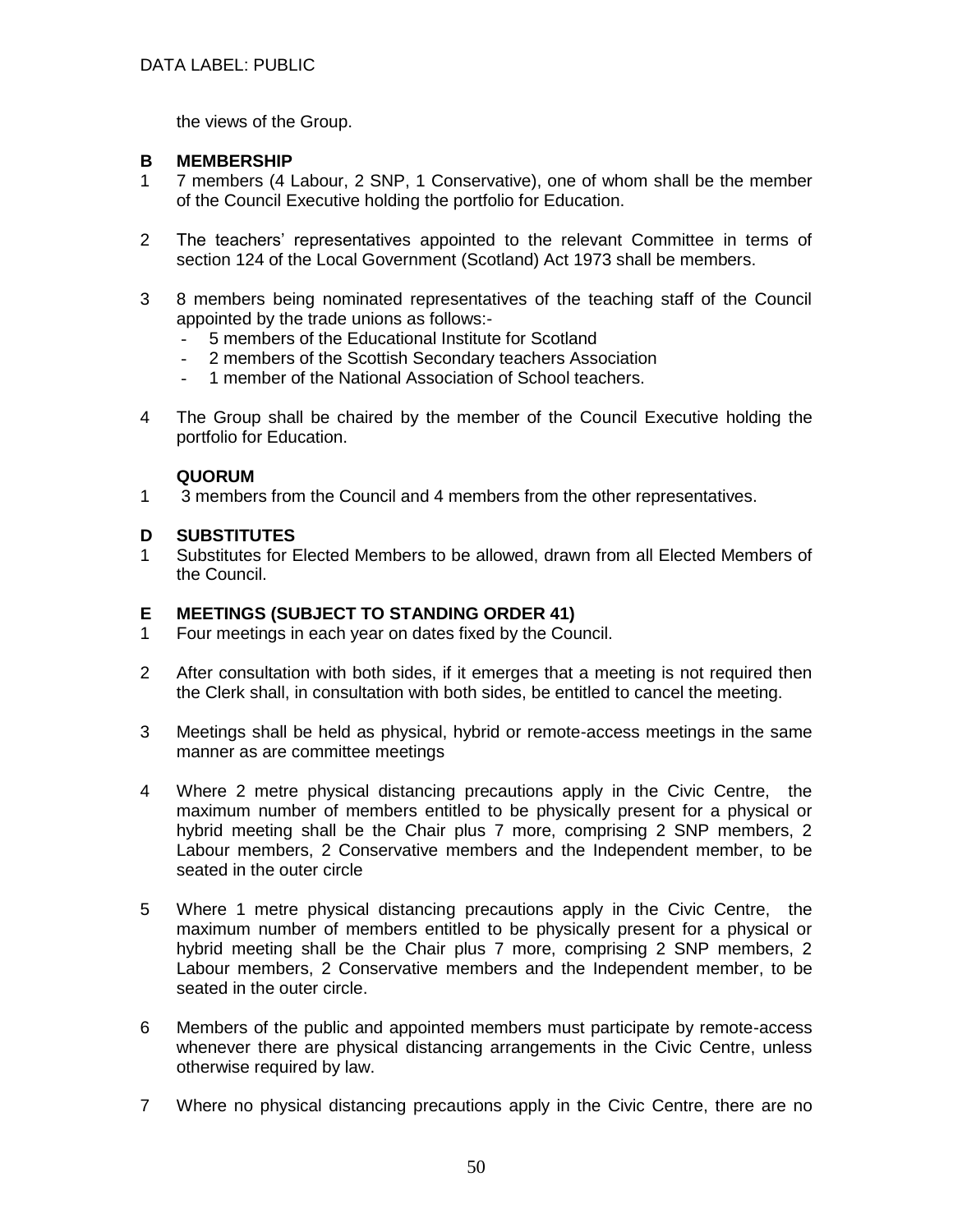the views of the Group.

**B MEMBERSHIP**

1 7 members (4 Labour, 2 SNP, 1 Conservative), one of whom shall be the member of the Council Executive holding the portfolio for Education.

2 The teachers' representatives appointed to the relevant Committee in terms of section 124 of the Local Government (Scotland) Act 1973 shall be members.

3 8 members being nominated representatives of the teaching staff of the Council appointed by the trade unions as follows:-
- 5 members of the Educational Institute for Scotland
- 2 members of the Scottish Secondary teachers Association
- 1 member of the National Association of School teachers.

4 The Group shall be chaired by the member of the Council Executive holding the portfolio for Education.

**QUORUM**

1 3 members from the Council and 4 members from the other representatives.

**D SUBSTITUTES**

1 Substitutes for Elected Members to be allowed, drawn from all Elected Members of the Council.

**E MEETINGS (SUBJECT TO STANDING ORDER 41)**

1 Four meetings in each year on dates fixed by the Council.

2 After consultation with both sides, if it emerges that a meeting is not required then the Clerk shall, in consultation with both sides, be entitled to cancel the meeting.

3 Meetings shall be held as physical, hybrid or remote-access meetings in the same manner as are committee meetings

4 Where 2 metre physical distancing precautions apply in the Civic Centre, the maximum number of members entitled to be physically present for a physical or hybrid meeting shall be the Chair plus 7 more, comprising 2 SNP members, 2 Labour members, 2 Conservative members and the Independent member, to be seated in the outer circle

5 Where 1 metre physical distancing precautions apply in the Civic Centre, the maximum number of members entitled to be physically present for a physical or hybrid meeting shall be the Chair plus 7 more, comprising 2 SNP members, 2 Labour members, 2 Conservative members and the Independent member, to be seated in the outer circle.

6 Members of the public and appointed members must participate by remote-access whenever there are physical distancing arrangements in the Civic Centre, unless otherwise required by law.

7 Where no physical distancing precautions apply in the Civic Centre, there are no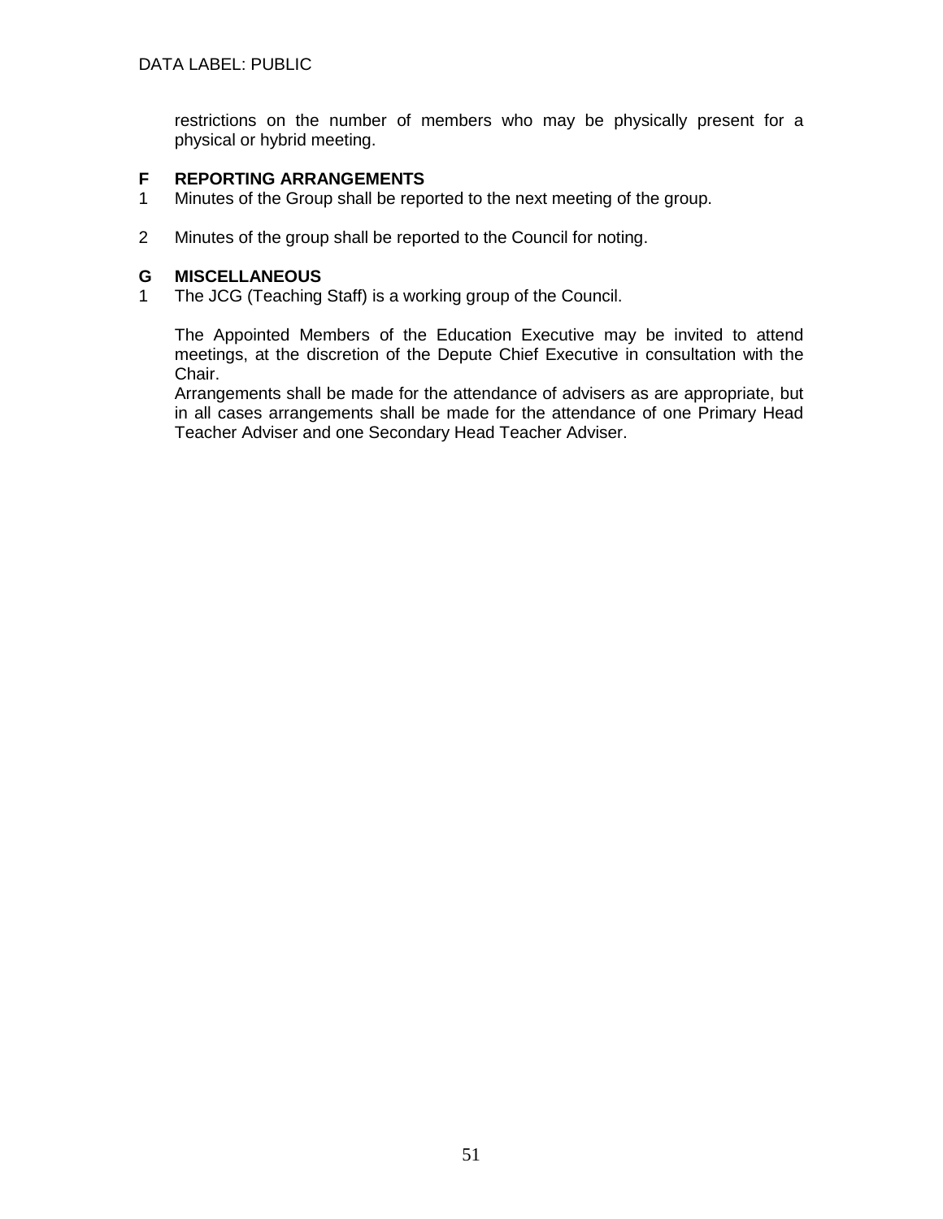restrictions on the number of members who may be physically present for a physical or hybrid meeting.

**F REPORTING ARRANGEMENTS**

1 Minutes of the Group shall be reported to the next meeting of the group.

2 Minutes of the group shall be reported to the Council for noting.

**G MISCELLANEOUS**

1 The JCG (Teaching Staff) is a working group of the Council.

The Appointed Members of the Education Executive may be invited to attend meetings, at the discretion of the Depute Chief Executive in consultation with the Chair.
Arrangements shall be made for the attendance of advisers as are appropriate, but in all cases arrangements shall be made for the attendance of one Primary Head Teacher Adviser and one Secondary Head Teacher Adviser.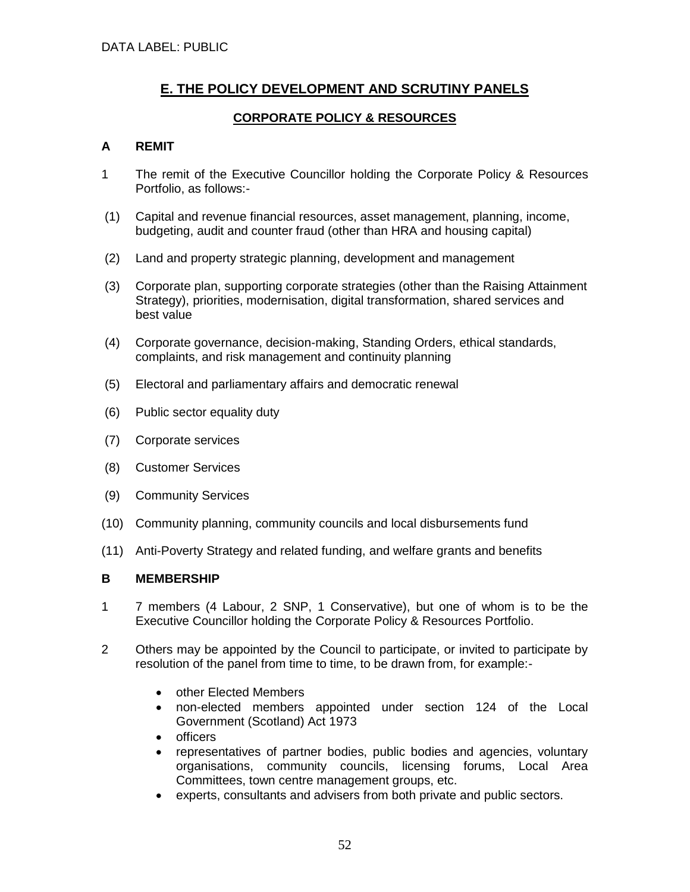DATA LABEL: PUBLIC

# E. THE POLICY DEVELOPMENT AND SCRUTINY PANELS

## CORPORATE POLICY & RESOURCES

### A REMIT

1 The remit of the Executive Councillor holding the Corporate Policy & Resources Portfolio, as follows:-

(1) Capital and revenue financial resources, asset management, planning, income, budgeting, audit and counter fraud (other than HRA and housing capital)

(2) Land and property strategic planning, development and management

(3) Corporate plan, supporting corporate strategies (other than the Raising Attainment Strategy), priorities, modernisation, digital transformation, shared services and best value

(4) Corporate governance, decision-making, Standing Orders, ethical standards, complaints, and risk management and continuity planning

(5) Electoral and parliamentary affairs and democratic renewal

(6) Public sector equality duty

(7) Corporate services

(8) Customer Services

(9) Community Services

(10) Community planning, community councils and local disbursements fund

(11) Anti-Poverty Strategy and related funding, and welfare grants and benefits

### B MEMBERSHIP

1 7 members (4 Labour, 2 SNP, 1 Conservative), but one of whom is to be the Executive Councillor holding the Corporate Policy & Resources Portfolio.

2 Others may be appointed by the Council to participate, or invited to participate by resolution of the panel from time to time, to be drawn from, for example:-

- other Elected Members
- non-elected members appointed under section 124 of the Local Government (Scotland) Act 1973
- officers
- representatives of partner bodies, public bodies and agencies, voluntary organisations, community councils, licensing forums, Local Area Committees, town centre management groups, etc.
- experts, consultants and advisers from both private and public sectors.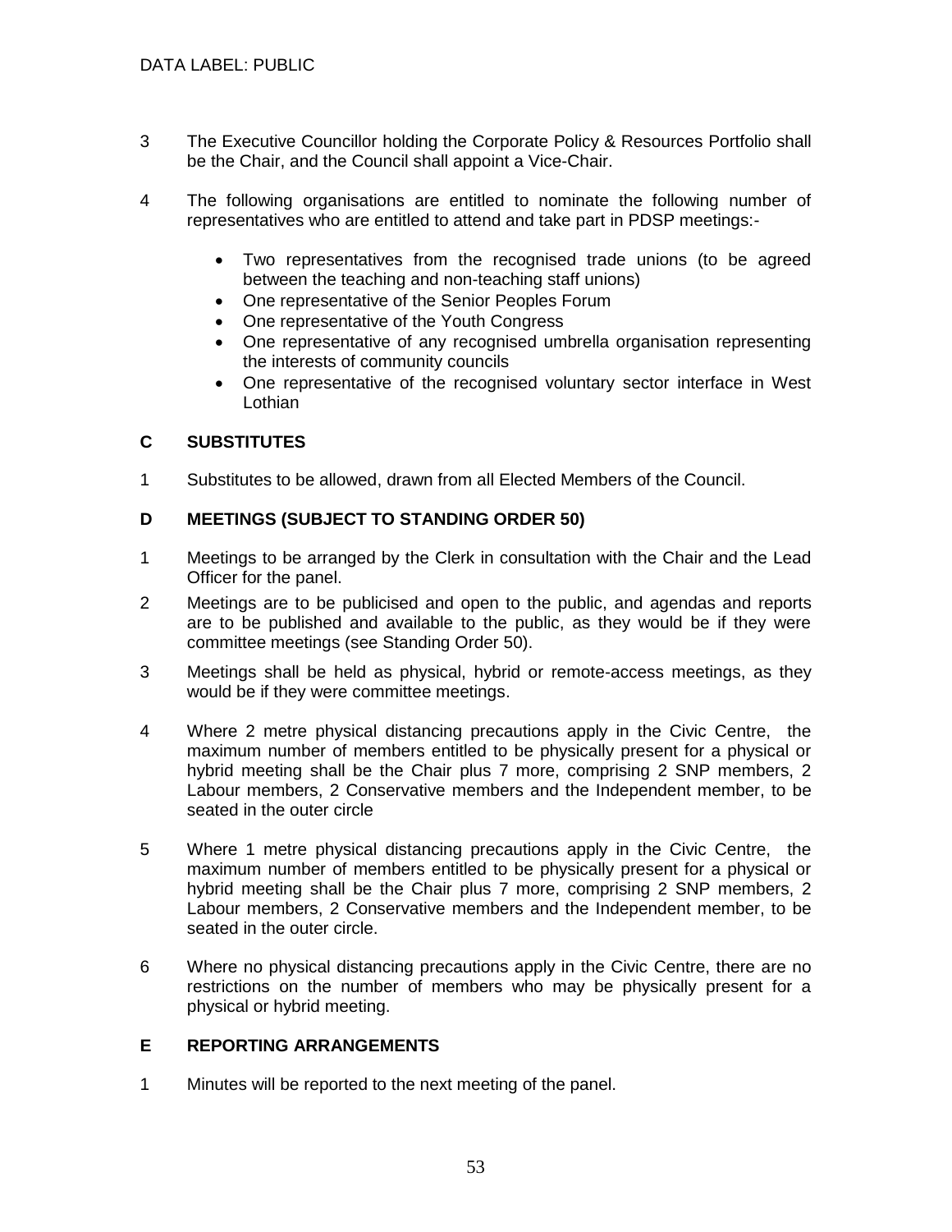3 The Executive Councillor holding the Corporate Policy & Resources Portfolio shall be the Chair, and the Council shall appoint a Vice-Chair.

4 The following organisations are entitled to nominate the following number of representatives who are entitled to attend and take part in PDSP meetings:-

- Two representatives from the recognised trade unions (to be agreed between the teaching and non-teaching staff unions)
- One representative of the Senior Peoples Forum
- One representative of the Youth Congress
- One representative of any recognised umbrella organisation representing the interests of community councils
- One representative of the recognised voluntary sector interface in West Lothian

## C SUBSTITUTES

1 Substitutes to be allowed, drawn from all Elected Members of the Council.

## D MEETINGS (SUBJECT TO STANDING ORDER 50)

1 Meetings to be arranged by the Clerk in consultation with the Chair and the Lead Officer for the panel.

2 Meetings are to be publicised and open to the public, and agendas and reports are to be published and available to the public, as they would be if they were committee meetings (see Standing Order 50).

3 Meetings shall be held as physical, hybrid or remote-access meetings, as they would be if they were committee meetings.

4 Where 2 metre physical distancing precautions apply in the Civic Centre, the maximum number of members entitled to be physically present for a physical or hybrid meeting shall be the Chair plus 7 more, comprising 2 SNP members, 2 Labour members, 2 Conservative members and the Independent member, to be seated in the outer circle

5 Where 1 metre physical distancing precautions apply in the Civic Centre, the maximum number of members entitled to be physically present for a physical or hybrid meeting shall be the Chair plus 7 more, comprising 2 SNP members, 2 Labour members, 2 Conservative members and the Independent member, to be seated in the outer circle.

6 Where no physical distancing precautions apply in the Civic Centre, there are no restrictions on the number of members who may be physically present for a physical or hybrid meeting.

## E REPORTING ARRANGEMENTS

1 Minutes will be reported to the next meeting of the panel.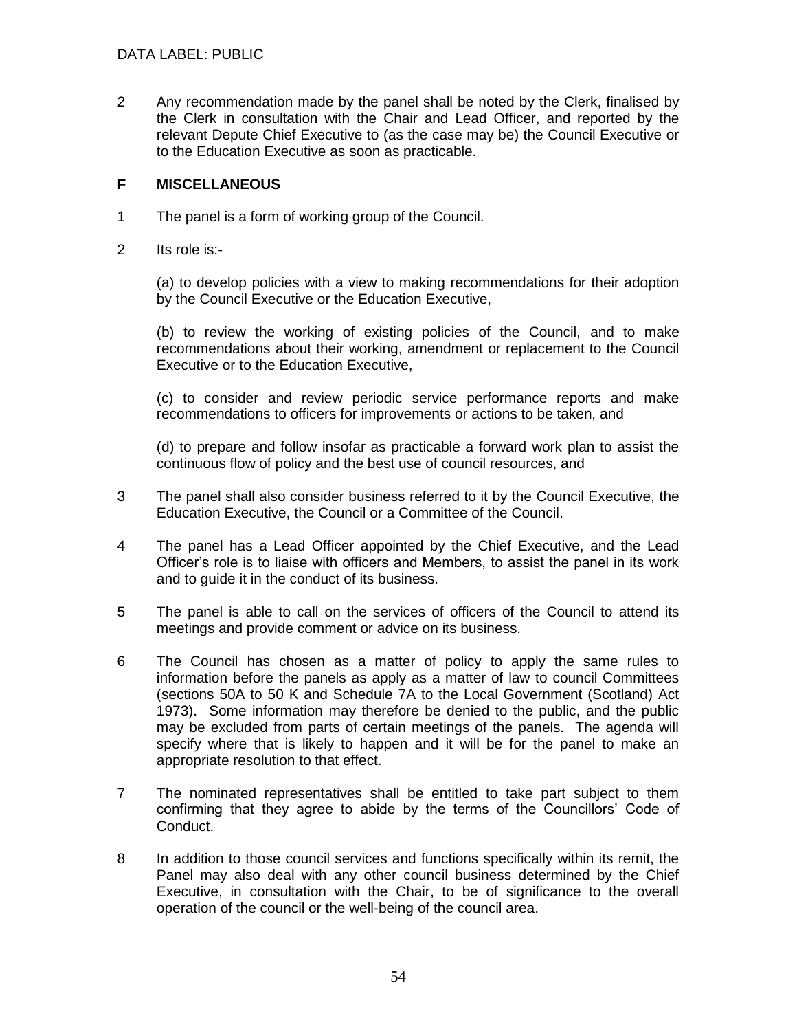2 Any recommendation made by the panel shall be noted by the Clerk, finalised by the Clerk in consultation with the Chair and Lead Officer, and reported by the relevant Depute Chief Executive to (as the case may be) the Council Executive or to the Education Executive as soon as practicable.

## F MISCELLANEOUS

1 The panel is a form of working group of the Council.

2 Its role is:-

(a) to develop policies with a view to making recommendations for their adoption by the Council Executive or the Education Executive,

(b) to review the working of existing policies of the Council, and to make recommendations about their working, amendment or replacement to the Council Executive or to the Education Executive,

(c) to consider and review periodic service performance reports and make recommendations to officers for improvements or actions to be taken, and

(d) to prepare and follow insofar as practicable a forward work plan to assist the continuous flow of policy and the best use of council resources, and

3 The panel shall also consider business referred to it by the Council Executive, the Education Executive, the Council or a Committee of the Council.

4 The panel has a Lead Officer appointed by the Chief Executive, and the Lead Officer's role is to liaise with officers and Members, to assist the panel in its work and to guide it in the conduct of its business.

5 The panel is able to call on the services of officers of the Council to attend its meetings and provide comment or advice on its business.

6 The Council has chosen as a matter of policy to apply the same rules to information before the panels as apply as a matter of law to council Committees (sections 50A to 50 K and Schedule 7A to the Local Government (Scotland) Act 1973). Some information may therefore be denied to the public, and the public may be excluded from parts of certain meetings of the panels. The agenda will specify where that is likely to happen and it will be for the panel to make an appropriate resolution to that effect.

7 The nominated representatives shall be entitled to take part subject to them confirming that they agree to abide by the terms of the Councillors' Code of Conduct.

8 In addition to those council services and functions specifically within its remit, the Panel may also deal with any other council business determined by the Chief Executive, in consultation with the Chair, to be of significance to the overall operation of the council or the well-being of the council area.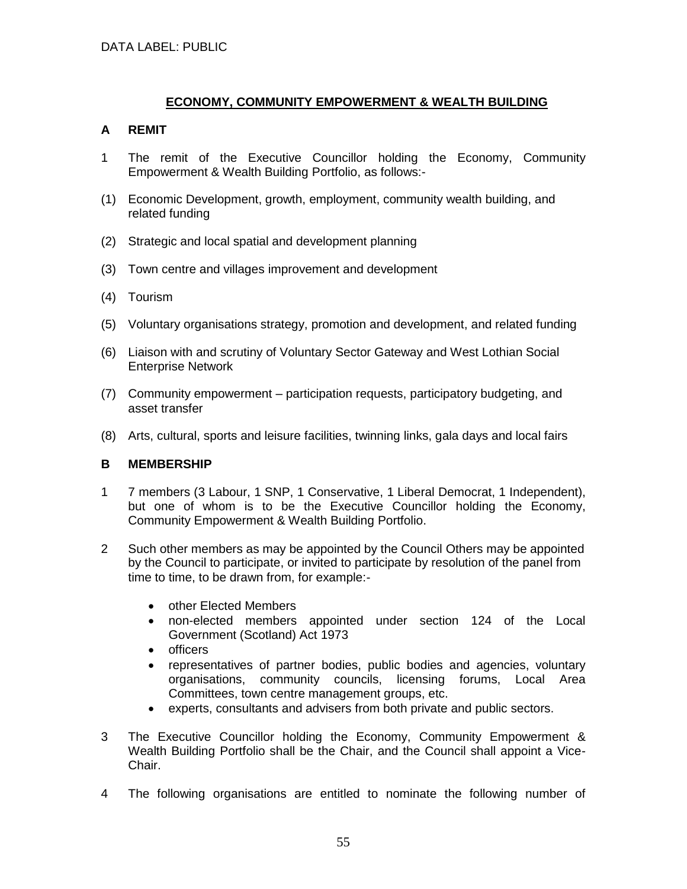DATA LABEL: PUBLIC

## ECONOMY, COMMUNITY EMPOWERMENT & WEALTH BUILDING

### A REMIT

1 The remit of the Executive Councillor holding the Economy, Community Empowerment & Wealth Building Portfolio, as follows:-

(1) Economic Development, growth, employment, community wealth building, and related funding

(2) Strategic and local spatial and development planning

(3) Town centre and villages improvement and development

(4) Tourism

(5) Voluntary organisations strategy, promotion and development, and related funding

(6) Liaison with and scrutiny of Voluntary Sector Gateway and West Lothian Social Enterprise Network

(7) Community empowerment – participation requests, participatory budgeting, and asset transfer

(8) Arts, cultural, sports and leisure facilities, twinning links, gala days and local fairs

### B MEMBERSHIP

1 7 members (3 Labour, 1 SNP, 1 Conservative, 1 Liberal Democrat, 1 Independent), but one of whom is to be the Executive Councillor holding the Economy, Community Empowerment & Wealth Building Portfolio.

2 Such other members as may be appointed by the Council Others may be appointed by the Council to participate, or invited to participate by resolution of the panel from time to time, to be drawn from, for example:-

- other Elected Members
- non-elected members appointed under section 124 of the Local Government (Scotland) Act 1973
- officers
- representatives of partner bodies, public bodies and agencies, voluntary organisations, community councils, licensing forums, Local Area Committees, town centre management groups, etc.
- experts, consultants and advisers from both private and public sectors.

3 The Executive Councillor holding the Economy, Community Empowerment & Wealth Building Portfolio shall be the Chair, and the Council shall appoint a Vice-Chair.

4 The following organisations are entitled to nominate the following number of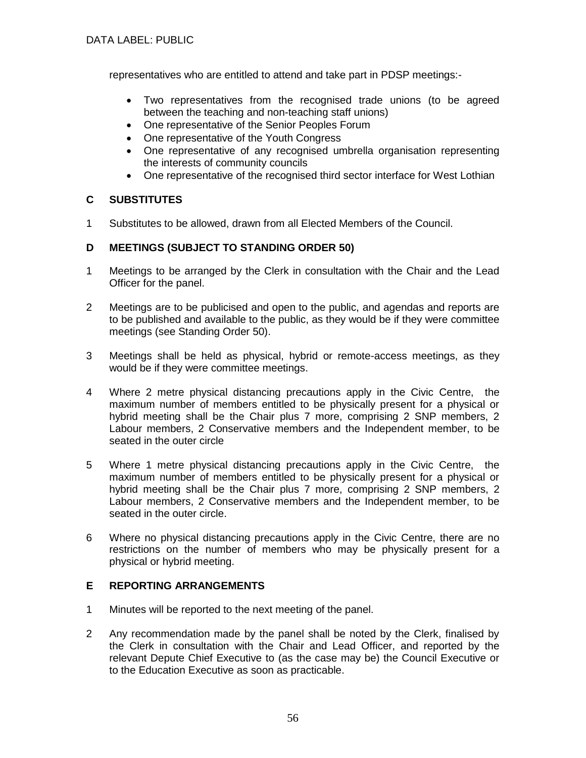representatives who are entitled to attend and take part in PDSP meetings:-

- Two representatives from the recognised trade unions (to be agreed between the teaching and non-teaching staff unions)
- One representative of the Senior Peoples Forum
- One representative of the Youth Congress
- One representative of any recognised umbrella organisation representing the interests of community councils
- One representative of the recognised third sector interface for West Lothian

## C SUBSTITUTES

1 Substitutes to be allowed, drawn from all Elected Members of the Council.

## D MEETINGS (SUBJECT TO STANDING ORDER 50)

1 Meetings to be arranged by the Clerk in consultation with the Chair and the Lead Officer for the panel.

2 Meetings are to be publicised and open to the public, and agendas and reports are to be published and available to the public, as they would be if they were committee meetings (see Standing Order 50).

3 Meetings shall be held as physical, hybrid or remote-access meetings, as they would be if they were committee meetings.

4 Where 2 metre physical distancing precautions apply in the Civic Centre, the maximum number of members entitled to be physically present for a physical or hybrid meeting shall be the Chair plus 7 more, comprising 2 SNP members, 2 Labour members, 2 Conservative members and the Independent member, to be seated in the outer circle

5 Where 1 metre physical distancing precautions apply in the Civic Centre, the maximum number of members entitled to be physically present for a physical or hybrid meeting shall be the Chair plus 7 more, comprising 2 SNP members, 2 Labour members, 2 Conservative members and the Independent member, to be seated in the outer circle.

6 Where no physical distancing precautions apply in the Civic Centre, there are no restrictions on the number of members who may be physically present for a physical or hybrid meeting.

## E REPORTING ARRANGEMENTS

1 Minutes will be reported to the next meeting of the panel.

2 Any recommendation made by the panel shall be noted by the Clerk, finalised by the Clerk in consultation with the Chair and Lead Officer, and reported by the relevant Depute Chief Executive to (as the case may be) the Council Executive or to the Education Executive as soon as practicable.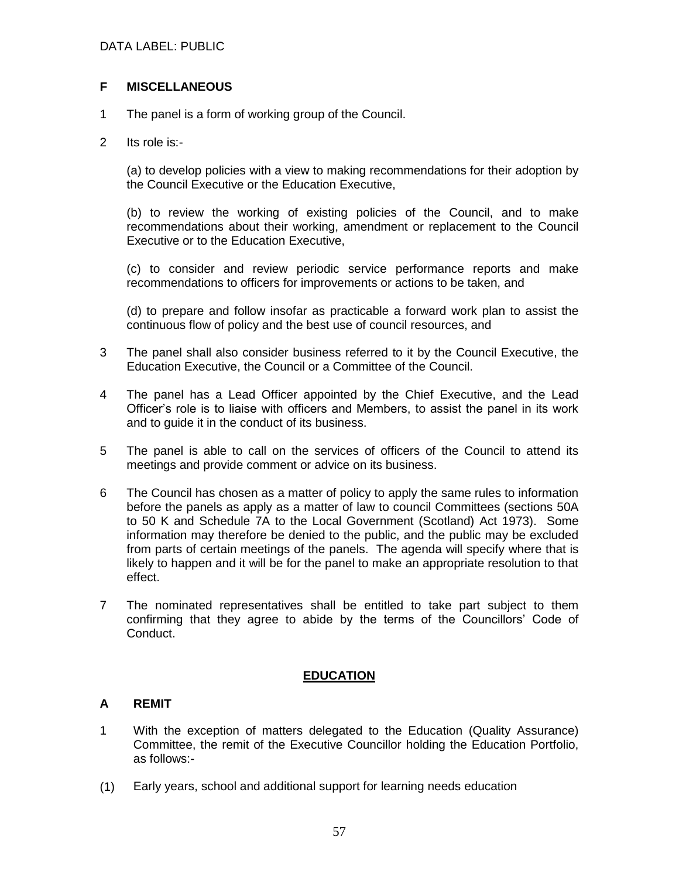DATA LABEL: PUBLIC

## F MISCELLANEOUS

1 The panel is a form of working group of the Council.

2 Its role is:-

(a) to develop policies with a view to making recommendations for their adoption by the Council Executive or the Education Executive,

(b) to review the working of existing policies of the Council, and to make recommendations about their working, amendment or replacement to the Council Executive or to the Education Executive,

(c) to consider and review periodic service performance reports and make recommendations to officers for improvements or actions to be taken, and

(d) to prepare and follow insofar as practicable a forward work plan to assist the continuous flow of policy and the best use of council resources, and

3 The panel shall also consider business referred to it by the Council Executive, the Education Executive, the Council or a Committee of the Council.

4 The panel has a Lead Officer appointed by the Chief Executive, and the Lead Officer's role is to liaise with officers and Members, to assist the panel in its work and to guide it in the conduct of its business.

5 The panel is able to call on the services of officers of the Council to attend its meetings and provide comment or advice on its business.

6 The Council has chosen as a matter of policy to apply the same rules to information before the panels as apply as a matter of law to council Committees (sections 50A to 50 K and Schedule 7A to the Local Government (Scotland) Act 1973). Some information may therefore be denied to the public, and the public may be excluded from parts of certain meetings of the panels. The agenda will specify where that is likely to happen and it will be for the panel to make an appropriate resolution to that effect.

7 The nominated representatives shall be entitled to take part subject to them confirming that they agree to abide by the terms of the Councillors' Code of Conduct.

# EDUCATION

## A REMIT

1 With the exception of matters delegated to the Education (Quality Assurance) Committee, the remit of the Executive Councillor holding the Education Portfolio, as follows:-

(1) Early years, school and additional support for learning needs education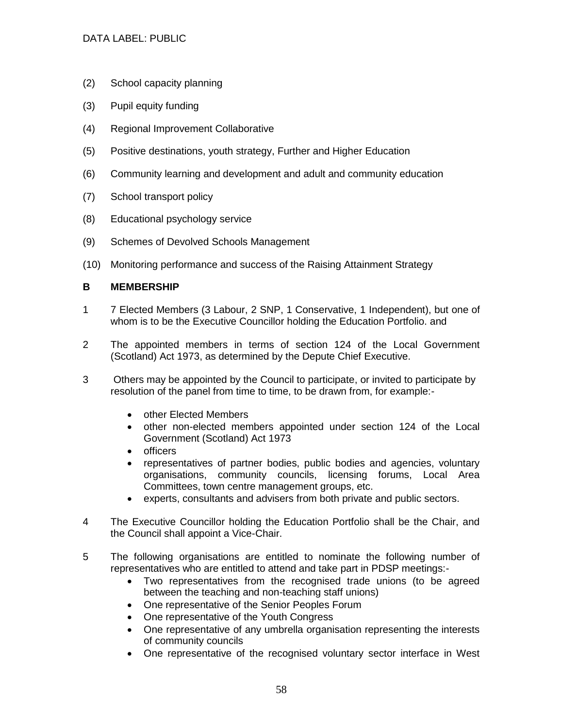(2) School capacity planning

(3) Pupil equity funding

(4) Regional Improvement Collaborative

(5) Positive destinations, youth strategy, Further and Higher Education

(6) Community learning and development and adult and community education

(7) School transport policy

(8) Educational psychology service

(9) Schemes of Devolved Schools Management

(10) Monitoring performance and success of the Raising Attainment Strategy

**B MEMBERSHIP**

1 7 Elected Members (3 Labour, 2 SNP, 1 Conservative, 1 Independent), but one of whom is to be the Executive Councillor holding the Education Portfolio. and

2 The appointed members in terms of section 124 of the Local Government (Scotland) Act 1973, as determined by the Depute Chief Executive.

3 Others may be appointed by the Council to participate, or invited to participate by resolution of the panel from time to time, to be drawn from, for example:-

- other Elected Members
- other non-elected members appointed under section 124 of the Local Government (Scotland) Act 1973
- officers
- representatives of partner bodies, public bodies and agencies, voluntary organisations, community councils, licensing forums, Local Area Committees, town centre management groups, etc.
- experts, consultants and advisers from both private and public sectors.

4 The Executive Councillor holding the Education Portfolio shall be the Chair, and the Council shall appoint a Vice-Chair.

5 The following organisations are entitled to nominate the following number of representatives who are entitled to attend and take part in PDSP meetings:-

- Two representatives from the recognised trade unions (to be agreed between the teaching and non-teaching staff unions)
- One representative of the Senior Peoples Forum
- One representative of the Youth Congress
- One representative of any umbrella organisation representing the interests of community councils
- One representative of the recognised voluntary sector interface in West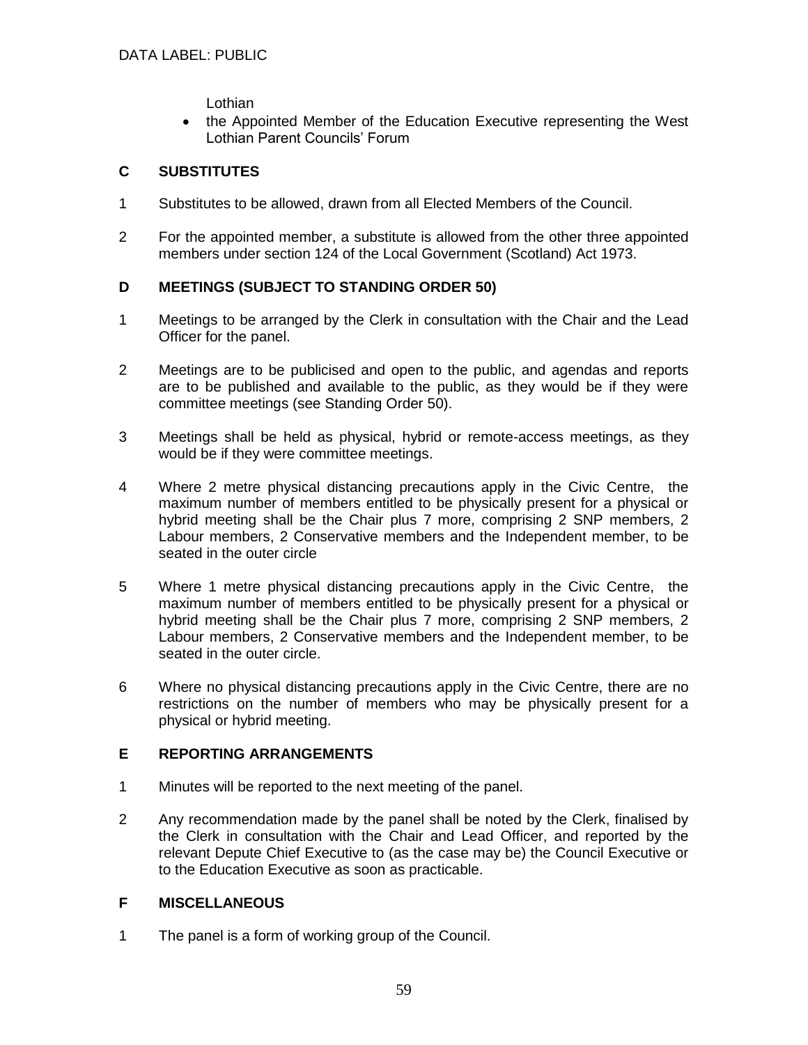Lothian

- the Appointed Member of the Education Executive representing the West Lothian Parent Councils' Forum

## C SUBSTITUTES

1 Substitutes to be allowed, drawn from all Elected Members of the Council.

2 For the appointed member, a substitute is allowed from the other three appointed members under section 124 of the Local Government (Scotland) Act 1973.

## D MEETINGS (SUBJECT TO STANDING ORDER 50)

1 Meetings to be arranged by the Clerk in consultation with the Chair and the Lead Officer for the panel.

2 Meetings are to be publicised and open to the public, and agendas and reports are to be published and available to the public, as they would be if they were committee meetings (see Standing Order 50).

3 Meetings shall be held as physical, hybrid or remote-access meetings, as they would be if they were committee meetings.

4 Where 2 metre physical distancing precautions apply in the Civic Centre, the maximum number of members entitled to be physically present for a physical or hybrid meeting shall be the Chair plus 7 more, comprising 2 SNP members, 2 Labour members, 2 Conservative members and the Independent member, to be seated in the outer circle

5 Where 1 metre physical distancing precautions apply in the Civic Centre, the maximum number of members entitled to be physically present for a physical or hybrid meeting shall be the Chair plus 7 more, comprising 2 SNP members, 2 Labour members, 2 Conservative members and the Independent member, to be seated in the outer circle.

6 Where no physical distancing precautions apply in the Civic Centre, there are no restrictions on the number of members who may be physically present for a physical or hybrid meeting.

## E REPORTING ARRANGEMENTS

1 Minutes will be reported to the next meeting of the panel.

2 Any recommendation made by the panel shall be noted by the Clerk, finalised by the Clerk in consultation with the Chair and Lead Officer, and reported by the relevant Depute Chief Executive to (as the case may be) the Council Executive or to the Education Executive as soon as practicable.

## F MISCELLANEOUS

1 The panel is a form of working group of the Council.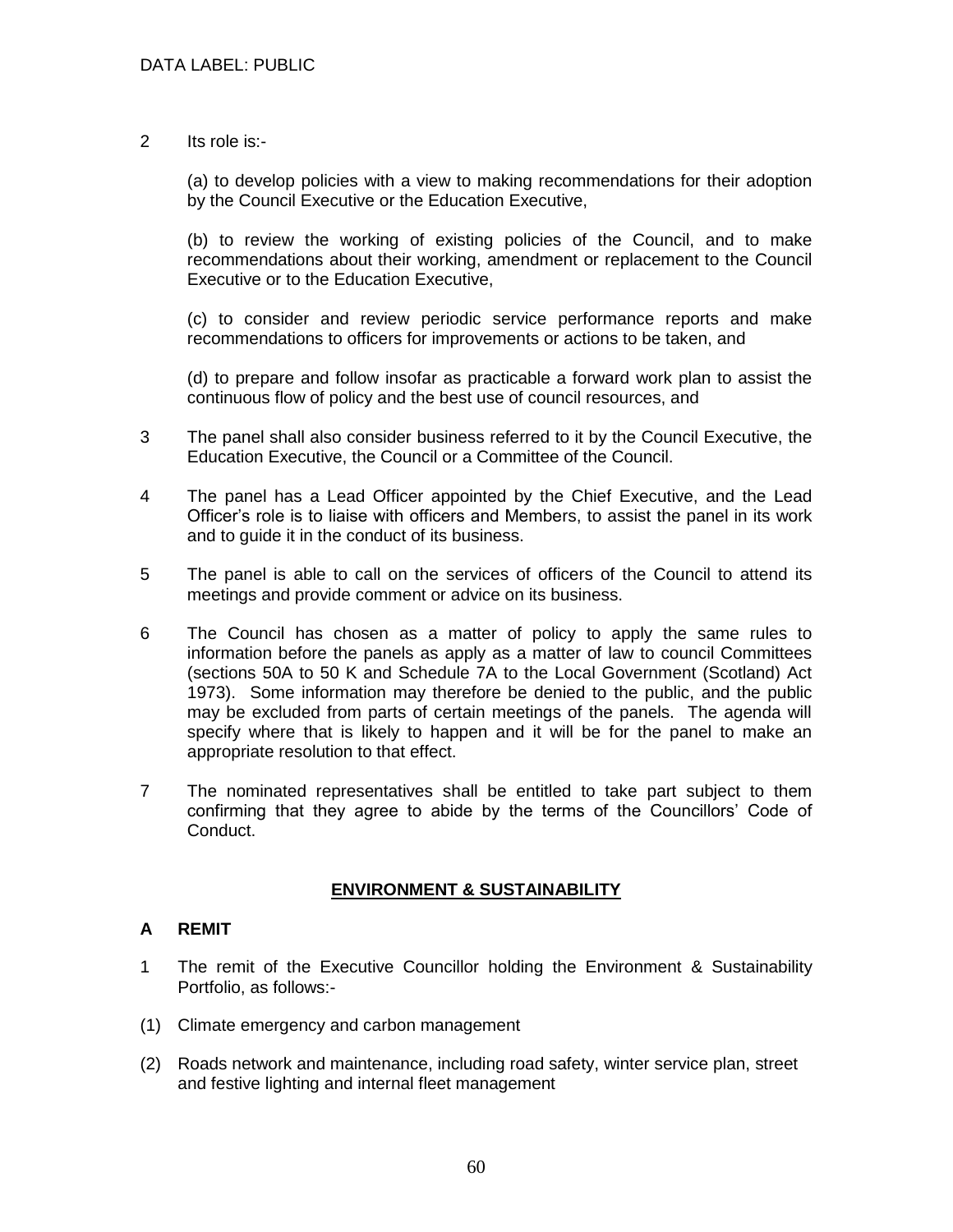DATA LABEL: PUBLIC

2 Its role is:-

(a) to develop policies with a view to making recommendations for their adoption by the Council Executive or the Education Executive,

(b) to review the working of existing policies of the Council, and to make recommendations about their working, amendment or replacement to the Council Executive or to the Education Executive,

(c) to consider and review periodic service performance reports and make recommendations to officers for improvements or actions to be taken, and

(d) to prepare and follow insofar as practicable a forward work plan to assist the continuous flow of policy and the best use of council resources, and

3 The panel shall also consider business referred to it by the Council Executive, the Education Executive, the Council or a Committee of the Council.

4 The panel has a Lead Officer appointed by the Chief Executive, and the Lead Officer's role is to liaise with officers and Members, to assist the panel in its work and to guide it in the conduct of its business.

5 The panel is able to call on the services of officers of the Council to attend its meetings and provide comment or advice on its business.

6 The Council has chosen as a matter of policy to apply the same rules to information before the panels as apply as a matter of law to council Committees (sections 50A to 50 K and Schedule 7A to the Local Government (Scotland) Act 1973). Some information may therefore be denied to the public, and the public may be excluded from parts of certain meetings of the panels. The agenda will specify where that is likely to happen and it will be for the panel to make an appropriate resolution to that effect.

7 The nominated representatives shall be entitled to take part subject to them confirming that they agree to abide by the terms of the Councillors' Code of Conduct.

## ENVIRONMENT & SUSTAINABILITY

### A REMIT

1 The remit of the Executive Councillor holding the Environment & Sustainability Portfolio, as follows:-

(1) Climate emergency and carbon management

(2) Roads network and maintenance, including road safety, winter service plan, street and festive lighting and internal fleet management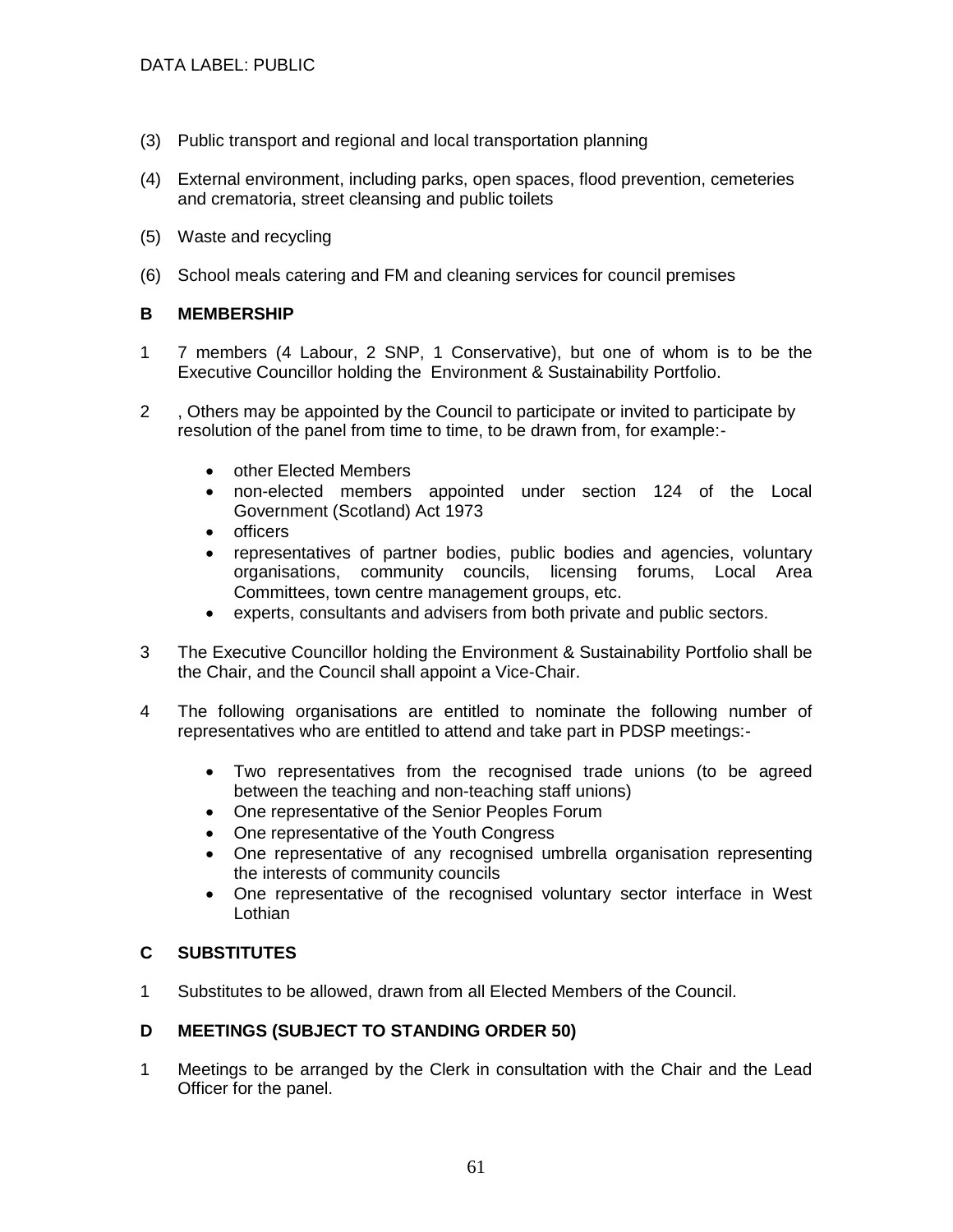(3) Public transport and regional and local transportation planning

(4) External environment, including parks, open spaces, flood prevention, cemeteries and crematoria, street cleansing and public toilets

(5) Waste and recycling

(6) School meals catering and FM and cleaning services for council premises

## B MEMBERSHIP

1 7 members (4 Labour, 2 SNP, 1 Conservative), but one of whom is to be the Executive Councillor holding the Environment & Sustainability Portfolio.

2 , Others may be appointed by the Council to participate or invited to participate by resolution of the panel from time to time, to be drawn from, for example:-

- other Elected Members
- non-elected members appointed under section 124 of the Local Government (Scotland) Act 1973
- officers
- representatives of partner bodies, public bodies and agencies, voluntary organisations, community councils, licensing forums, Local Area Committees, town centre management groups, etc.
- experts, consultants and advisers from both private and public sectors.

3 The Executive Councillor holding the Environment & Sustainability Portfolio shall be the Chair, and the Council shall appoint a Vice-Chair.

4 The following organisations are entitled to nominate the following number of representatives who are entitled to attend and take part in PDSP meetings:-

- Two representatives from the recognised trade unions (to be agreed between the teaching and non-teaching staff unions)
- One representative of the Senior Peoples Forum
- One representative of the Youth Congress
- One representative of any recognised umbrella organisation representing the interests of community councils
- One representative of the recognised voluntary sector interface in West Lothian

## C SUBSTITUTES

1 Substitutes to be allowed, drawn from all Elected Members of the Council.

## D MEETINGS (SUBJECT TO STANDING ORDER 50)

1 Meetings to be arranged by the Clerk in consultation with the Chair and the Lead Officer for the panel.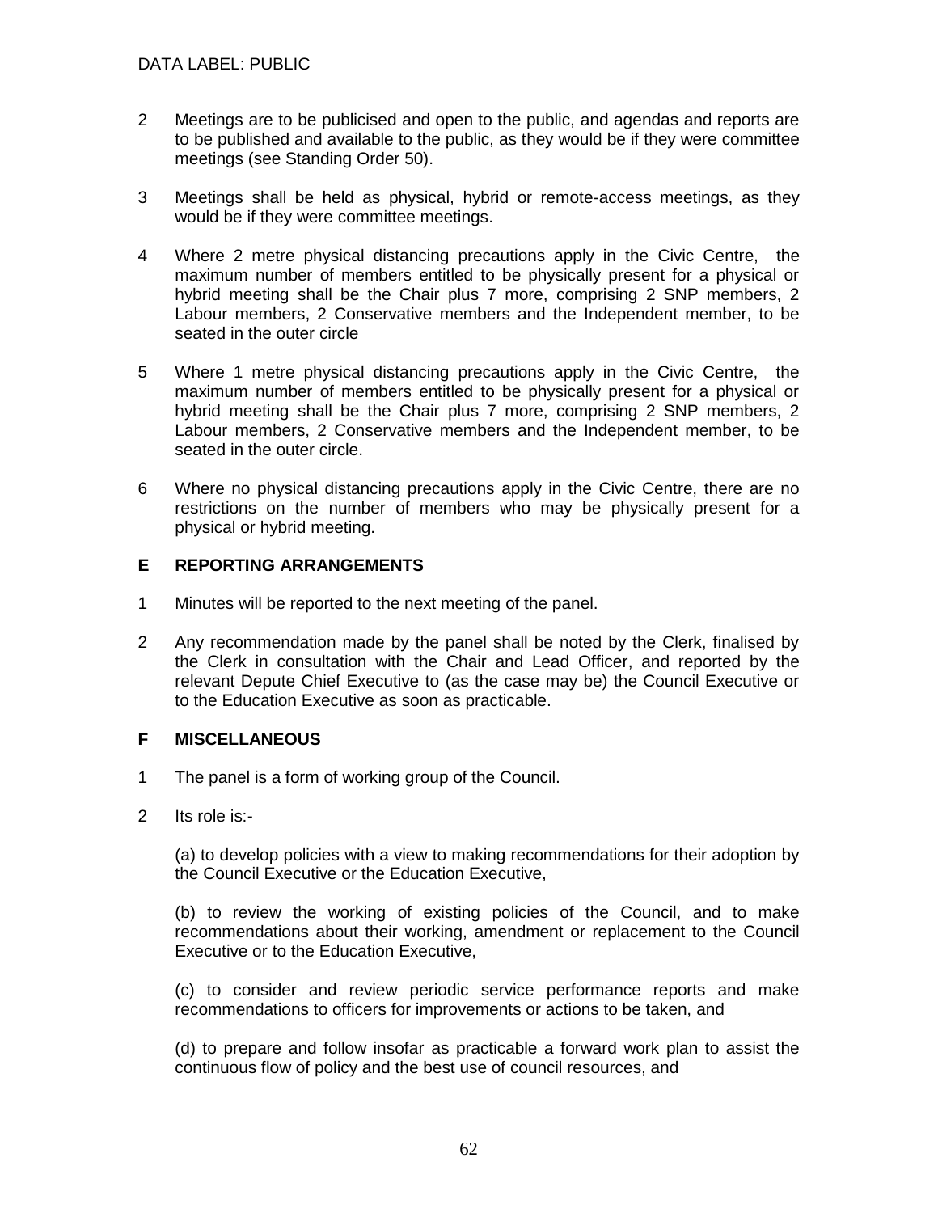2 Meetings are to be publicised and open to the public, and agendas and reports are to be published and available to the public, as they would be if they were committee meetings (see Standing Order 50).

3 Meetings shall be held as physical, hybrid or remote-access meetings, as they would be if they were committee meetings.

4 Where 2 metre physical distancing precautions apply in the Civic Centre, the maximum number of members entitled to be physically present for a physical or hybrid meeting shall be the Chair plus 7 more, comprising 2 SNP members, 2 Labour members, 2 Conservative members and the Independent member, to be seated in the outer circle

5 Where 1 metre physical distancing precautions apply in the Civic Centre, the maximum number of members entitled to be physically present for a physical or hybrid meeting shall be the Chair plus 7 more, comprising 2 SNP members, 2 Labour members, 2 Conservative members and the Independent member, to be seated in the outer circle.

6 Where no physical distancing precautions apply in the Civic Centre, there are no restrictions on the number of members who may be physically present for a physical or hybrid meeting.

## E REPORTING ARRANGEMENTS

1 Minutes will be reported to the next meeting of the panel.

2 Any recommendation made by the panel shall be noted by the Clerk, finalised by the Clerk in consultation with the Chair and Lead Officer, and reported by the relevant Depute Chief Executive to (as the case may be) the Council Executive or to the Education Executive as soon as practicable.

## F MISCELLANEOUS

1 The panel is a form of working group of the Council.

2 Its role is:-

(a) to develop policies with a view to making recommendations for their adoption by the Council Executive or the Education Executive,

(b) to review the working of existing policies of the Council, and to make recommendations about their working, amendment or replacement to the Council Executive or to the Education Executive,

(c) to consider and review periodic service performance reports and make recommendations to officers for improvements or actions to be taken, and

(d) to prepare and follow insofar as practicable a forward work plan to assist the continuous flow of policy and the best use of council resources, and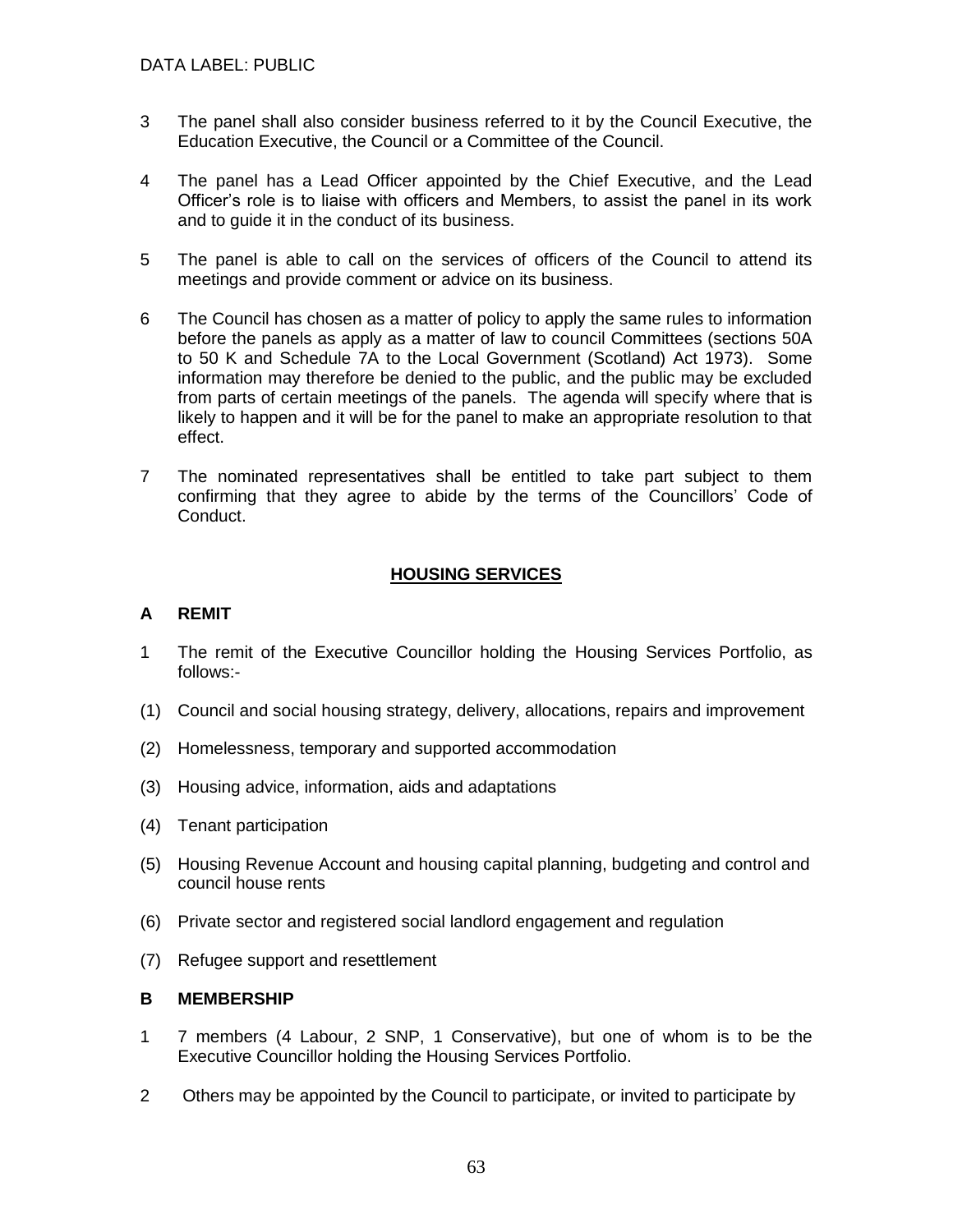3 The panel shall also consider business referred to it by the Council Executive, the Education Executive, the Council or a Committee of the Council.

4 The panel has a Lead Officer appointed by the Chief Executive, and the Lead Officer's role is to liaise with officers and Members, to assist the panel in its work and to guide it in the conduct of its business.

5 The panel is able to call on the services of officers of the Council to attend its meetings and provide comment or advice on its business.

6 The Council has chosen as a matter of policy to apply the same rules to information before the panels as apply as a matter of law to council Committees (sections 50A to 50 K and Schedule 7A to the Local Government (Scotland) Act 1973). Some information may therefore be denied to the public, and the public may be excluded from parts of certain meetings of the panels. The agenda will specify where that is likely to happen and it will be for the panel to make an appropriate resolution to that effect.

7 The nominated representatives shall be entitled to take part subject to them confirming that they agree to abide by the terms of the Councillors' Code of Conduct.

## HOUSING SERVICES

### A REMIT

1 The remit of the Executive Councillor holding the Housing Services Portfolio, as follows:-

(1) Council and social housing strategy, delivery, allocations, repairs and improvement

(2) Homelessness, temporary and supported accommodation

(3) Housing advice, information, aids and adaptations

(4) Tenant participation

(5) Housing Revenue Account and housing capital planning, budgeting and control and council house rents

(6) Private sector and registered social landlord engagement and regulation

(7) Refugee support and resettlement

### B MEMBERSHIP

1 7 members (4 Labour, 2 SNP, 1 Conservative), but one of whom is to be the Executive Councillor holding the Housing Services Portfolio.

2 Others may be appointed by the Council to participate, or invited to participate by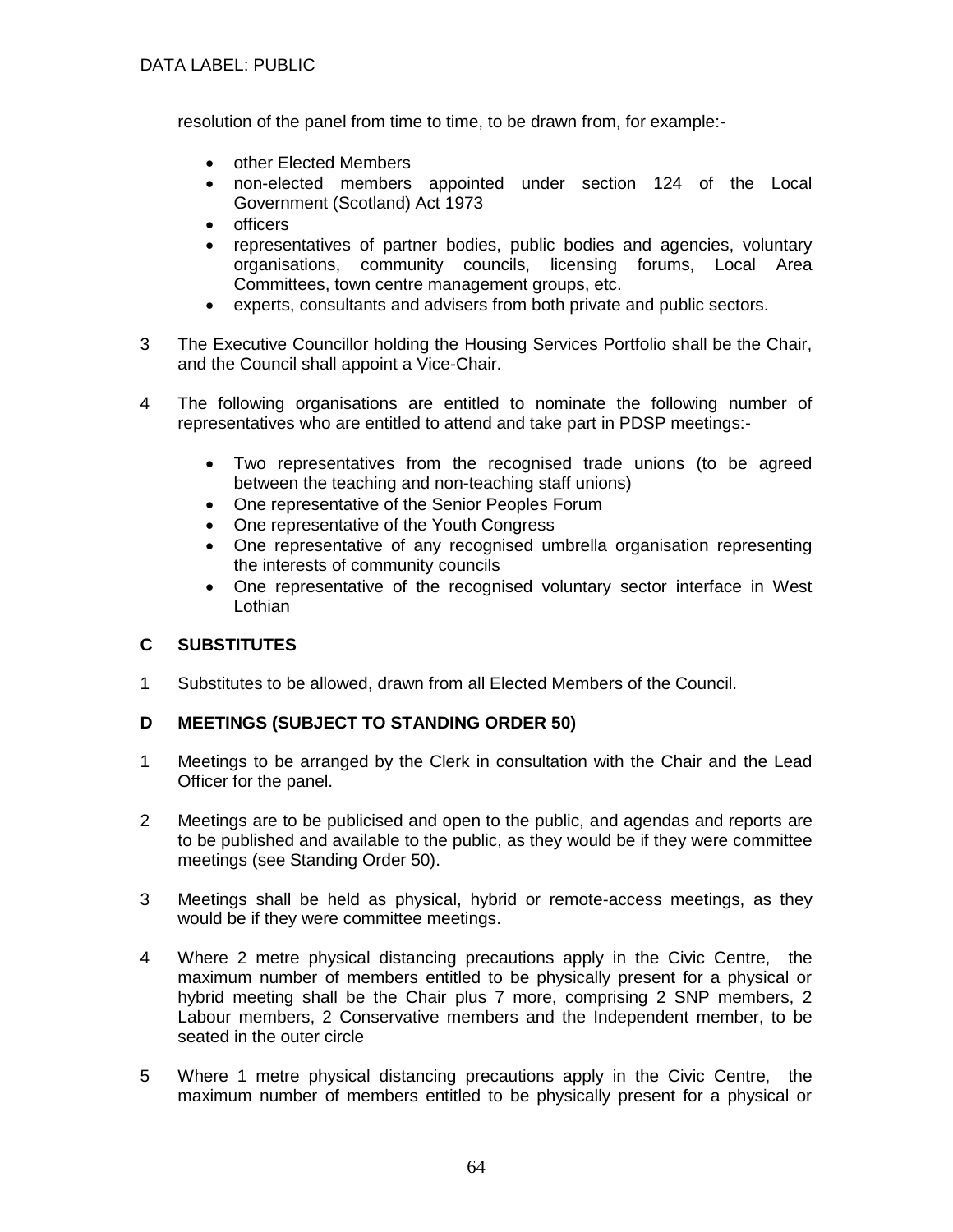resolution of the panel from time to time, to be drawn from, for example:-

- other Elected Members
- non-elected members appointed under section 124 of the Local Government (Scotland) Act 1973
- officers
- representatives of partner bodies, public bodies and agencies, voluntary organisations, community councils, licensing forums, Local Area Committees, town centre management groups, etc.
- experts, consultants and advisers from both private and public sectors.

3 The Executive Councillor holding the Housing Services Portfolio shall be the Chair, and the Council shall appoint a Vice-Chair.

4 The following organisations are entitled to nominate the following number of representatives who are entitled to attend and take part in PDSP meetings:-

- Two representatives from the recognised trade unions (to be agreed between the teaching and non-teaching staff unions)
- One representative of the Senior Peoples Forum
- One representative of the Youth Congress
- One representative of any recognised umbrella organisation representing the interests of community councils
- One representative of the recognised voluntary sector interface in West Lothian

## C SUBSTITUTES

1 Substitutes to be allowed, drawn from all Elected Members of the Council.

## D MEETINGS (SUBJECT TO STANDING ORDER 50)

1 Meetings to be arranged by the Clerk in consultation with the Chair and the Lead Officer for the panel.

2 Meetings are to be publicised and open to the public, and agendas and reports are to be published and available to the public, as they would be if they were committee meetings (see Standing Order 50).

3 Meetings shall be held as physical, hybrid or remote-access meetings, as they would be if they were committee meetings.

4 Where 2 metre physical distancing precautions apply in the Civic Centre, the maximum number of members entitled to be physically present for a physical or hybrid meeting shall be the Chair plus 7 more, comprising 2 SNP members, 2 Labour members, 2 Conservative members and the Independent member, to be seated in the outer circle

5 Where 1 metre physical distancing precautions apply in the Civic Centre, the maximum number of members entitled to be physically present for a physical or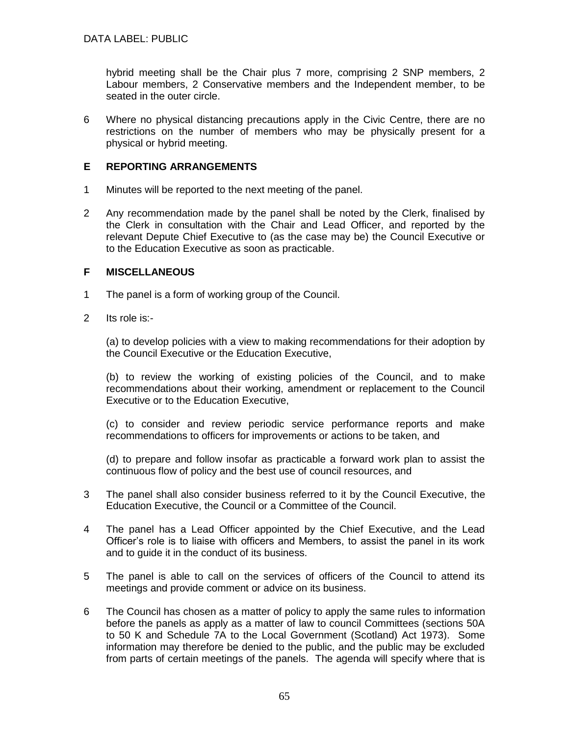hybrid meeting shall be the Chair plus 7 more, comprising 2 SNP members, 2 Labour members, 2 Conservative members and the Independent member, to be seated in the outer circle.

6 Where no physical distancing precautions apply in the Civic Centre, there are no restrictions on the number of members who may be physically present for a physical or hybrid meeting.

## E REPORTING ARRANGEMENTS

1 Minutes will be reported to the next meeting of the panel.

2 Any recommendation made by the panel shall be noted by the Clerk, finalised by the Clerk in consultation with the Chair and Lead Officer, and reported by the relevant Depute Chief Executive to (as the case may be) the Council Executive or to the Education Executive as soon as practicable.

## F MISCELLANEOUS

1 The panel is a form of working group of the Council.

2 Its role is:-

(a) to develop policies with a view to making recommendations for their adoption by the Council Executive or the Education Executive,

(b) to review the working of existing policies of the Council, and to make recommendations about their working, amendment or replacement to the Council Executive or to the Education Executive,

(c) to consider and review periodic service performance reports and make recommendations to officers for improvements or actions to be taken, and

(d) to prepare and follow insofar as practicable a forward work plan to assist the continuous flow of policy and the best use of council resources, and

3 The panel shall also consider business referred to it by the Council Executive, the Education Executive, the Council or a Committee of the Council.

4 The panel has a Lead Officer appointed by the Chief Executive, and the Lead Officer's role is to liaise with officers and Members, to assist the panel in its work and to guide it in the conduct of its business.

5 The panel is able to call on the services of officers of the Council to attend its meetings and provide comment or advice on its business.

6 The Council has chosen as a matter of policy to apply the same rules to information before the panels as apply as a matter of law to council Committees (sections 50A to 50 K and Schedule 7A to the Local Government (Scotland) Act 1973). Some information may therefore be denied to the public, and the public may be excluded from parts of certain meetings of the panels. The agenda will specify where that is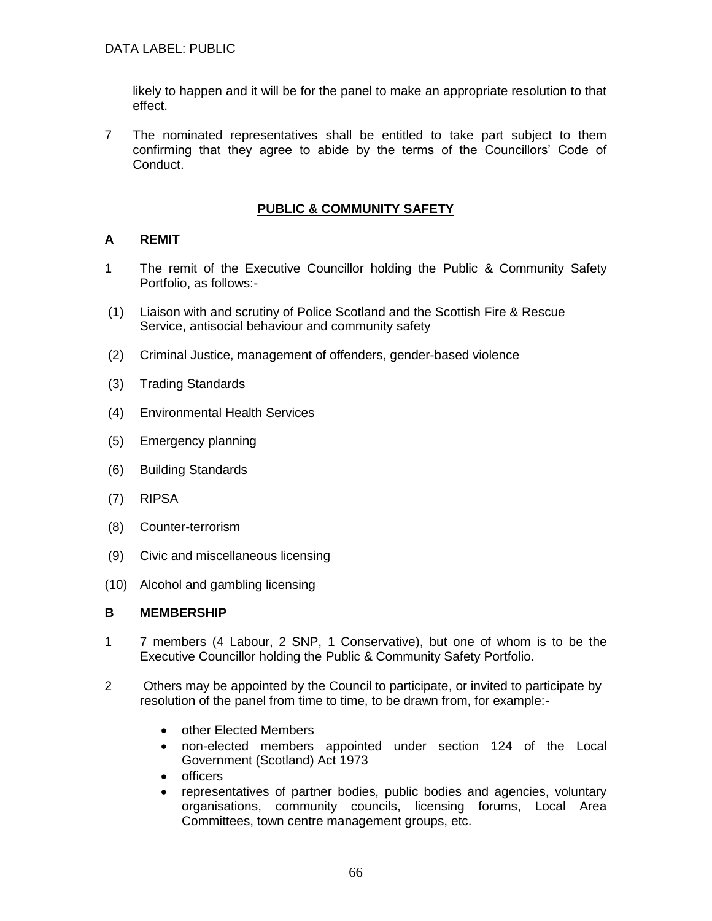likely to happen and it will be for the panel to make an appropriate resolution to that effect.

7 The nominated representatives shall be entitled to take part subject to them confirming that they agree to abide by the terms of the Councillors' Code of Conduct.

## PUBLIC & COMMUNITY SAFETY

### A REMIT

1 The remit of the Executive Councillor holding the Public & Community Safety Portfolio, as follows:-

(1) Liaison with and scrutiny of Police Scotland and the Scottish Fire & Rescue Service, antisocial behaviour and community safety

(2) Criminal Justice, management of offenders, gender-based violence

(3) Trading Standards

(4) Environmental Health Services

(5) Emergency planning

(6) Building Standards

(7) RIPSA

(8) Counter-terrorism

(9) Civic and miscellaneous licensing

(10) Alcohol and gambling licensing

### B MEMBERSHIP

1 7 members (4 Labour, 2 SNP, 1 Conservative), but one of whom is to be the Executive Councillor holding the Public & Community Safety Portfolio.

2 Others may be appointed by the Council to participate, or invited to participate by resolution of the panel from time to time, to be drawn from, for example:-

- other Elected Members
- non-elected members appointed under section 124 of the Local Government (Scotland) Act 1973
- officers
- representatives of partner bodies, public bodies and agencies, voluntary organisations, community councils, licensing forums, Local Area Committees, town centre management groups, etc.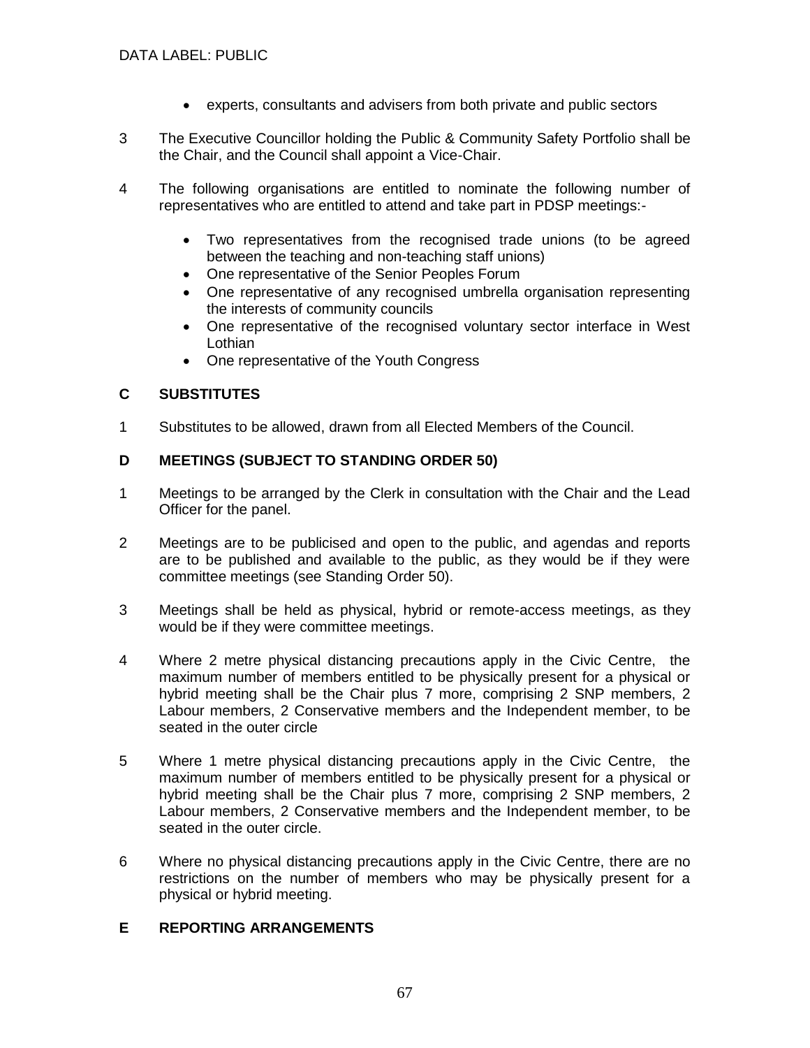- experts, consultants and advisers from both private and public sectors

3 The Executive Councillor holding the Public & Community Safety Portfolio shall be the Chair, and the Council shall appoint a Vice-Chair.

4 The following organisations are entitled to nominate the following number of representatives who are entitled to attend and take part in PDSP meetings:-

- Two representatives from the recognised trade unions (to be agreed between the teaching and non-teaching staff unions)
- One representative of the Senior Peoples Forum
- One representative of any recognised umbrella organisation representing the interests of community councils
- One representative of the recognised voluntary sector interface in West Lothian
- One representative of the Youth Congress

## C SUBSTITUTES

1 Substitutes to be allowed, drawn from all Elected Members of the Council.

## D MEETINGS (SUBJECT TO STANDING ORDER 50)

1 Meetings to be arranged by the Clerk in consultation with the Chair and the Lead Officer for the panel.

2 Meetings are to be publicised and open to the public, and agendas and reports are to be published and available to the public, as they would be if they were committee meetings (see Standing Order 50).

3 Meetings shall be held as physical, hybrid or remote-access meetings, as they would be if they were committee meetings.

4 Where 2 metre physical distancing precautions apply in the Civic Centre, the maximum number of members entitled to be physically present for a physical or hybrid meeting shall be the Chair plus 7 more, comprising 2 SNP members, 2 Labour members, 2 Conservative members and the Independent member, to be seated in the outer circle

5 Where 1 metre physical distancing precautions apply in the Civic Centre, the maximum number of members entitled to be physically present for a physical or hybrid meeting shall be the Chair plus 7 more, comprising 2 SNP members, 2 Labour members, 2 Conservative members and the Independent member, to be seated in the outer circle.

6 Where no physical distancing precautions apply in the Civic Centre, there are no restrictions on the number of members who may be physically present for a physical or hybrid meeting.

## E REPORTING ARRANGEMENTS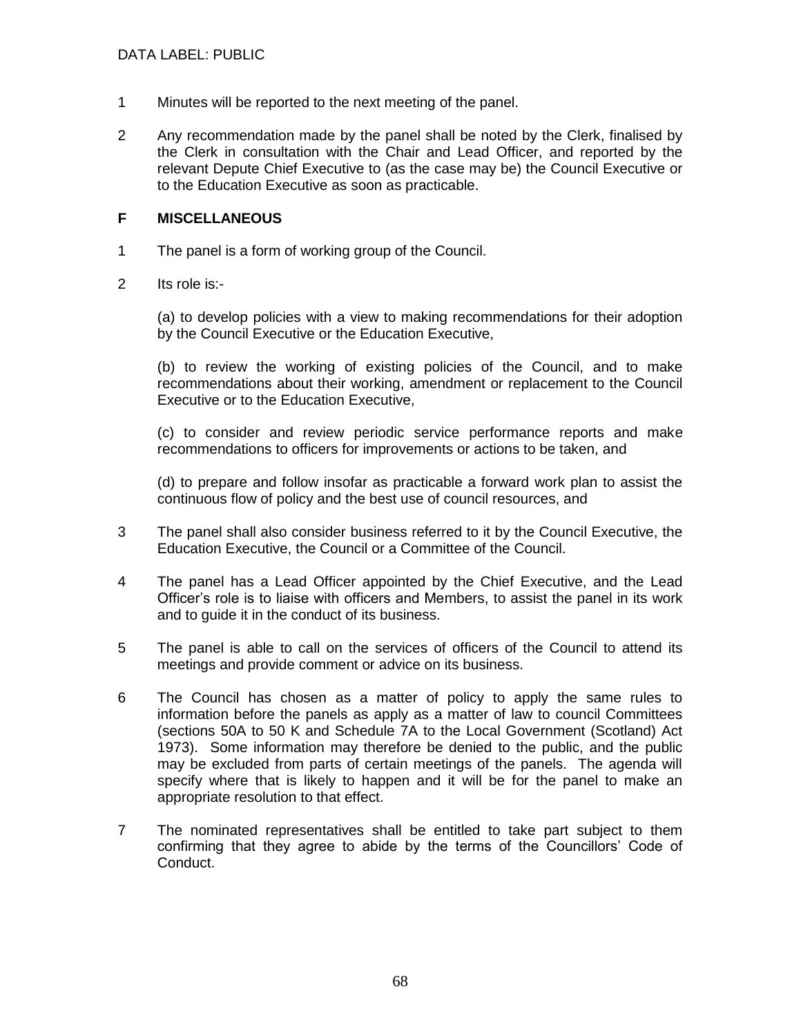1 Minutes will be reported to the next meeting of the panel.

2 Any recommendation made by the panel shall be noted by the Clerk, finalised by the Clerk in consultation with the Chair and Lead Officer, and reported by the relevant Depute Chief Executive to (as the case may be) the Council Executive or to the Education Executive as soon as practicable.

## F MISCELLANEOUS

1 The panel is a form of working group of the Council.

2 Its role is:-

(a) to develop policies with a view to making recommendations for their adoption by the Council Executive or the Education Executive,

(b) to review the working of existing policies of the Council, and to make recommendations about their working, amendment or replacement to the Council Executive or to the Education Executive,

(c) to consider and review periodic service performance reports and make recommendations to officers for improvements or actions to be taken, and

(d) to prepare and follow insofar as practicable a forward work plan to assist the continuous flow of policy and the best use of council resources, and

3 The panel shall also consider business referred to it by the Council Executive, the Education Executive, the Council or a Committee of the Council.

4 The panel has a Lead Officer appointed by the Chief Executive, and the Lead Officer's role is to liaise with officers and Members, to assist the panel in its work and to guide it in the conduct of its business.

5 The panel is able to call on the services of officers of the Council to attend its meetings and provide comment or advice on its business.

6 The Council has chosen as a matter of policy to apply the same rules to information before the panels as apply as a matter of law to council Committees (sections 50A to 50 K and Schedule 7A to the Local Government (Scotland) Act 1973). Some information may therefore be denied to the public, and the public may be excluded from parts of certain meetings of the panels. The agenda will specify where that is likely to happen and it will be for the panel to make an appropriate resolution to that effect.

7 The nominated representatives shall be entitled to take part subject to them confirming that they agree to abide by the terms of the Councillors' Code of Conduct.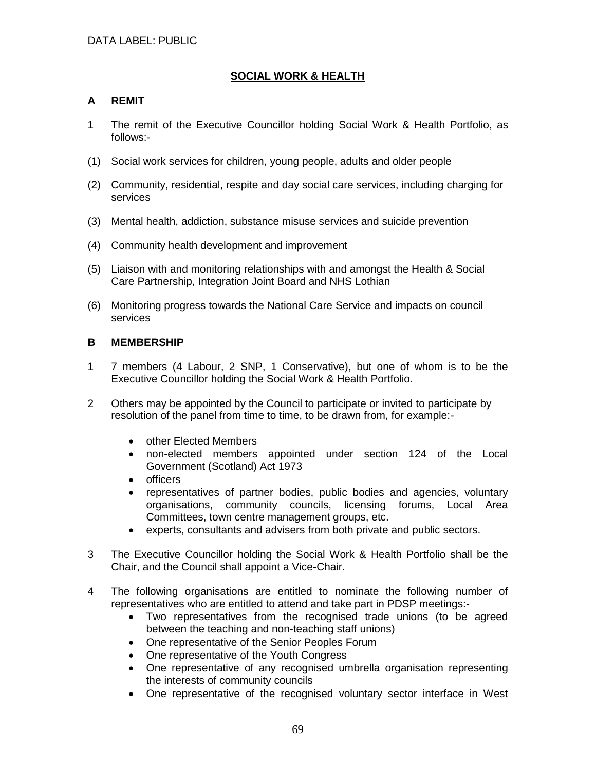DATA LABEL: PUBLIC

## SOCIAL WORK & HEALTH

### A REMIT

1 The remit of the Executive Councillor holding Social Work & Health Portfolio, as follows:-

(1) Social work services for children, young people, adults and older people

(2) Community, residential, respite and day social care services, including charging for services

(3) Mental health, addiction, substance misuse services and suicide prevention

(4) Community health development and improvement

(5) Liaison with and monitoring relationships with and amongst the Health & Social Care Partnership, Integration Joint Board and NHS Lothian

(6) Monitoring progress towards the National Care Service and impacts on council services

### B MEMBERSHIP

1 7 members (4 Labour, 2 SNP, 1 Conservative), but one of whom is to be the Executive Councillor holding the Social Work & Health Portfolio.

2 Others may be appointed by the Council to participate or invited to participate by resolution of the panel from time to time, to be drawn from, for example:-

- other Elected Members
- non-elected members appointed under section 124 of the Local Government (Scotland) Act 1973
- officers
- representatives of partner bodies, public bodies and agencies, voluntary organisations, community councils, licensing forums, Local Area Committees, town centre management groups, etc.
- experts, consultants and advisers from both private and public sectors.

3 The Executive Councillor holding the Social Work & Health Portfolio shall be the Chair, and the Council shall appoint a Vice-Chair.

4 The following organisations are entitled to nominate the following number of representatives who are entitled to attend and take part in PDSP meetings:-

- Two representatives from the recognised trade unions (to be agreed between the teaching and non-teaching staff unions)
- One representative of the Senior Peoples Forum
- One representative of the Youth Congress
- One representative of any recognised umbrella organisation representing the interests of community councils
- One representative of the recognised voluntary sector interface in West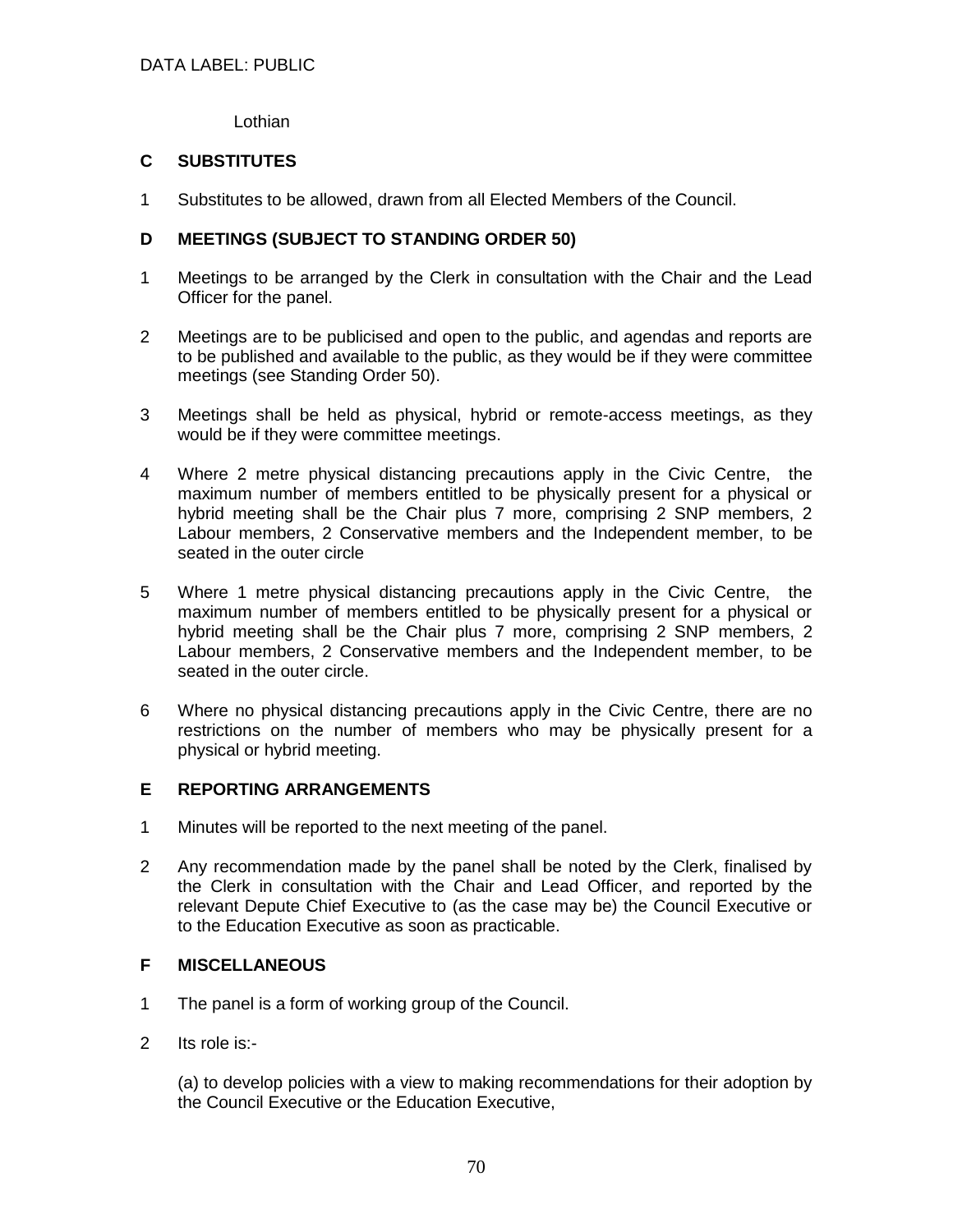Lothian

**C SUBSTITUTES**

1 Substitutes to be allowed, drawn from all Elected Members of the Council.

**D MEETINGS (SUBJECT TO STANDING ORDER 50)**

1 Meetings to be arranged by the Clerk in consultation with the Chair and the Lead Officer for the panel.

2 Meetings are to be publicised and open to the public, and agendas and reports are to be published and available to the public, as they would be if they were committee meetings (see Standing Order 50).

3 Meetings shall be held as physical, hybrid or remote-access meetings, as they would be if they were committee meetings.

4 Where 2 metre physical distancing precautions apply in the Civic Centre, the maximum number of members entitled to be physically present for a physical or hybrid meeting shall be the Chair plus 7 more, comprising 2 SNP members, 2 Labour members, 2 Conservative members and the Independent member, to be seated in the outer circle

5 Where 1 metre physical distancing precautions apply in the Civic Centre, the maximum number of members entitled to be physically present for a physical or hybrid meeting shall be the Chair plus 7 more, comprising 2 SNP members, 2 Labour members, 2 Conservative members and the Independent member, to be seated in the outer circle.

6 Where no physical distancing precautions apply in the Civic Centre, there are no restrictions on the number of members who may be physically present for a physical or hybrid meeting.

**E REPORTING ARRANGEMENTS**

1 Minutes will be reported to the next meeting of the panel.

2 Any recommendation made by the panel shall be noted by the Clerk, finalised by the Clerk in consultation with the Chair and Lead Officer, and reported by the relevant Depute Chief Executive to (as the case may be) the Council Executive or to the Education Executive as soon as practicable.

**F MISCELLANEOUS**

1 The panel is a form of working group of the Council.

2 Its role is:-

(a) to develop policies with a view to making recommendations for their adoption by the Council Executive or the Education Executive,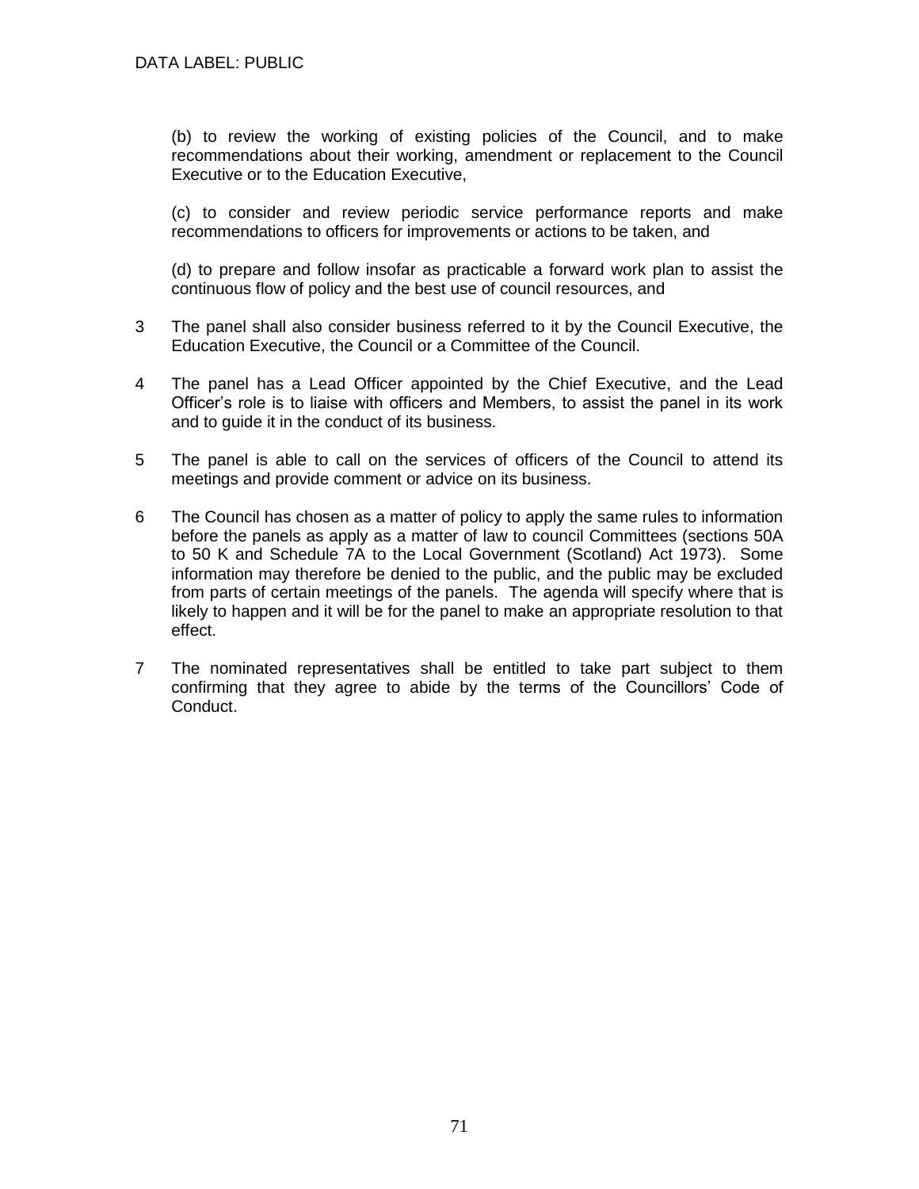(b) to review the working of existing policies of the Council, and to make recommendations about their working, amendment or replacement to the Council Executive or to the Education Executive,

(c) to consider and review periodic service performance reports and make recommendations to officers for improvements or actions to be taken, and

(d) to prepare and follow insofar as practicable a forward work plan to assist the continuous flow of policy and the best use of council resources, and

3 The panel shall also consider business referred to it by the Council Executive, the Education Executive, the Council or a Committee of the Council.

4 The panel has a Lead Officer appointed by the Chief Executive, and the Lead Officer's role is to liaise with officers and Members, to assist the panel in its work and to guide it in the conduct of its business.

5 The panel is able to call on the services of officers of the Council to attend its meetings and provide comment or advice on its business.

6 The Council has chosen as a matter of policy to apply the same rules to information before the panels as apply as a matter of law to council Committees (sections 50A to 50 K and Schedule 7A to the Local Government (Scotland) Act 1973). Some information may therefore be denied to the public, and the public may be excluded from parts of certain meetings of the panels. The agenda will specify where that is likely to happen and it will be for the panel to make an appropriate resolution to that effect.

7 The nominated representatives shall be entitled to take part subject to them confirming that they agree to abide by the terms of the Councillors' Code of Conduct.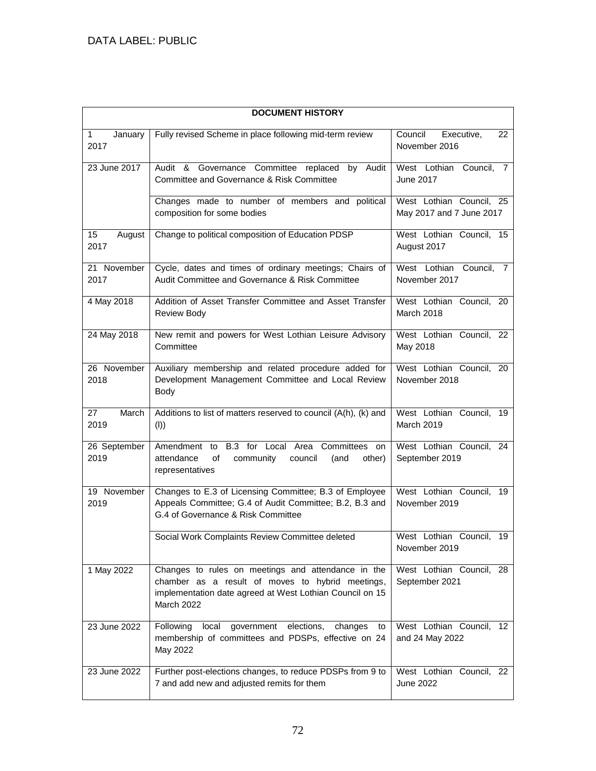DATA LABEL: PUBLIC

| DOCUMENT HISTORY | | |
|---|---|---|
| 1 January 2017 | Fully revised Scheme in place following mid-term review | Council Executive, 22 November 2016 |
| 23 June 2017 | Audit & Governance Committee replaced by Audit Committee and Governance & Risk Committee | West Lothian Council, 7 June 2017 |
| | Changes made to number of members and political composition for some bodies | West Lothian Council, 25 May 2017 and 7 June 2017 |
| 15 August 2017 | Change to political composition of Education PDSP | West Lothian Council, 15 August 2017 |
| 21 November 2017 | Cycle, dates and times of ordinary meetings; Chairs of Audit Committee and Governance & Risk Committee | West Lothian Council, 7 November 2017 |
| 4 May 2018 | Addition of Asset Transfer Committee and Asset Transfer Review Body | West Lothian Council, 20 March 2018 |
| 24 May 2018 | New remit and powers for West Lothian Leisure Advisory Committee | West Lothian Council, 22 May 2018 |
| 26 November 2018 | Auxiliary membership and related procedure added for Development Management Committee and Local Review Body | West Lothian Council, 20 November 2018 |
| 27 March 2019 | Additions to list of matters reserved to council (A(h), (k) and (l)) | West Lothian Council, 19 March 2019 |
| 26 September 2019 | Amendment to B.3 for Local Area Committees on attendance of community council (and other) representatives | West Lothian Council, 24 September 2019 |
| 19 November 2019 | Changes to E.3 of Licensing Committee; B.3 of Employee Appeals Committee; G.4 of Audit Committee; B.2, B.3 and G.4 of Governance & Risk Committee | West Lothian Council, 19 November 2019 |
| | Social Work Complaints Review Committee deleted | West Lothian Council, 19 November 2019 |
| 1 May 2022 | Changes to rules on meetings and attendance in the chamber as a result of moves to hybrid meetings, implementation date agreed at West Lothian Council on 15 March 2022 | West Lothian Council, 28 September 2021 |
| 23 June 2022 | Following local government elections, changes to membership of committees and PDSPs, effective on 24 May 2022 | West Lothian Council, 12 and 24 May 2022 |
| 23 June 2022 | Further post-elections changes, to reduce PDSPs from 9 to 7 and add new and adjusted remits for them | West Lothian Council, 22 June 2022 |